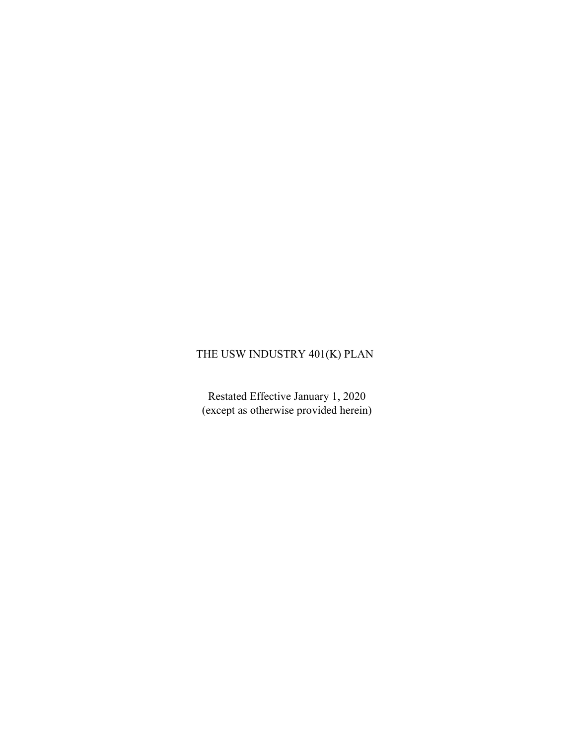# THE USW INDUSTRY 401(K) PLAN

Restated Effective January 1, 2020
(except as otherwise provided herein)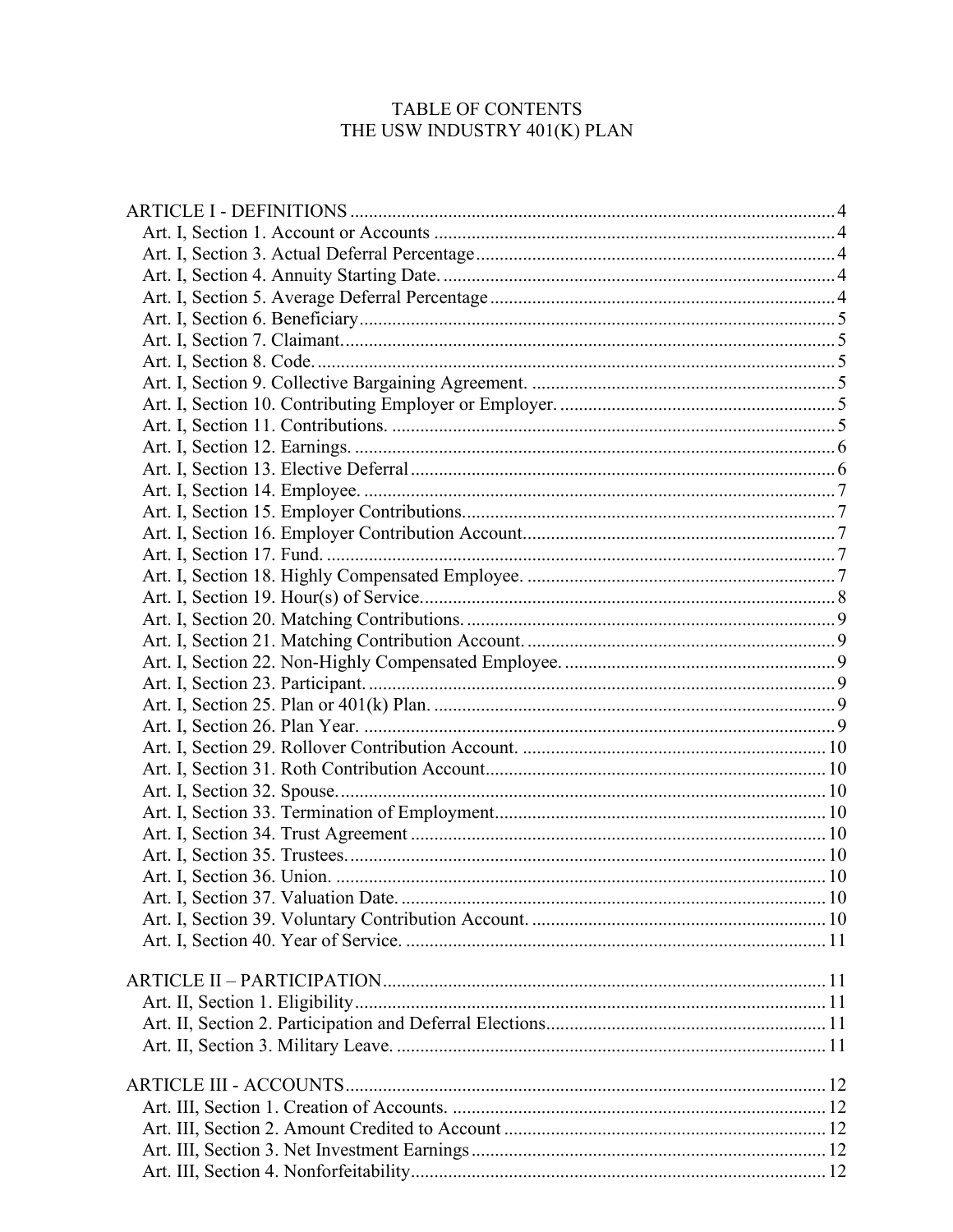# TABLE OF CONTENTS
# THE USW INDUSTRY 401(K) PLAN

ARTICLE I - DEFINITIONS ........................................................ 4
- Art. I, Section 1. Account or Accounts ........................................ 4
- Art. I, Section 3. Actual Deferral Percentage ................................ 4
- Art. I, Section 4. Annuity Starting Date. ...................................... 4
- Art. I, Section 5. Average Deferral Percentage ............................... 4
- Art. I, Section 6. Beneficiary ..................................................... 5
- Art. I, Section 7. Claimant. ......................................................... 5
- Art. I, Section 8. Code. ............................................................... 5
- Art. I, Section 9. Collective Bargaining Agreement. ........................ 5
- Art. I, Section 10. Contributing Employer or Employer. ................... 5
- Art. I, Section 11. Contributions. ................................................ 5
- Art. I, Section 12. Earnings. ....................................................... 6
- Art. I, Section 13. Elective Deferral .............................................. 6
- Art. I, Section 14. Employee. ...................................................... 7
- Art. I, Section 15. Employer Contributions. .................................... 7
- Art. I, Section 16. Employer Contribution Account. .......................... 7
- Art. I, Section 17. Fund. ............................................................. 7
- Art. I, Section 18. Highly Compensated Employee. .......................... 7
- Art. I, Section 19. Hour(s) of Service. ........................................... 8
- Art. I, Section 20. Matching Contributions. .................................... 9
- Art. I, Section 21. Matching Contribution Account. .......................... 9
- Art. I, Section 22. Non-Highly Compensated Employee. .................... 9
- Art. I, Section 23. Participant. ..................................................... 9
- Art. I, Section 25. Plan or 401(k) Plan. ......................................... 9
- Art. I, Section 26. Plan Year. ....................................................... 9
- Art. I, Section 29. Rollover Contribution Account. .......................... 10
- Art. I, Section 31. Roth Contribution Account ................................ 10
- Art. I, Section 32. Spouse. .......................................................... 10
- Art. I, Section 33. Termination of Employment ............................... 10
- Art. I, Section 34. Trust Agreement .............................................. 10
- Art. I, Section 35. Trustees. ........................................................ 10
- Art. I, Section 36. Union. ............................................................ 10
- Art. I, Section 37. Valuation Date. ............................................... 10
- Art. I, Section 39. Voluntary Contribution Account. ......................... 10
- Art. I, Section 40. Year of Service. ............................................... 11

ARTICLE II – PARTICIPATION ................................................... 11
- Art. II, Section 1. Eligibility ........................................................ 11
- Art. II, Section 2. Participation and Deferral Elections ..................... 11
- Art. II, Section 3. Military Leave. ................................................. 11

ARTICLE III - ACCOUNTS ......................................................... 12
- Art. III, Section 1. Creation of Accounts. ....................................... 12
- Art. III, Section 2. Amount Credited to Account ............................. 12
- Art. III, Section 3. Net Investment Earnings ................................... 12
- Art. III, Section 4. Nonforfeitability ............................................. 12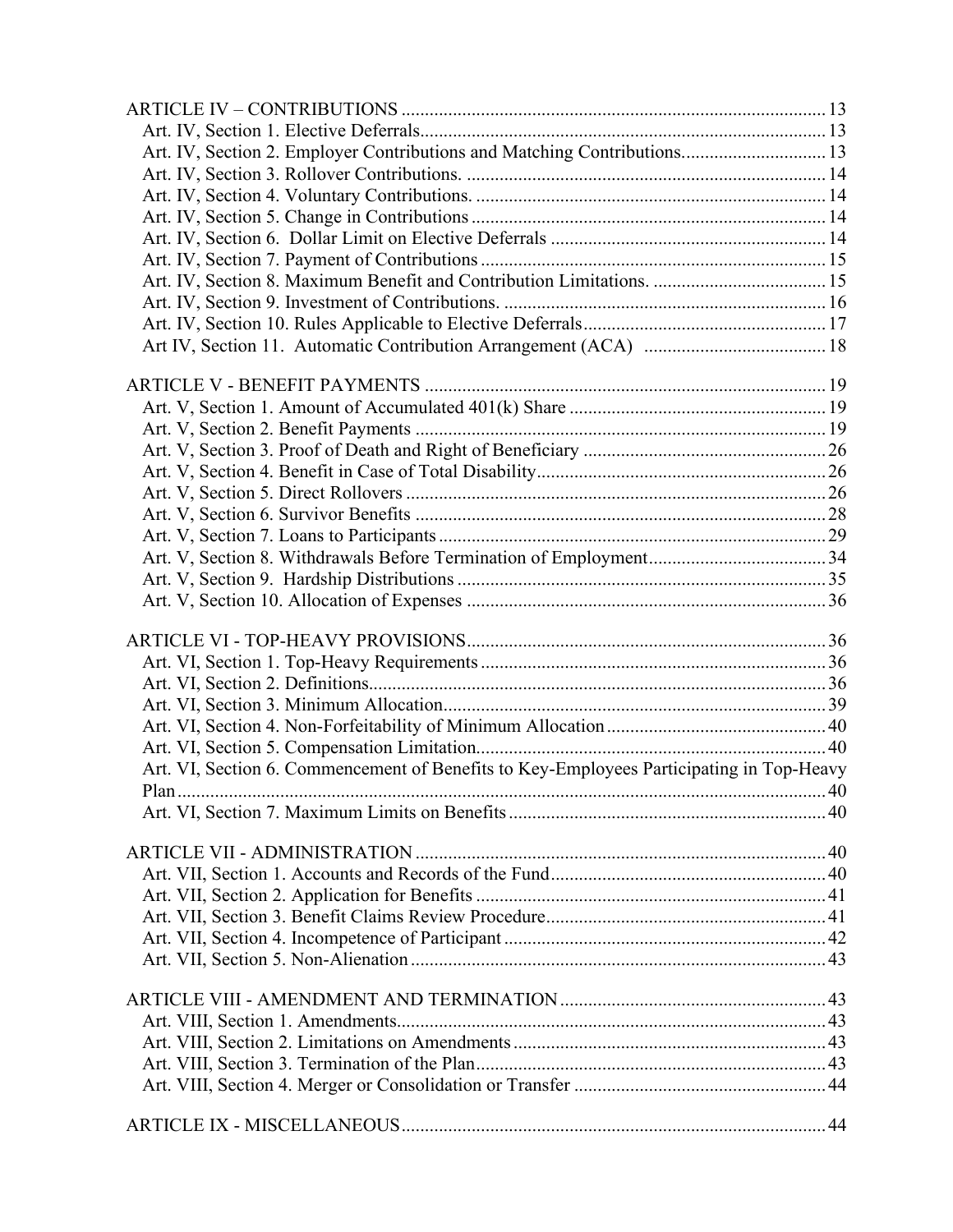ARTICLE IV – CONTRIBUTIONS ........................................................................................ 13
- Art. IV, Section 1. Elective Deferrals ........................................................................................ 13
- Art. IV, Section 2. Employer Contributions and Matching Contributions ................................ 13
- Art. IV, Section 3. Rollover Contributions. ................................................................................ 14
- Art. IV, Section 4. Voluntary Contributions. .............................................................................. 14
- Art. IV, Section 5. Change in Contributions ............................................................................... 14
- Art. IV, Section 6. Dollar Limit on Elective Deferrals ............................................................... 14
- Art. IV, Section 7. Payment of Contributions ............................................................................. 15
- Art. IV, Section 8. Maximum Benefit and Contribution Limitations. ........................................ 15
- Art. IV, Section 9. Investment of Contributions. ........................................................................ 16
- Art. IV, Section 10. Rules Applicable to Elective Deferrals ....................................................... 17
- Art IV, Section 11. Automatic Contribution Arrangement (ACA) ........................................... 18

ARTICLE V - BENEFIT PAYMENTS ........................................................................................ 19
- Art. V, Section 1. Amount of Accumulated 401(k) Share .......................................................... 19
- Art. V, Section 2. Benefit Payments ........................................................................................... 19
- Art. V, Section 3. Proof of Death and Right of Beneficiary ....................................................... 26
- Art. V, Section 4. Benefit in Case of Total Disability ................................................................. 26
- Art. V, Section 5. Direct Rollovers ............................................................................................. 26
- Art. V, Section 6. Survivor Benefits ........................................................................................... 28
- Art. V, Section 7. Loans to Participants ...................................................................................... 29
- Art. V, Section 8. Withdrawals Before Termination of Employment ........................................ 34
- Art. V, Section 9. Hardship Distributions ................................................................................... 35
- Art. V, Section 10. Allocation of Expenses ................................................................................ 36

ARTICLE VI - TOP-HEAVY PROVISIONS ............................................................................... 36
- Art. VI, Section 1. Top-Heavy Requirements ............................................................................. 36
- Art. VI, Section 2. Definitions ..................................................................................................... 36
- Art. VI, Section 3. Minimum Allocation ..................................................................................... 39
- Art. VI, Section 4. Non-Forfeitability of Minimum Allocation .................................................. 40
- Art. VI, Section 5. Compensation Limitation .............................................................................. 40
- Art. VI, Section 6. Commencement of Benefits to Key-Employees Participating in Top-Heavy Plan ............................................................................................................................................ 40
- Art. VI, Section 7. Maximum Limits on Benefits ....................................................................... 40

ARTICLE VII - ADMINISTRATION .......................................................................................... 40
- Art. VII, Section 1. Accounts and Records of the Fund .............................................................. 40
- Art. VII, Section 2. Application for Benefits .............................................................................. 41
- Art. VII, Section 3. Benefit Claims Review Procedure ............................................................... 41
- Art. VII, Section 4. Incompetence of Participant ........................................................................ 42
- Art. VII, Section 5. Non-Alienation ............................................................................................ 43

ARTICLE VIII - AMENDMENT AND TERMINATION ............................................................ 43
- Art. VIII, Section 1. Amendments ............................................................................................... 43
- Art. VIII, Section 2. Limitations on Amendments ...................................................................... 43
- Art. VIII, Section 3. Termination of the Plan .............................................................................. 43
- Art. VIII, Section 4. Merger or Consolidation or Transfer ......................................................... 44

ARTICLE IX - MISCELLANEOUS ............................................................................................. 44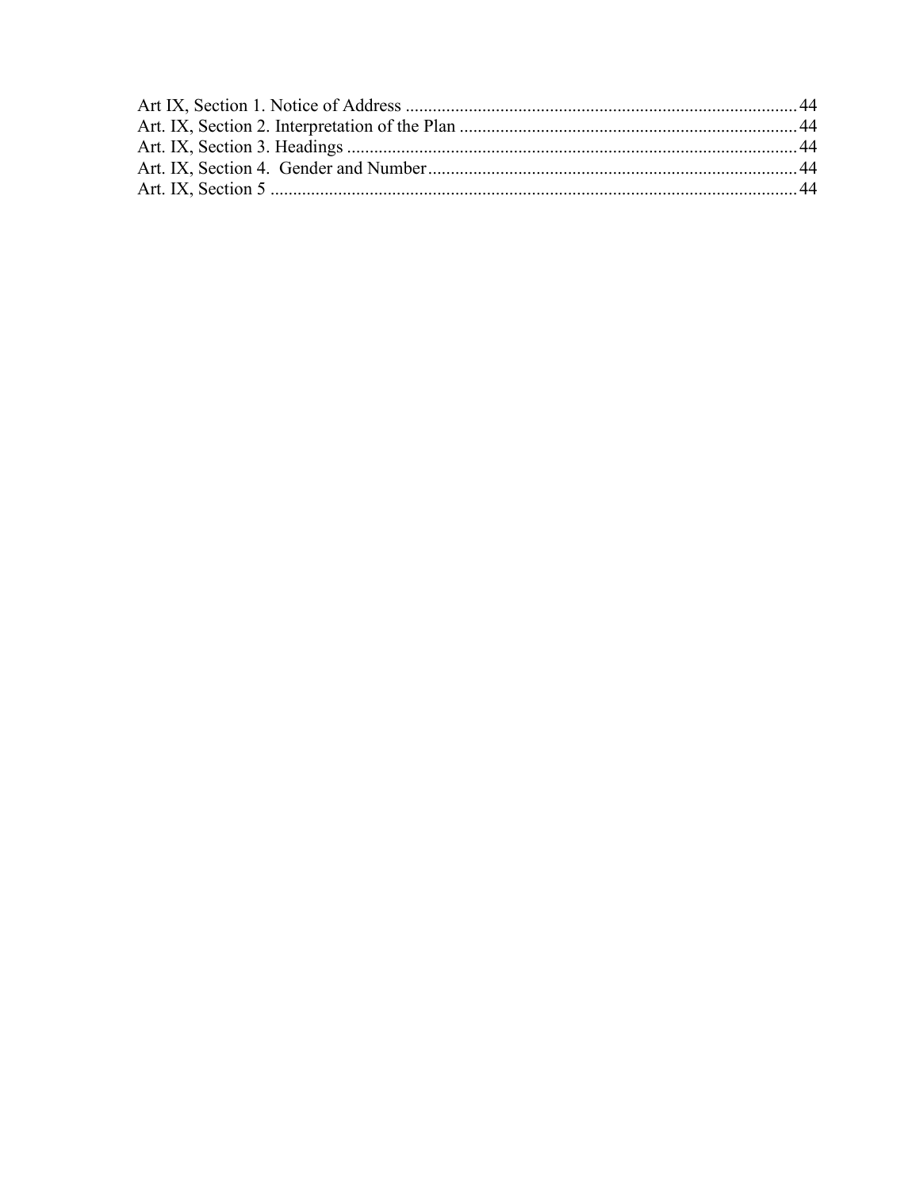Art IX, Section 1. Notice of Address ........................................................................................ 44
Art. IX, Section 2. Interpretation of the Plan ............................................................................ 44
Art. IX, Section 3. Headings ...................................................................................................... 44
Art. IX, Section 4. Gender and Number .................................................................................... 44
Art. IX, Section 5 ....................................................................................................................... 44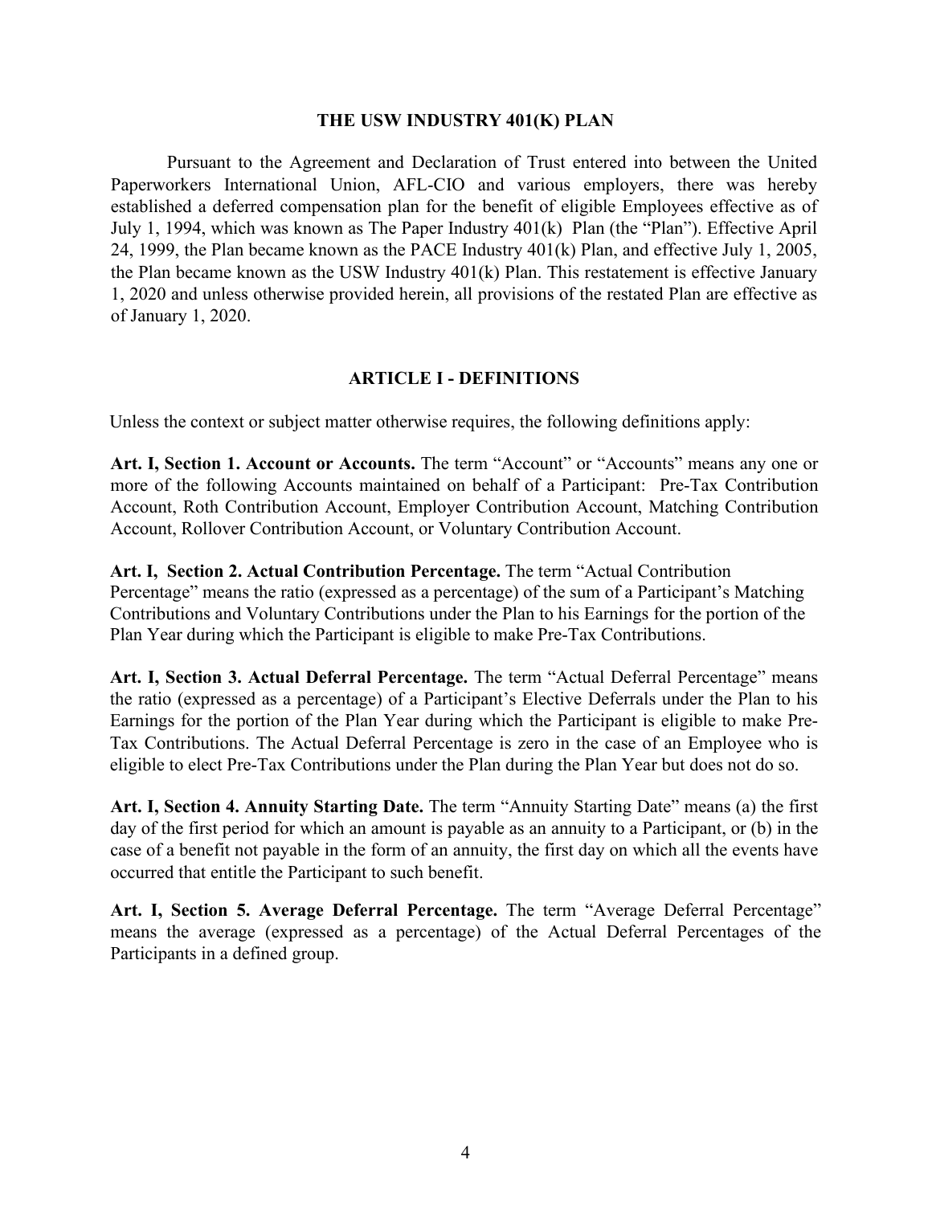# THE USW INDUSTRY 401(K) PLAN

Pursuant to the Agreement and Declaration of Trust entered into between the United Paperworkers International Union, AFL-CIO and various employers, there was hereby established a deferred compensation plan for the benefit of eligible Employees effective as of July 1, 1994, which was known as The Paper Industry 401(k) Plan (the "Plan"). Effective April 24, 1999, the Plan became known as the PACE Industry 401(k) Plan, and effective July 1, 2005, the Plan became known as the USW Industry 401(k) Plan. This restatement is effective January 1, 2020 and unless otherwise provided herein, all provisions of the restated Plan are effective as of January 1, 2020.

## ARTICLE I - DEFINITIONS

Unless the context or subject matter otherwise requires, the following definitions apply:

**Art. I, Section 1. Account or Accounts.** The term "Account" or "Accounts" means any one or more of the following Accounts maintained on behalf of a Participant: Pre-Tax Contribution Account, Roth Contribution Account, Employer Contribution Account, Matching Contribution Account, Rollover Contribution Account, or Voluntary Contribution Account.

**Art. I, Section 2. Actual Contribution Percentage.** The term "Actual Contribution Percentage" means the ratio (expressed as a percentage) of the sum of a Participant's Matching Contributions and Voluntary Contributions under the Plan to his Earnings for the portion of the Plan Year during which the Participant is eligible to make Pre-Tax Contributions.

**Art. I, Section 3. Actual Deferral Percentage.** The term "Actual Deferral Percentage" means the ratio (expressed as a percentage) of a Participant's Elective Deferrals under the Plan to his Earnings for the portion of the Plan Year during which the Participant is eligible to make Pre-Tax Contributions. The Actual Deferral Percentage is zero in the case of an Employee who is eligible to elect Pre-Tax Contributions under the Plan during the Plan Year but does not do so.

**Art. I, Section 4. Annuity Starting Date.** The term "Annuity Starting Date" means (a) the first day of the first period for which an amount is payable as an annuity to a Participant, or (b) in the case of a benefit not payable in the form of an annuity, the first day on which all the events have occurred that entitle the Participant to such benefit.

**Art. I, Section 5. Average Deferral Percentage.** The term "Average Deferral Percentage" means the average (expressed as a percentage) of the Actual Deferral Percentages of the Participants in a defined group.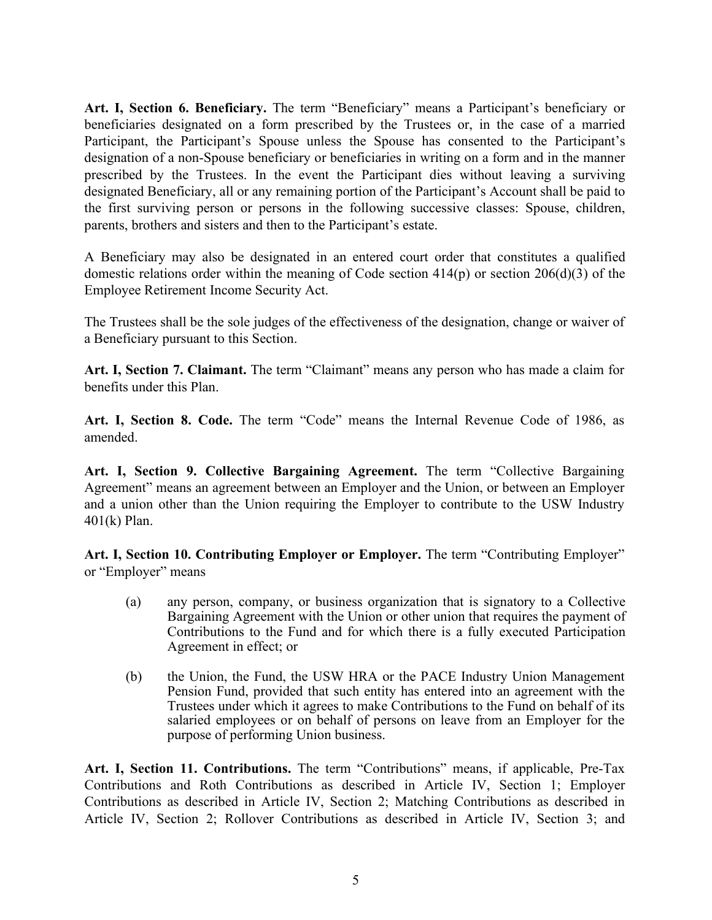**Art. I, Section 6. Beneficiary.** The term "Beneficiary" means a Participant's beneficiary or beneficiaries designated on a form prescribed by the Trustees or, in the case of a married Participant, the Participant's Spouse unless the Spouse has consented to the Participant's designation of a non-Spouse beneficiary or beneficiaries in writing on a form and in the manner prescribed by the Trustees. In the event the Participant dies without leaving a surviving designated Beneficiary, all or any remaining portion of the Participant's Account shall be paid to the first surviving person or persons in the following successive classes: Spouse, children, parents, brothers and sisters and then to the Participant's estate.

A Beneficiary may also be designated in an entered court order that constitutes a qualified domestic relations order within the meaning of Code section 414(p) or section 206(d)(3) of the Employee Retirement Income Security Act.

The Trustees shall be the sole judges of the effectiveness of the designation, change or waiver of a Beneficiary pursuant to this Section.

**Art. I, Section 7. Claimant.** The term "Claimant" means any person who has made a claim for benefits under this Plan.

**Art. I, Section 8. Code.** The term "Code" means the Internal Revenue Code of 1986, as amended.

**Art. I, Section 9. Collective Bargaining Agreement.** The term "Collective Bargaining Agreement" means an agreement between an Employer and the Union, or between an Employer and a union other than the Union requiring the Employer to contribute to the USW Industry 401(k) Plan.

**Art. I, Section 10. Contributing Employer or Employer.** The term "Contributing Employer" or "Employer" means

(a) any person, company, or business organization that is signatory to a Collective Bargaining Agreement with the Union or other union that requires the payment of Contributions to the Fund and for which there is a fully executed Participation Agreement in effect; or

(b) the Union, the Fund, the USW HRA or the PACE Industry Union Management Pension Fund, provided that such entity has entered into an agreement with the Trustees under which it agrees to make Contributions to the Fund on behalf of its salaried employees or on behalf of persons on leave from an Employer for the purpose of performing Union business.

**Art. I, Section 11. Contributions.** The term "Contributions" means, if applicable, Pre-Tax Contributions and Roth Contributions as described in Article IV, Section 1; Employer Contributions as described in Article IV, Section 2; Matching Contributions as described in Article IV, Section 2; Rollover Contributions as described in Article IV, Section 3; and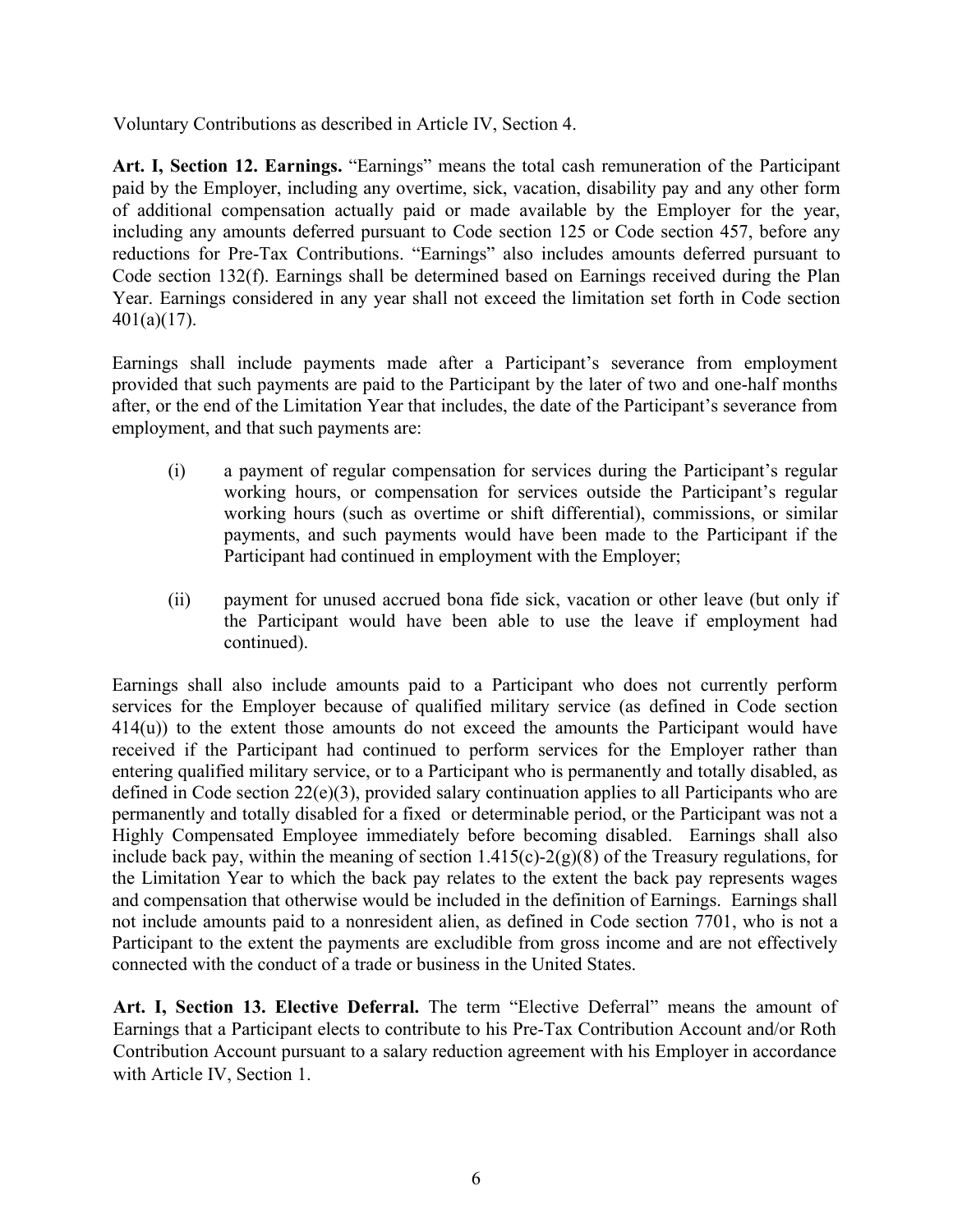Voluntary Contributions as described in Article IV, Section 4.

**Art. I, Section 12. Earnings.** "Earnings" means the total cash remuneration of the Participant paid by the Employer, including any overtime, sick, vacation, disability pay and any other form of additional compensation actually paid or made available by the Employer for the year, including any amounts deferred pursuant to Code section 125 or Code section 457, before any reductions for Pre-Tax Contributions. "Earnings" also includes amounts deferred pursuant to Code section 132(f). Earnings shall be determined based on Earnings received during the Plan Year. Earnings considered in any year shall not exceed the limitation set forth in Code section 401(a)(17).

Earnings shall include payments made after a Participant's severance from employment provided that such payments are paid to the Participant by the later of two and one-half months after, or the end of the Limitation Year that includes, the date of the Participant's severance from employment, and that such payments are:

(i) a payment of regular compensation for services during the Participant's regular working hours, or compensation for services outside the Participant's regular working hours (such as overtime or shift differential), commissions, or similar payments, and such payments would have been made to the Participant if the Participant had continued in employment with the Employer;

(ii) payment for unused accrued bona fide sick, vacation or other leave (but only if the Participant would have been able to use the leave if employment had continued).

Earnings shall also include amounts paid to a Participant who does not currently perform services for the Employer because of qualified military service (as defined in Code section 414(u)) to the extent those amounts do not exceed the amounts the Participant would have received if the Participant had continued to perform services for the Employer rather than entering qualified military service, or to a Participant who is permanently and totally disabled, as defined in Code section 22(e)(3), provided salary continuation applies to all Participants who are permanently and totally disabled for a fixed or determinable period, or the Participant was not a Highly Compensated Employee immediately before becoming disabled. Earnings shall also include back pay, within the meaning of section 1.415(c)-2(g)(8) of the Treasury regulations, for the Limitation Year to which the back pay relates to the extent the back pay represents wages and compensation that otherwise would be included in the definition of Earnings. Earnings shall not include amounts paid to a nonresident alien, as defined in Code section 7701, who is not a Participant to the extent the payments are excludible from gross income and are not effectively connected with the conduct of a trade or business in the United States.

**Art. I, Section 13. Elective Deferral.** The term "Elective Deferral" means the amount of Earnings that a Participant elects to contribute to his Pre-Tax Contribution Account and/or Roth Contribution Account pursuant to a salary reduction agreement with his Employer in accordance with Article IV, Section 1.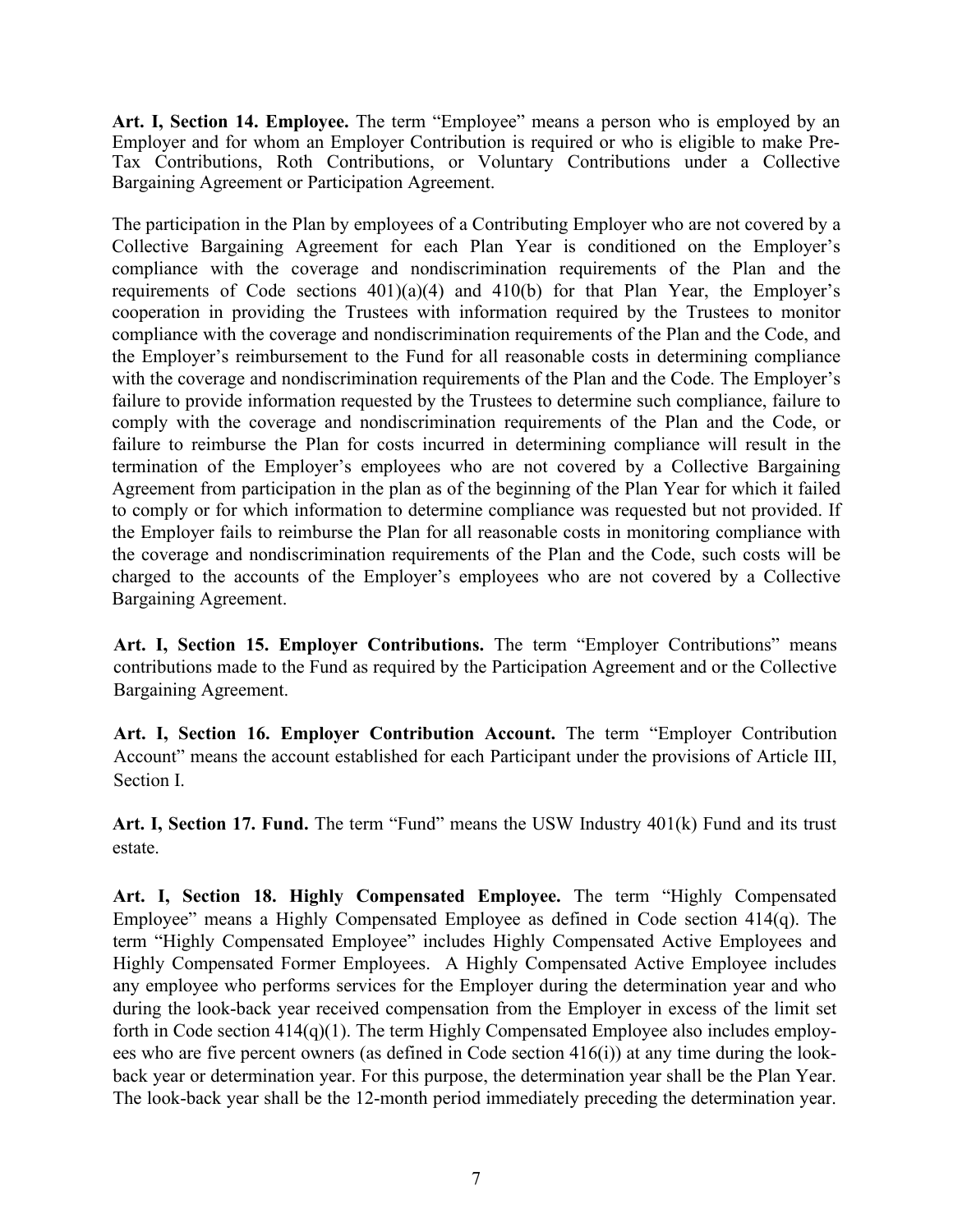**Art. I, Section 14. Employee.** The term "Employee" means a person who is employed by an Employer and for whom an Employer Contribution is required or who is eligible to make Pre-Tax Contributions, Roth Contributions, or Voluntary Contributions under a Collective Bargaining Agreement or Participation Agreement.

The participation in the Plan by employees of a Contributing Employer who are not covered by a Collective Bargaining Agreement for each Plan Year is conditioned on the Employer's compliance with the coverage and nondiscrimination requirements of the Plan and the requirements of Code sections 401(a)(4) and 410(b) for that Plan Year, the Employer's cooperation in providing the Trustees with information required by the Trustees to monitor compliance with the coverage and nondiscrimination requirements of the Plan and the Code, and the Employer's reimbursement to the Fund for all reasonable costs in determining compliance with the coverage and nondiscrimination requirements of the Plan and the Code. The Employer's failure to provide information requested by the Trustees to determine such compliance, failure to comply with the coverage and nondiscrimination requirements of the Plan and the Code, or failure to reimburse the Plan for costs incurred in determining compliance will result in the termination of the Employer's employees who are not covered by a Collective Bargaining Agreement from participation in the plan as of the beginning of the Plan Year for which it failed to comply or for which information to determine compliance was requested but not provided. If the Employer fails to reimburse the Plan for all reasonable costs in monitoring compliance with the coverage and nondiscrimination requirements of the Plan and the Code, such costs will be charged to the accounts of the Employer's employees who are not covered by a Collective Bargaining Agreement.

**Art. I, Section 15. Employer Contributions.** The term "Employer Contributions" means contributions made to the Fund as required by the Participation Agreement and or the Collective Bargaining Agreement.

**Art. I, Section 16. Employer Contribution Account.** The term "Employer Contribution Account" means the account established for each Participant under the provisions of Article III, Section I.

**Art. I, Section 17. Fund.** The term "Fund" means the USW Industry 401(k) Fund and its trust estate.

**Art. I, Section 18. Highly Compensated Employee.** The term "Highly Compensated Employee" means a Highly Compensated Employee as defined in Code section 414(q). The term "Highly Compensated Employee" includes Highly Compensated Active Employees and Highly Compensated Former Employees. A Highly Compensated Active Employee includes any employee who performs services for the Employer during the determination year and who during the look-back year received compensation from the Employer in excess of the limit set forth in Code section 414(q)(1). The term Highly Compensated Employee also includes employees who are five percent owners (as defined in Code section 416(i)) at any time during the look-back year or determination year. For this purpose, the determination year shall be the Plan Year. The look-back year shall be the 12-month period immediately preceding the determination year.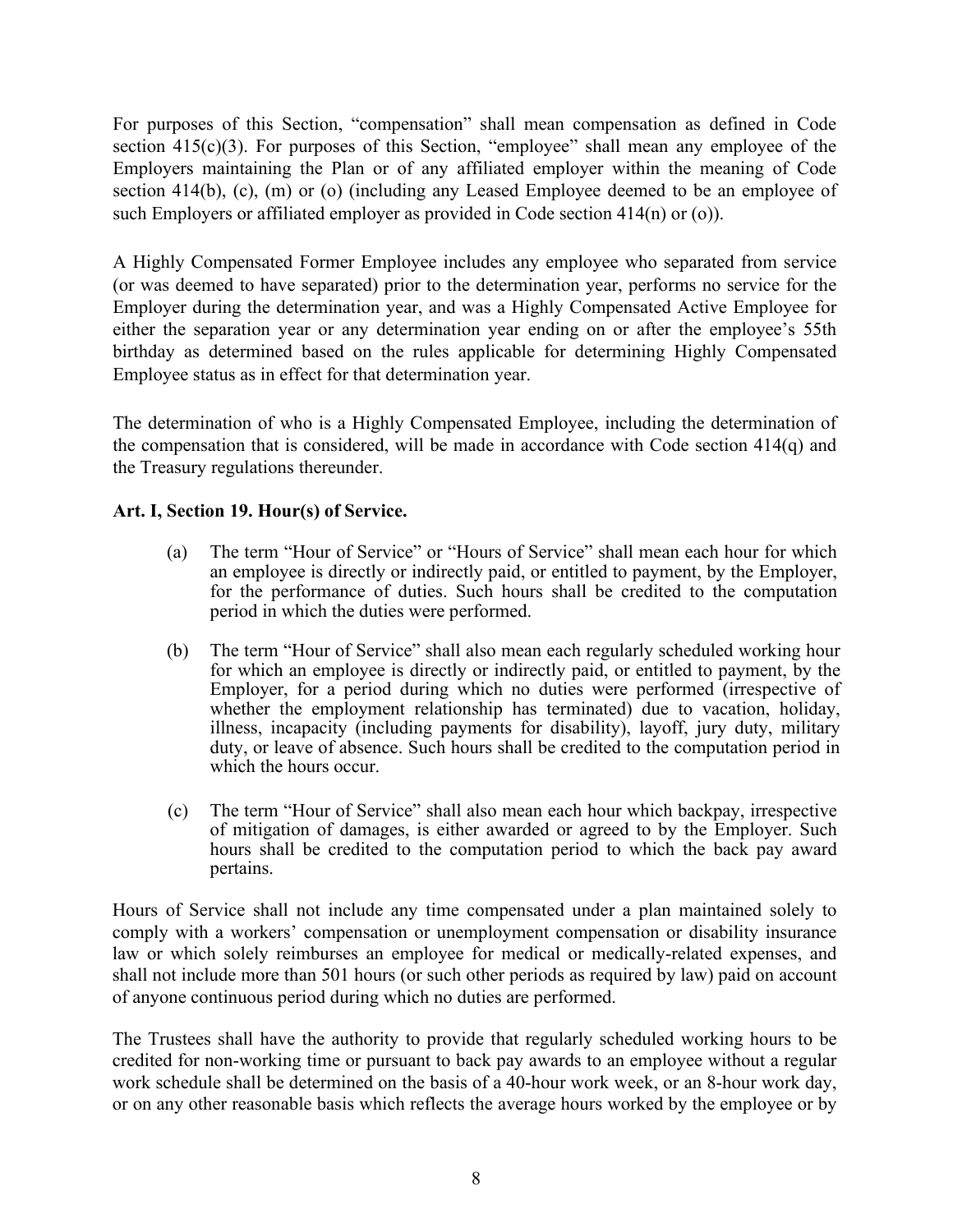For purposes of this Section, "compensation" shall mean compensation as defined in Code section 415(c)(3). For purposes of this Section, "employee" shall mean any employee of the Employers maintaining the Plan or of any affiliated employer within the meaning of Code section 414(b), (c), (m) or (o) (including any Leased Employee deemed to be an employee of such Employers or affiliated employer as provided in Code section 414(n) or (o)).

A Highly Compensated Former Employee includes any employee who separated from service (or was deemed to have separated) prior to the determination year, performs no service for the Employer during the determination year, and was a Highly Compensated Active Employee for either the separation year or any determination year ending on or after the employee's 55th birthday as determined based on the rules applicable for determining Highly Compensated Employee status as in effect for that determination year.

The determination of who is a Highly Compensated Employee, including the determination of the compensation that is considered, will be made in accordance with Code section 414(q) and the Treasury regulations thereunder.

**Art. I, Section 19. Hour(s) of Service.**

(a) The term "Hour of Service" or "Hours of Service" shall mean each hour for which an employee is directly or indirectly paid, or entitled to payment, by the Employer, for the performance of duties. Such hours shall be credited to the computation period in which the duties were performed.

(b) The term "Hour of Service" shall also mean each regularly scheduled working hour for which an employee is directly or indirectly paid, or entitled to payment, by the Employer, for a period during which no duties were performed (irrespective of whether the employment relationship has terminated) due to vacation, holiday, illness, incapacity (including payments for disability), layoff, jury duty, military duty, or leave of absence. Such hours shall be credited to the computation period in which the hours occur.

(c) The term "Hour of Service" shall also mean each hour which backpay, irrespective of mitigation of damages, is either awarded or agreed to by the Employer. Such hours shall be credited to the computation period to which the back pay award pertains.

Hours of Service shall not include any time compensated under a plan maintained solely to comply with a workers' compensation or unemployment compensation or disability insurance law or which solely reimburses an employee for medical or medically-related expenses, and shall not include more than 501 hours (or such other periods as required by law) paid on account of anyone continuous period during which no duties are performed.

The Trustees shall have the authority to provide that regularly scheduled working hours to be credited for non-working time or pursuant to back pay awards to an employee without a regular work schedule shall be determined on the basis of a 40-hour work week, or an 8-hour work day, or on any other reasonable basis which reflects the average hours worked by the employee or by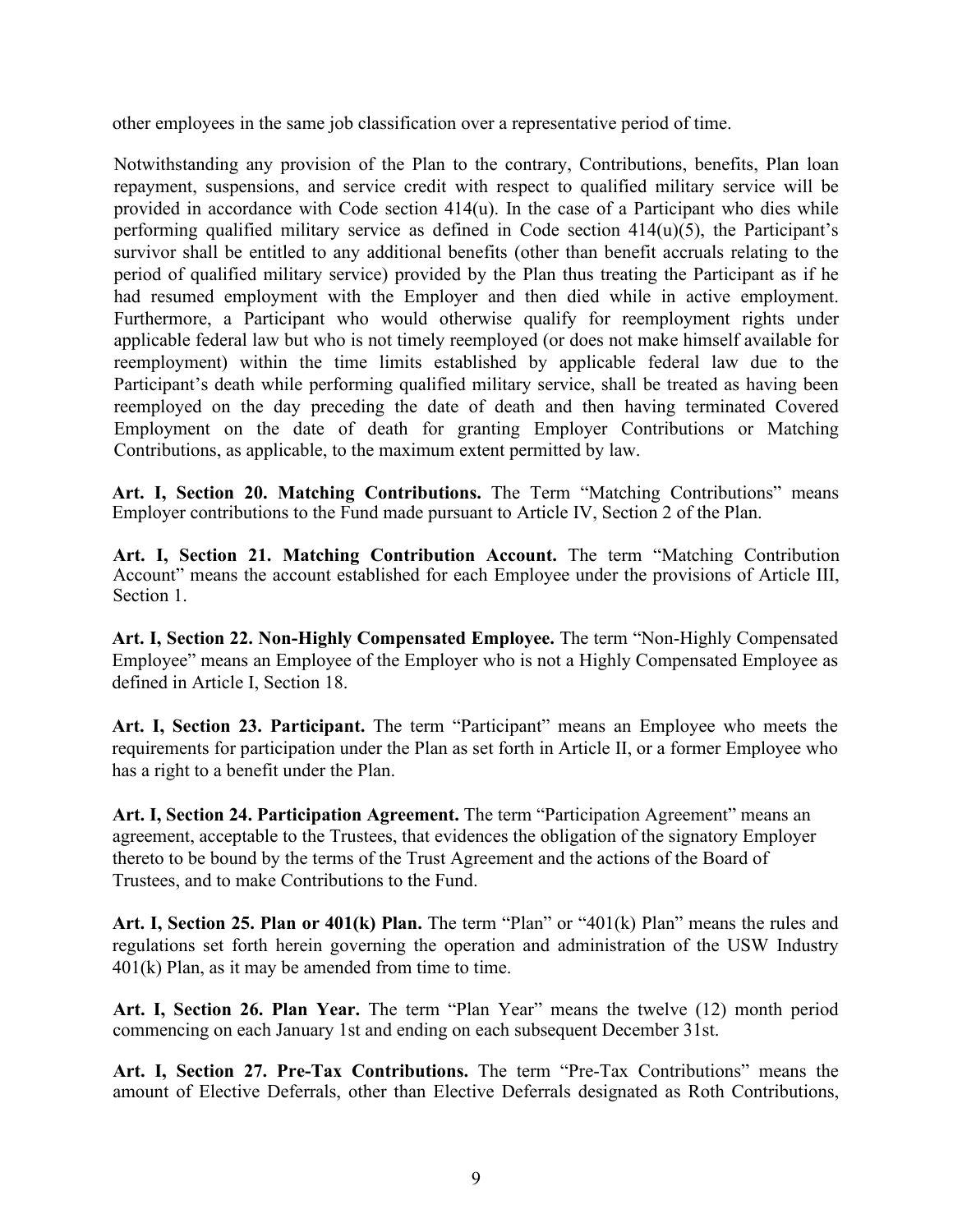other employees in the same job classification over a representative period of time.

Notwithstanding any provision of the Plan to the contrary, Contributions, benefits, Plan loan repayment, suspensions, and service credit with respect to qualified military service will be provided in accordance with Code section 414(u). In the case of a Participant who dies while performing qualified military service as defined in Code section 414(u)(5), the Participant's survivor shall be entitled to any additional benefits (other than benefit accruals relating to the period of qualified military service) provided by the Plan thus treating the Participant as if he had resumed employment with the Employer and then died while in active employment. Furthermore, a Participant who would otherwise qualify for reemployment rights under applicable federal law but who is not timely reemployed (or does not make himself available for reemployment) within the time limits established by applicable federal law due to the Participant's death while performing qualified military service, shall be treated as having been reemployed on the day preceding the date of death and then having terminated Covered Employment on the date of death for granting Employer Contributions or Matching Contributions, as applicable, to the maximum extent permitted by law.

**Art. I, Section 20. Matching Contributions.** The Term "Matching Contributions" means Employer contributions to the Fund made pursuant to Article IV, Section 2 of the Plan.

**Art. I, Section 21. Matching Contribution Account.** The term "Matching Contribution Account" means the account established for each Employee under the provisions of Article III, Section 1.

**Art. I, Section 22. Non-Highly Compensated Employee.** The term "Non-Highly Compensated Employee" means an Employee of the Employer who is not a Highly Compensated Employee as defined in Article I, Section 18.

**Art. I, Section 23. Participant.** The term "Participant" means an Employee who meets the requirements for participation under the Plan as set forth in Article II, or a former Employee who has a right to a benefit under the Plan.

**Art. I, Section 24. Participation Agreement.** The term "Participation Agreement" means an agreement, acceptable to the Trustees, that evidences the obligation of the signatory Employer thereto to be bound by the terms of the Trust Agreement and the actions of the Board of Trustees, and to make Contributions to the Fund.

**Art. I, Section 25. Plan or 401(k) Plan.** The term "Plan" or "401(k) Plan" means the rules and regulations set forth herein governing the operation and administration of the USW Industry 401(k) Plan, as it may be amended from time to time.

**Art. I, Section 26. Plan Year.** The term "Plan Year" means the twelve (12) month period commencing on each January 1st and ending on each subsequent December 31st.

**Art. I, Section 27. Pre-Tax Contributions.** The term "Pre-Tax Contributions" means the amount of Elective Deferrals, other than Elective Deferrals designated as Roth Contributions,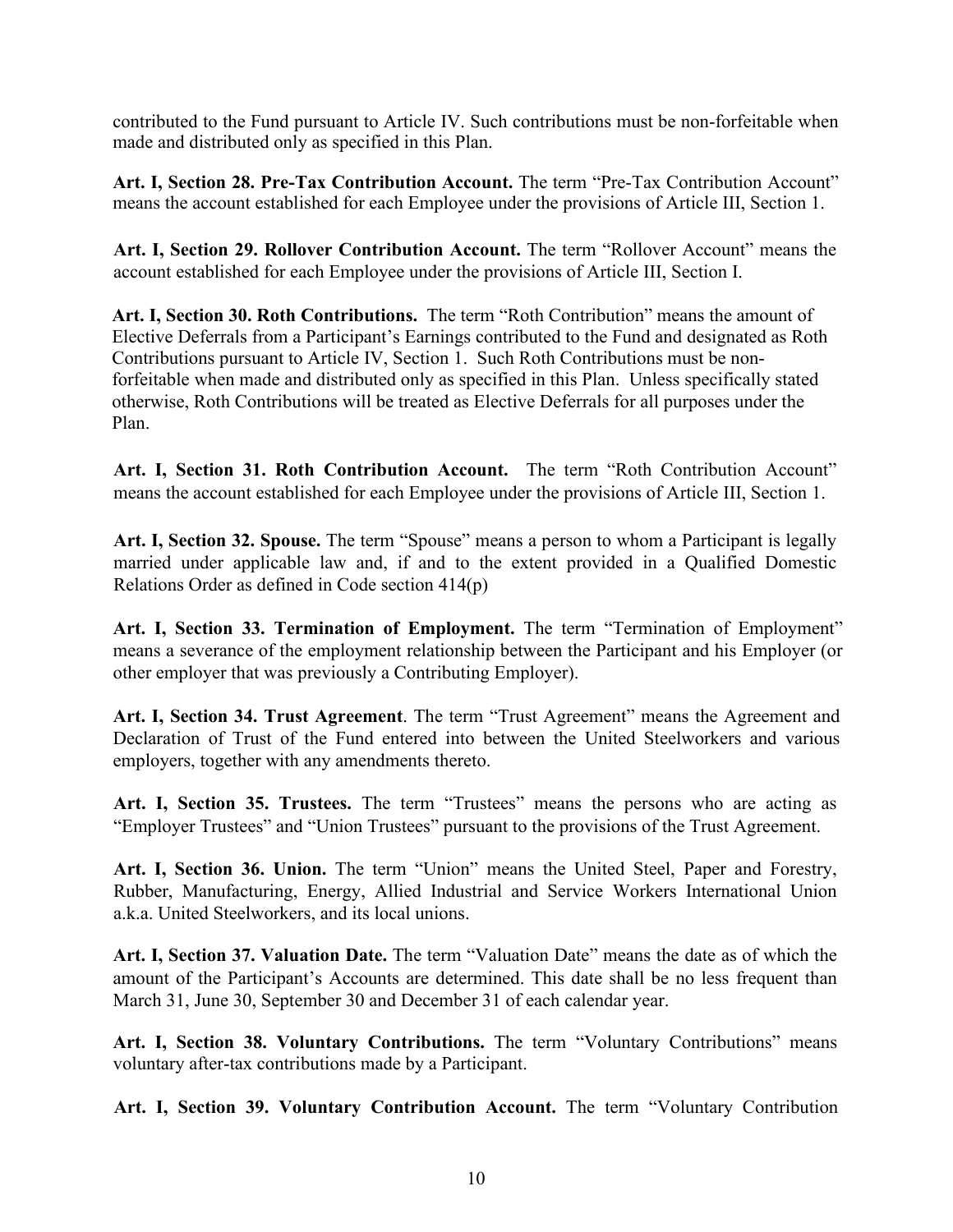contributed to the Fund pursuant to Article IV. Such contributions must be non-forfeitable when made and distributed only as specified in this Plan.

**Art. I, Section 28. Pre-Tax Contribution Account.** The term "Pre-Tax Contribution Account" means the account established for each Employee under the provisions of Article III, Section 1.

**Art. I, Section 29. Rollover Contribution Account.** The term "Rollover Account" means the account established for each Employee under the provisions of Article III, Section I.

**Art. I, Section 30. Roth Contributions.** The term "Roth Contribution" means the amount of Elective Deferrals from a Participant's Earnings contributed to the Fund and designated as Roth Contributions pursuant to Article IV, Section 1. Such Roth Contributions must be non-forfeitable when made and distributed only as specified in this Plan. Unless specifically stated otherwise, Roth Contributions will be treated as Elective Deferrals for all purposes under the Plan.

**Art. I, Section 31. Roth Contribution Account.** The term "Roth Contribution Account" means the account established for each Employee under the provisions of Article III, Section 1.

**Art. I, Section 32. Spouse.** The term "Spouse" means a person to whom a Participant is legally married under applicable law and, if and to the extent provided in a Qualified Domestic Relations Order as defined in Code section 414(p)

**Art. I, Section 33. Termination of Employment.** The term "Termination of Employment" means a severance of the employment relationship between the Participant and his Employer (or other employer that was previously a Contributing Employer).

**Art. I, Section 34. Trust Agreement**. The term "Trust Agreement" means the Agreement and Declaration of Trust of the Fund entered into between the United Steelworkers and various employers, together with any amendments thereto.

**Art. I, Section 35. Trustees.** The term "Trustees" means the persons who are acting as "Employer Trustees" and "Union Trustees" pursuant to the provisions of the Trust Agreement.

**Art. I, Section 36. Union.** The term "Union" means the United Steel, Paper and Forestry, Rubber, Manufacturing, Energy, Allied Industrial and Service Workers International Union a.k.a. United Steelworkers, and its local unions.

**Art. I, Section 37. Valuation Date.** The term "Valuation Date" means the date as of which the amount of the Participant's Accounts are determined. This date shall be no less frequent than March 31, June 30, September 30 and December 31 of each calendar year.

**Art. I, Section 38. Voluntary Contributions.** The term "Voluntary Contributions" means voluntary after-tax contributions made by a Participant.

**Art. I, Section 39. Voluntary Contribution Account.** The term "Voluntary Contribution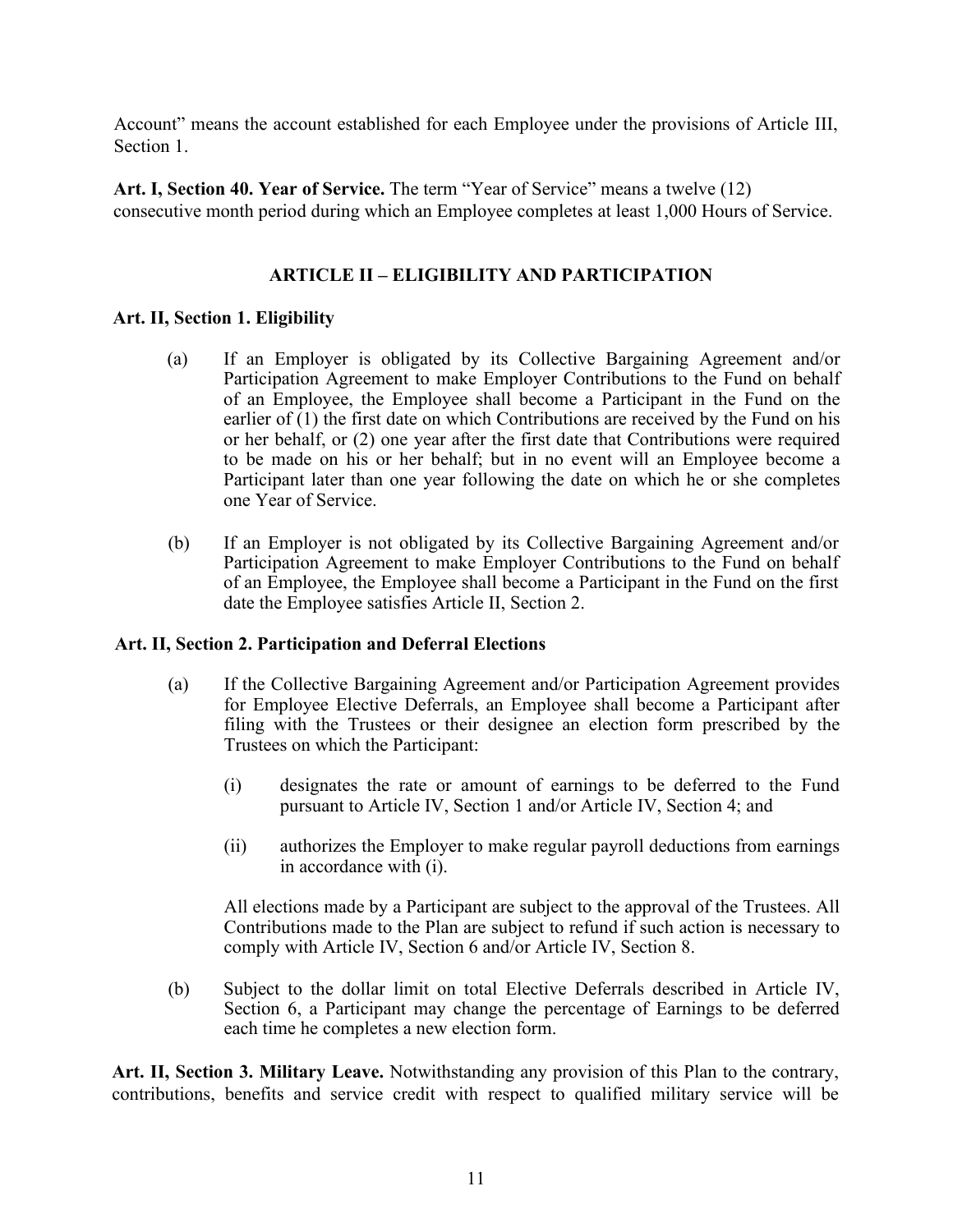Account" means the account established for each Employee under the provisions of Article III, Section 1.

**Art. I, Section 40. Year of Service.** The term "Year of Service" means a twelve (12) consecutive month period during which an Employee completes at least 1,000 Hours of Service.

## ARTICLE II – ELIGIBILITY AND PARTICIPATION

**Art. II, Section 1. Eligibility**

(a) If an Employer is obligated by its Collective Bargaining Agreement and/or Participation Agreement to make Employer Contributions to the Fund on behalf of an Employee, the Employee shall become a Participant in the Fund on the earlier of (1) the first date on which Contributions are received by the Fund on his or her behalf, or (2) one year after the first date that Contributions were required to be made on his or her behalf; but in no event will an Employee become a Participant later than one year following the date on which he or she completes one Year of Service.

(b) If an Employer is not obligated by its Collective Bargaining Agreement and/or Participation Agreement to make Employer Contributions to the Fund on behalf of an Employee, the Employee shall become a Participant in the Fund on the first date the Employee satisfies Article II, Section 2.

**Art. II, Section 2. Participation and Deferral Elections**

(a) If the Collective Bargaining Agreement and/or Participation Agreement provides for Employee Elective Deferrals, an Employee shall become a Participant after filing with the Trustees or their designee an election form prescribed by the Trustees on which the Participant:

(i) designates the rate or amount of earnings to be deferred to the Fund pursuant to Article IV, Section 1 and/or Article IV, Section 4; and

(ii) authorizes the Employer to make regular payroll deductions from earnings in accordance with (i).

All elections made by a Participant are subject to the approval of the Trustees. All Contributions made to the Plan are subject to refund if such action is necessary to comply with Article IV, Section 6 and/or Article IV, Section 8.

(b) Subject to the dollar limit on total Elective Deferrals described in Article IV, Section 6, a Participant may change the percentage of Earnings to be deferred each time he completes a new election form.

**Art. II, Section 3. Military Leave.** Notwithstanding any provision of this Plan to the contrary, contributions, benefits and service credit with respect to qualified military service will be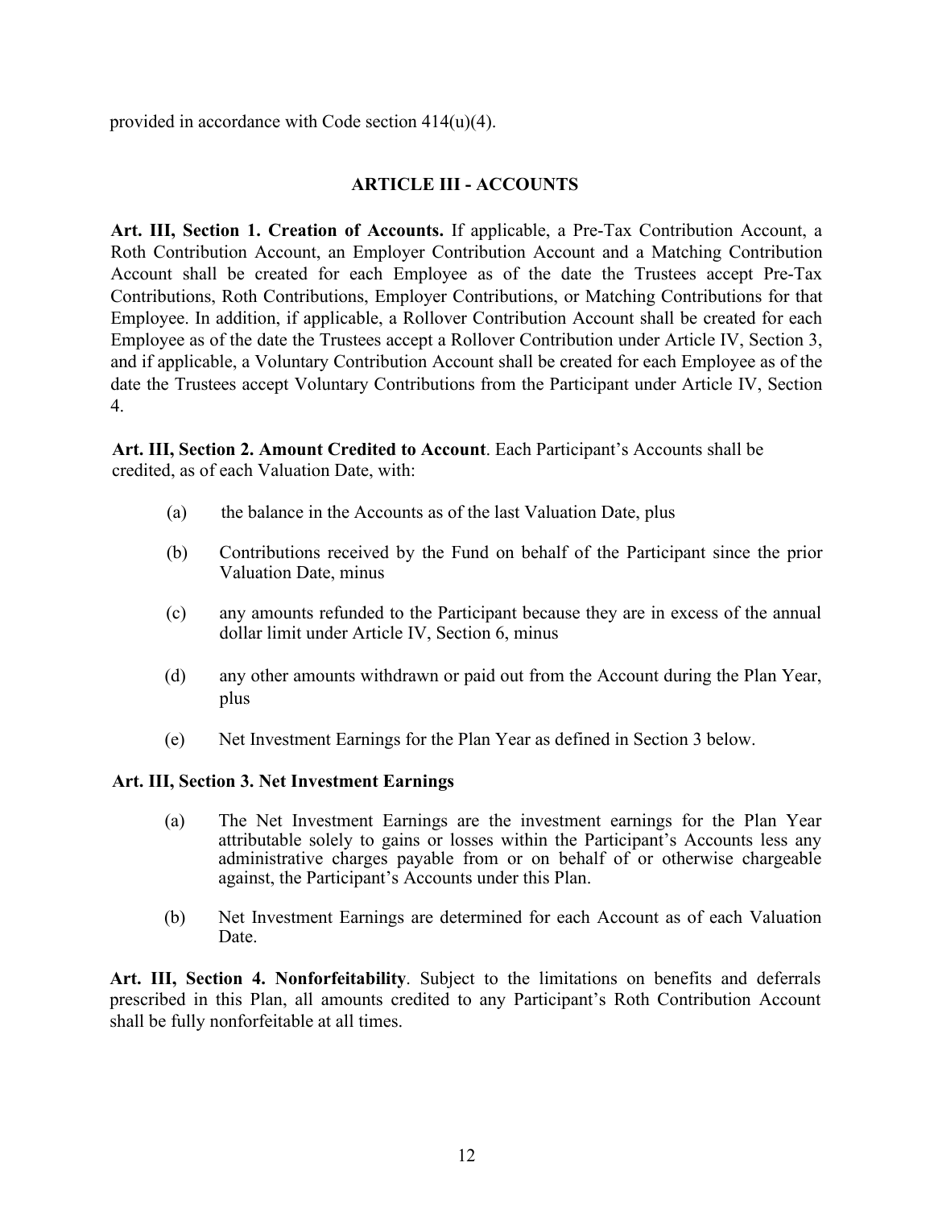provided in accordance with Code section 414(u)(4).

## ARTICLE III - ACCOUNTS

**Art. III, Section 1. Creation of Accounts.** If applicable, a Pre-Tax Contribution Account, a Roth Contribution Account, an Employer Contribution Account and a Matching Contribution Account shall be created for each Employee as of the date the Trustees accept Pre-Tax Contributions, Roth Contributions, Employer Contributions, or Matching Contributions for that Employee. In addition, if applicable, a Rollover Contribution Account shall be created for each Employee as of the date the Trustees accept a Rollover Contribution under Article IV, Section 3, and if applicable, a Voluntary Contribution Account shall be created for each Employee as of the date the Trustees accept Voluntary Contributions from the Participant under Article IV, Section 4.

**Art. III, Section 2. Amount Credited to Account**. Each Participant's Accounts shall be credited, as of each Valuation Date, with:

(a) the balance in the Accounts as of the last Valuation Date, plus

(b) Contributions received by the Fund on behalf of the Participant since the prior Valuation Date, minus

(c) any amounts refunded to the Participant because they are in excess of the annual dollar limit under Article IV, Section 6, minus

(d) any other amounts withdrawn or paid out from the Account during the Plan Year, plus

(e) Net Investment Earnings for the Plan Year as defined in Section 3 below.

**Art. III, Section 3. Net Investment Earnings**

(a) The Net Investment Earnings are the investment earnings for the Plan Year attributable solely to gains or losses within the Participant's Accounts less any administrative charges payable from or on behalf of or otherwise chargeable against, the Participant's Accounts under this Plan.

(b) Net Investment Earnings are determined for each Account as of each Valuation Date.

**Art. III, Section 4. Nonforfeitability**. Subject to the limitations on benefits and deferrals prescribed in this Plan, all amounts credited to any Participant's Roth Contribution Account shall be fully nonforfeitable at all times.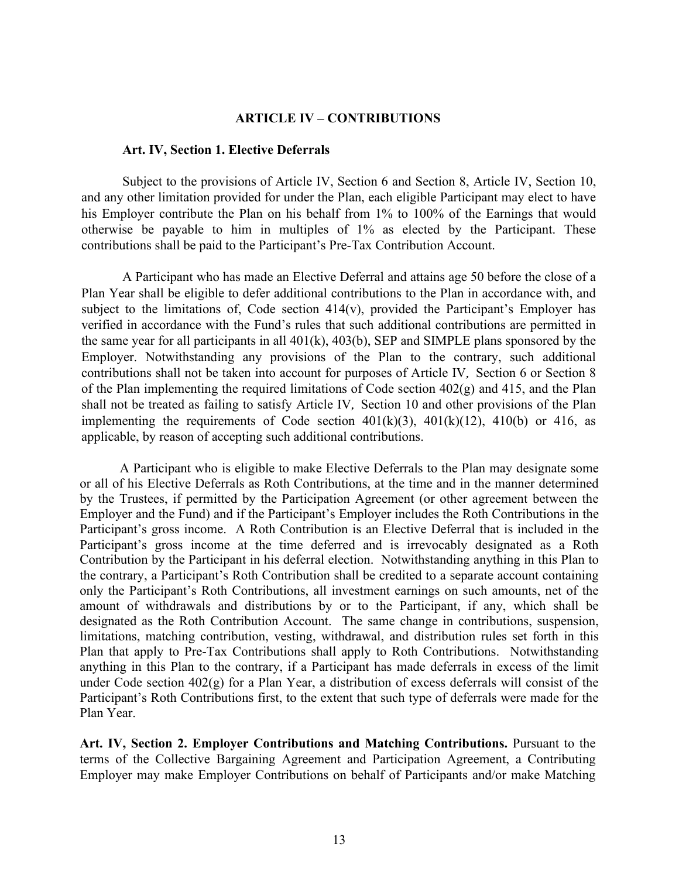## ARTICLE IV – CONTRIBUTIONS

**Art. IV, Section 1. Elective Deferrals**

Subject to the provisions of Article IV, Section 6 and Section 8, Article IV, Section 10, and any other limitation provided for under the Plan, each eligible Participant may elect to have his Employer contribute the Plan on his behalf from 1% to 100% of the Earnings that would otherwise be payable to him in multiples of 1% as elected by the Participant. These contributions shall be paid to the Participant's Pre-Tax Contribution Account.

A Participant who has made an Elective Deferral and attains age 50 before the close of a Plan Year shall be eligible to defer additional contributions to the Plan in accordance with, and subject to the limitations of, Code section 414(v), provided the Participant's Employer has verified in accordance with the Fund's rules that such additional contributions are permitted in the same year for all participants in all 401(k), 403(b), SEP and SIMPLE plans sponsored by the Employer. Notwithstanding any provisions of the Plan to the contrary, such additional contributions shall not be taken into account for purposes of Article IV, Section 6 or Section 8 of the Plan implementing the required limitations of Code section 402(g) and 415, and the Plan shall not be treated as failing to satisfy Article IV, Section 10 and other provisions of the Plan implementing the requirements of Code section 401(k)(3), 401(k)(12), 410(b) or 416, as applicable, by reason of accepting such additional contributions.

A Participant who is eligible to make Elective Deferrals to the Plan may designate some or all of his Elective Deferrals as Roth Contributions, at the time and in the manner determined by the Trustees, if permitted by the Participation Agreement (or other agreement between the Employer and the Fund) and if the Participant's Employer includes the Roth Contributions in the Participant's gross income. A Roth Contribution is an Elective Deferral that is included in the Participant's gross income at the time deferred and is irrevocably designated as a Roth Contribution by the Participant in his deferral election. Notwithstanding anything in this Plan to the contrary, a Participant's Roth Contribution shall be credited to a separate account containing only the Participant's Roth Contributions, all investment earnings on such amounts, net of the amount of withdrawals and distributions by or to the Participant, if any, which shall be designated as the Roth Contribution Account. The same change in contributions, suspension, limitations, matching contribution, vesting, withdrawal, and distribution rules set forth in this Plan that apply to Pre-Tax Contributions shall apply to Roth Contributions. Notwithstanding anything in this Plan to the contrary, if a Participant has made deferrals in excess of the limit under Code section 402(g) for a Plan Year, a distribution of excess deferrals will consist of the Participant's Roth Contributions first, to the extent that such type of deferrals were made for the Plan Year.

**Art. IV, Section 2. Employer Contributions and Matching Contributions.** Pursuant to the terms of the Collective Bargaining Agreement and Participation Agreement, a Contributing Employer may make Employer Contributions on behalf of Participants and/or make Matching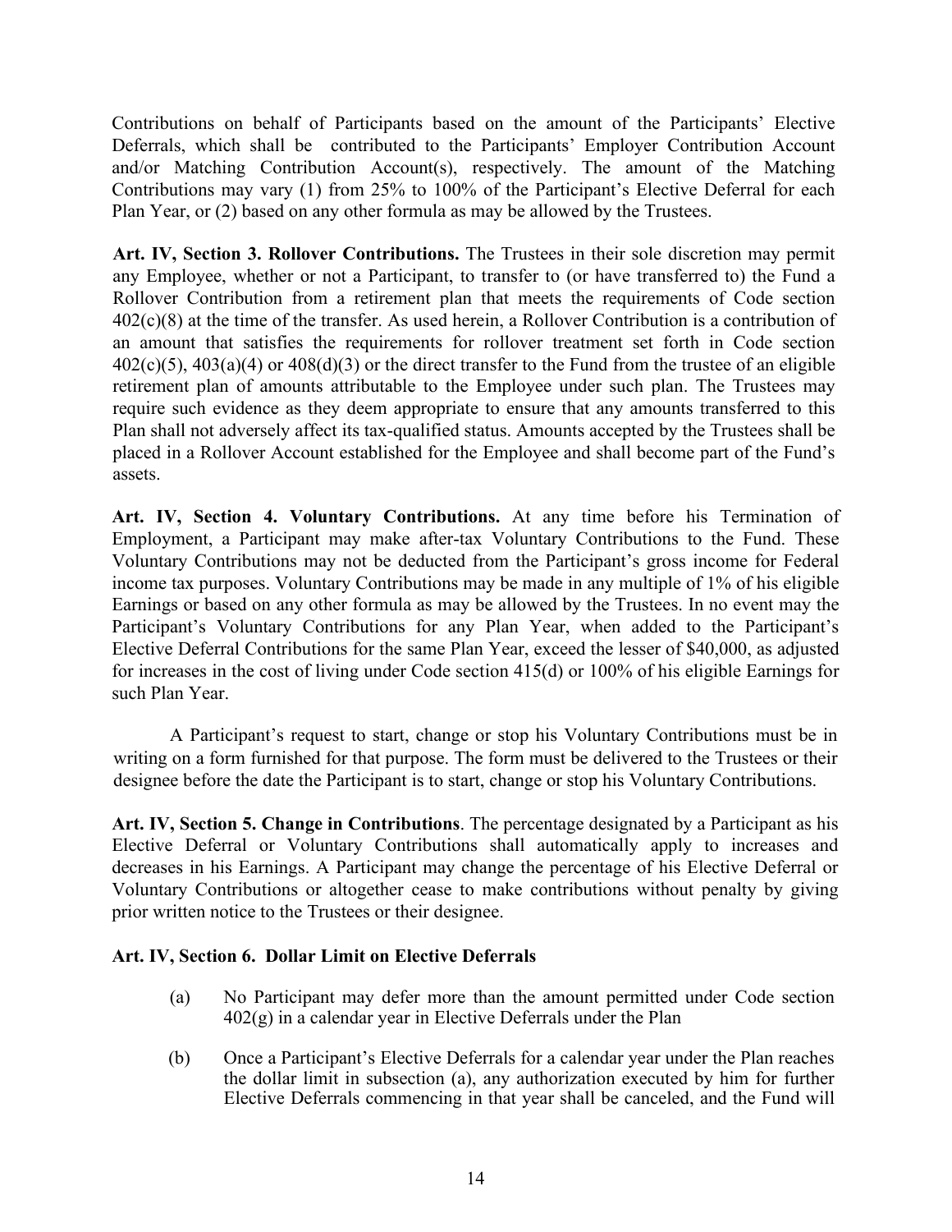Contributions on behalf of Participants based on the amount of the Participants' Elective Deferrals, which shall be contributed to the Participants' Employer Contribution Account and/or Matching Contribution Account(s), respectively. The amount of the Matching Contributions may vary (1) from 25% to 100% of the Participant's Elective Deferral for each Plan Year, or (2) based on any other formula as may be allowed by the Trustees.

**Art. IV, Section 3. Rollover Contributions.** The Trustees in their sole discretion may permit any Employee, whether or not a Participant, to transfer to (or have transferred to) the Fund a Rollover Contribution from a retirement plan that meets the requirements of Code section 402(c)(8) at the time of the transfer. As used herein, a Rollover Contribution is a contribution of an amount that satisfies the requirements for rollover treatment set forth in Code section 402(c)(5), 403(a)(4) or 408(d)(3) or the direct transfer to the Fund from the trustee of an eligible retirement plan of amounts attributable to the Employee under such plan. The Trustees may require such evidence as they deem appropriate to ensure that any amounts transferred to this Plan shall not adversely affect its tax-qualified status. Amounts accepted by the Trustees shall be placed in a Rollover Account established for the Employee and shall become part of the Fund's assets.

**Art. IV, Section 4. Voluntary Contributions.** At any time before his Termination of Employment, a Participant may make after-tax Voluntary Contributions to the Fund. These Voluntary Contributions may not be deducted from the Participant's gross income for Federal income tax purposes. Voluntary Contributions may be made in any multiple of 1% of his eligible Earnings or based on any other formula as may be allowed by the Trustees. In no event may the Participant's Voluntary Contributions for any Plan Year, when added to the Participant's Elective Deferral Contributions for the same Plan Year, exceed the lesser of $40,000, as adjusted for increases in the cost of living under Code section 415(d) or 100% of his eligible Earnings for such Plan Year.

A Participant's request to start, change or stop his Voluntary Contributions must be in writing on a form furnished for that purpose. The form must be delivered to the Trustees or their designee before the date the Participant is to start, change or stop his Voluntary Contributions.

**Art. IV, Section 5. Change in Contributions**. The percentage designated by a Participant as his Elective Deferral or Voluntary Contributions shall automatically apply to increases and decreases in his Earnings. A Participant may change the percentage of his Elective Deferral or Voluntary Contributions or altogether cease to make contributions without penalty by giving prior written notice to the Trustees or their designee.

**Art. IV, Section 6. Dollar Limit on Elective Deferrals**

(a) No Participant may defer more than the amount permitted under Code section 402(g) in a calendar year in Elective Deferrals under the Plan

(b) Once a Participant's Elective Deferrals for a calendar year under the Plan reaches the dollar limit in subsection (a), any authorization executed by him for further Elective Deferrals commencing in that year shall be canceled, and the Fund will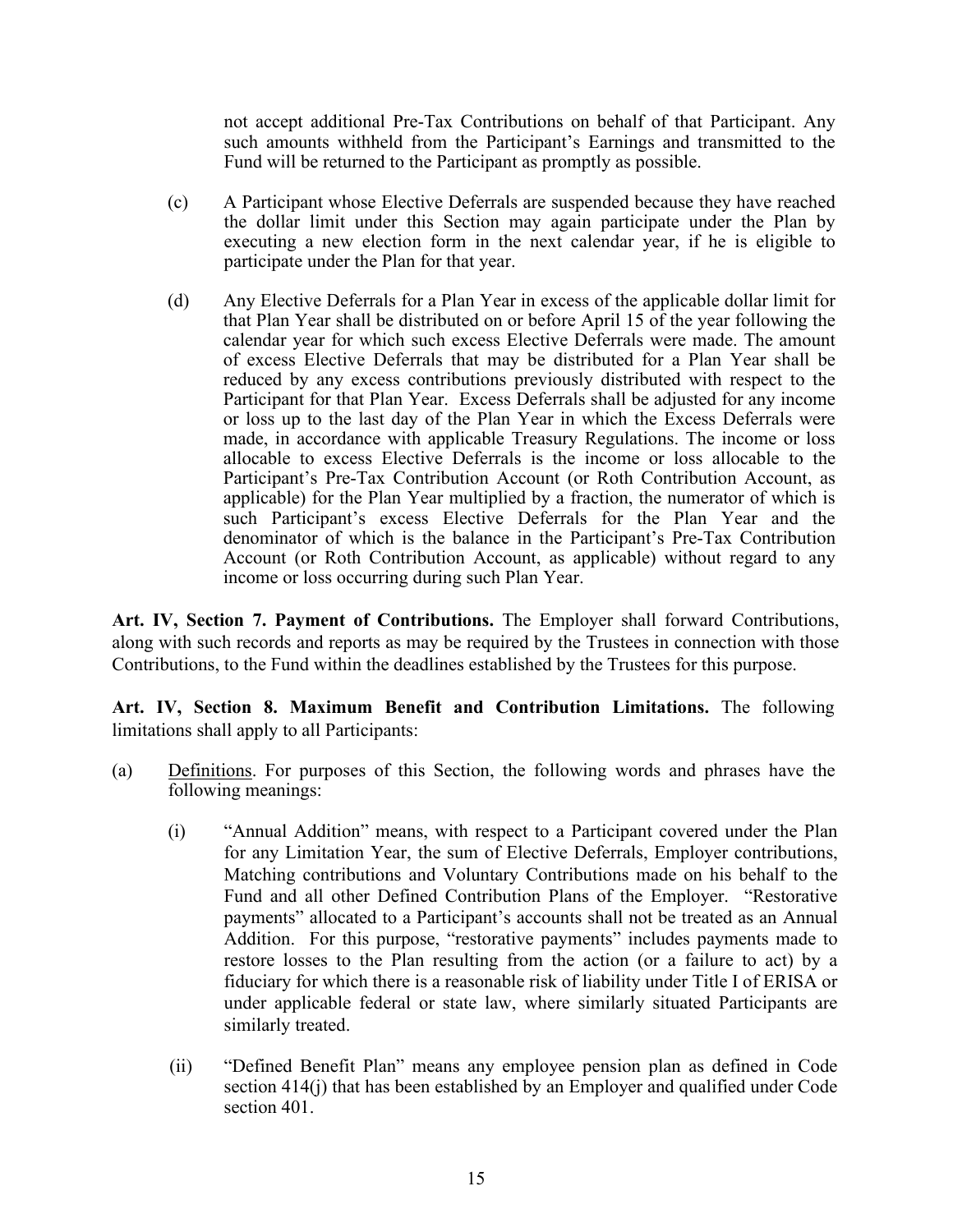not accept additional Pre-Tax Contributions on behalf of that Participant. Any such amounts withheld from the Participant's Earnings and transmitted to the Fund will be returned to the Participant as promptly as possible.

(c) A Participant whose Elective Deferrals are suspended because they have reached the dollar limit under this Section may again participate under the Plan by executing a new election form in the next calendar year, if he is eligible to participate under the Plan for that year.

(d) Any Elective Deferrals for a Plan Year in excess of the applicable dollar limit for that Plan Year shall be distributed on or before April 15 of the year following the calendar year for which such excess Elective Deferrals were made. The amount of excess Elective Deferrals that may be distributed for a Plan Year shall be reduced by any excess contributions previously distributed with respect to the Participant for that Plan Year. Excess Deferrals shall be adjusted for any income or loss up to the last day of the Plan Year in which the Excess Deferrals were made, in accordance with applicable Treasury Regulations. The income or loss allocable to excess Elective Deferrals is the income or loss allocable to the Participant's Pre-Tax Contribution Account (or Roth Contribution Account, as applicable) for the Plan Year multiplied by a fraction, the numerator of which is such Participant's excess Elective Deferrals for the Plan Year and the denominator of which is the balance in the Participant's Pre-Tax Contribution Account (or Roth Contribution Account, as applicable) without regard to any income or loss occurring during such Plan Year.

**Art. IV, Section 7. Payment of Contributions.** The Employer shall forward Contributions, along with such records and reports as may be required by the Trustees in connection with those Contributions, to the Fund within the deadlines established by the Trustees for this purpose.

**Art. IV, Section 8. Maximum Benefit and Contribution Limitations.** The following limitations shall apply to all Participants:

(a) Definitions. For purposes of this Section, the following words and phrases have the following meanings:

(i) "Annual Addition" means, with respect to a Participant covered under the Plan for any Limitation Year, the sum of Elective Deferrals, Employer contributions, Matching contributions and Voluntary Contributions made on his behalf to the Fund and all other Defined Contribution Plans of the Employer. "Restorative payments" allocated to a Participant's accounts shall not be treated as an Annual Addition. For this purpose, "restorative payments" includes payments made to restore losses to the Plan resulting from the action (or a failure to act) by a fiduciary for which there is a reasonable risk of liability under Title I of ERISA or under applicable federal or state law, where similarly situated Participants are similarly treated.

(ii) "Defined Benefit Plan" means any employee pension plan as defined in Code section 414(j) that has been established by an Employer and qualified under Code section 401.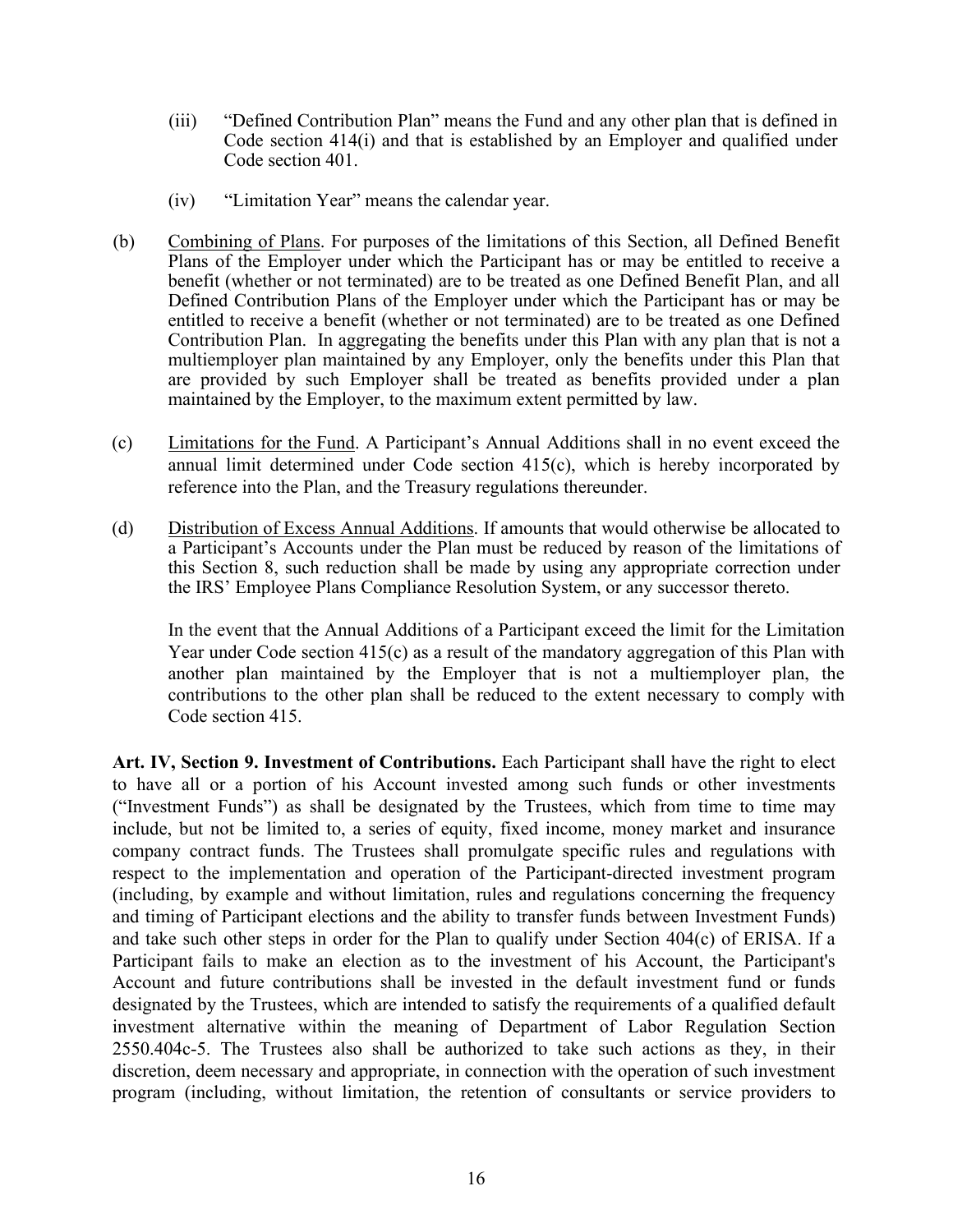(iii) "Defined Contribution Plan" means the Fund and any other plan that is defined in Code section 414(i) and that is established by an Employer and qualified under Code section 401.

(iv) "Limitation Year" means the calendar year.

(b) Combining of Plans. For purposes of the limitations of this Section, all Defined Benefit Plans of the Employer under which the Participant has or may be entitled to receive a benefit (whether or not terminated) are to be treated as one Defined Benefit Plan, and all Defined Contribution Plans of the Employer under which the Participant has or may be entitled to receive a benefit (whether or not terminated) are to be treated as one Defined Contribution Plan. In aggregating the benefits under this Plan with any plan that is not a multiemployer plan maintained by any Employer, only the benefits under this Plan that are provided by such Employer shall be treated as benefits provided under a plan maintained by the Employer, to the maximum extent permitted by law.

(c) Limitations for the Fund. A Participant's Annual Additions shall in no event exceed the annual limit determined under Code section 415(c), which is hereby incorporated by reference into the Plan, and the Treasury regulations thereunder.

(d) Distribution of Excess Annual Additions. If amounts that would otherwise be allocated to a Participant's Accounts under the Plan must be reduced by reason of the limitations of this Section 8, such reduction shall be made by using any appropriate correction under the IRS' Employee Plans Compliance Resolution System, or any successor thereto.

In the event that the Annual Additions of a Participant exceed the limit for the Limitation Year under Code section 415(c) as a result of the mandatory aggregation of this Plan with another plan maintained by the Employer that is not a multiemployer plan, the contributions to the other plan shall be reduced to the extent necessary to comply with Code section 415.

**Art. IV, Section 9. Investment of Contributions.** Each Participant shall have the right to elect to have all or a portion of his Account invested among such funds or other investments ("Investment Funds") as shall be designated by the Trustees, which from time to time may include, but not be limited to, a series of equity, fixed income, money market and insurance company contract funds. The Trustees shall promulgate specific rules and regulations with respect to the implementation and operation of the Participant-directed investment program (including, by example and without limitation, rules and regulations concerning the frequency and timing of Participant elections and the ability to transfer funds between Investment Funds) and take such other steps in order for the Plan to qualify under Section 404(c) of ERISA. If a Participant fails to make an election as to the investment of his Account, the Participant's Account and future contributions shall be invested in the default investment fund or funds designated by the Trustees, which are intended to satisfy the requirements of a qualified default investment alternative within the meaning of Department of Labor Regulation Section 2550.404c-5. The Trustees also shall be authorized to take such actions as they, in their discretion, deem necessary and appropriate, in connection with the operation of such investment program (including, without limitation, the retention of consultants or service providers to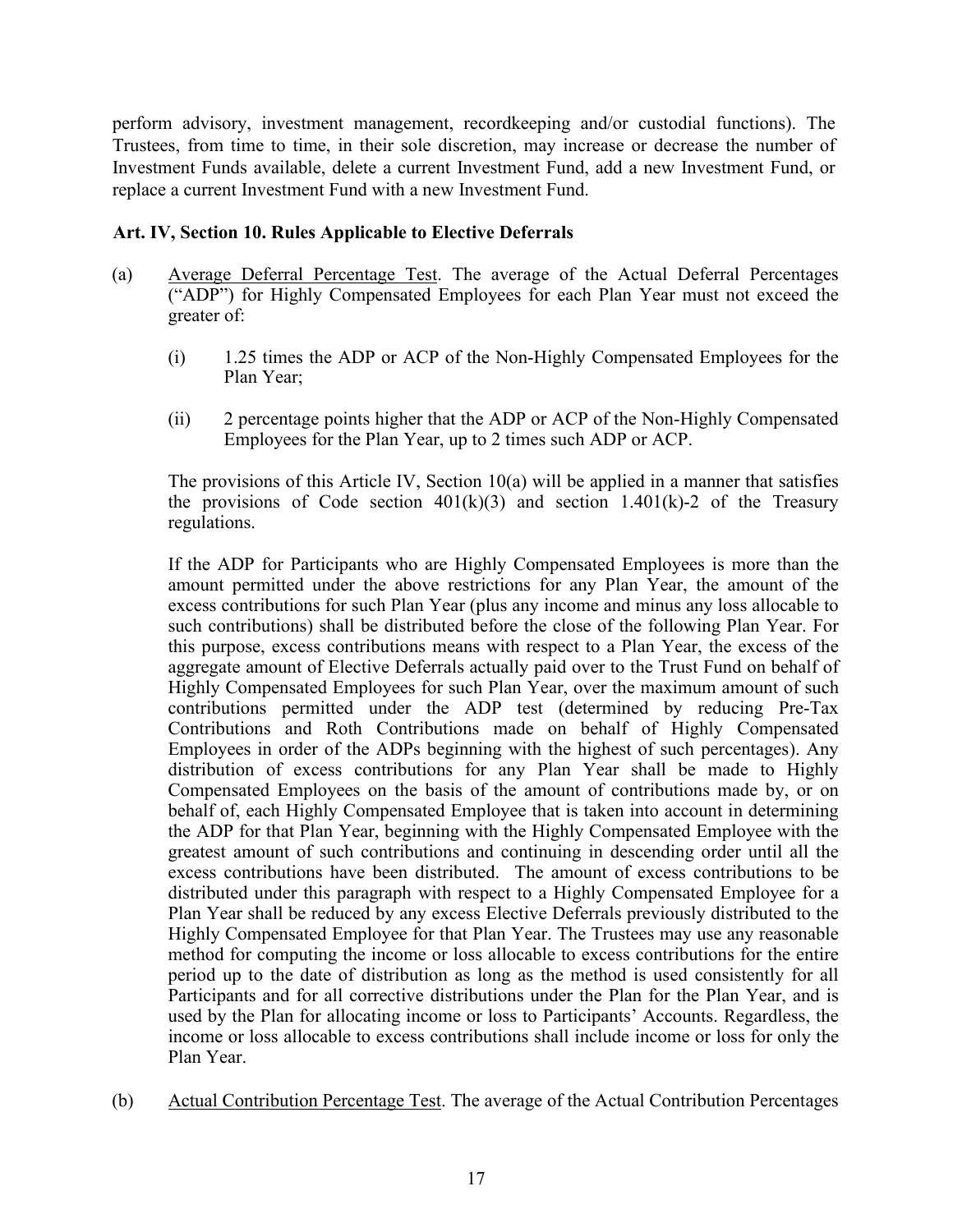perform advisory, investment management, recordkeeping and/or custodial functions). The Trustees, from time to time, in their sole discretion, may increase or decrease the number of Investment Funds available, delete a current Investment Fund, add a new Investment Fund, or replace a current Investment Fund with a new Investment Fund.

**Art. IV, Section 10. Rules Applicable to Elective Deferrals**

(a) Average Deferral Percentage Test. The average of the Actual Deferral Percentages ("ADP") for Highly Compensated Employees for each Plan Year must not exceed the greater of:

(i) 1.25 times the ADP or ACP of the Non-Highly Compensated Employees for the Plan Year;

(ii) 2 percentage points higher that the ADP or ACP of the Non-Highly Compensated Employees for the Plan Year, up to 2 times such ADP or ACP.

The provisions of this Article IV, Section 10(a) will be applied in a manner that satisfies the provisions of Code section 401(k)(3) and section 1.401(k)-2 of the Treasury regulations.

If the ADP for Participants who are Highly Compensated Employees is more than the amount permitted under the above restrictions for any Plan Year, the amount of the excess contributions for such Plan Year (plus any income and minus any loss allocable to such contributions) shall be distributed before the close of the following Plan Year. For this purpose, excess contributions means with respect to a Plan Year, the excess of the aggregate amount of Elective Deferrals actually paid over to the Trust Fund on behalf of Highly Compensated Employees for such Plan Year, over the maximum amount of such contributions permitted under the ADP test (determined by reducing Pre-Tax Contributions and Roth Contributions made on behalf of Highly Compensated Employees in order of the ADPs beginning with the highest of such percentages). Any distribution of excess contributions for any Plan Year shall be made to Highly Compensated Employees on the basis of the amount of contributions made by, or on behalf of, each Highly Compensated Employee that is taken into account in determining the ADP for that Plan Year, beginning with the Highly Compensated Employee with the greatest amount of such contributions and continuing in descending order until all the excess contributions have been distributed. The amount of excess contributions to be distributed under this paragraph with respect to a Highly Compensated Employee for a Plan Year shall be reduced by any excess Elective Deferrals previously distributed to the Highly Compensated Employee for that Plan Year. The Trustees may use any reasonable method for computing the income or loss allocable to excess contributions for the entire period up to the date of distribution as long as the method is used consistently for all Participants and for all corrective distributions under the Plan for the Plan Year, and is used by the Plan for allocating income or loss to Participants' Accounts. Regardless, the income or loss allocable to excess contributions shall include income or loss for only the Plan Year.

(b) Actual Contribution Percentage Test. The average of the Actual Contribution Percentages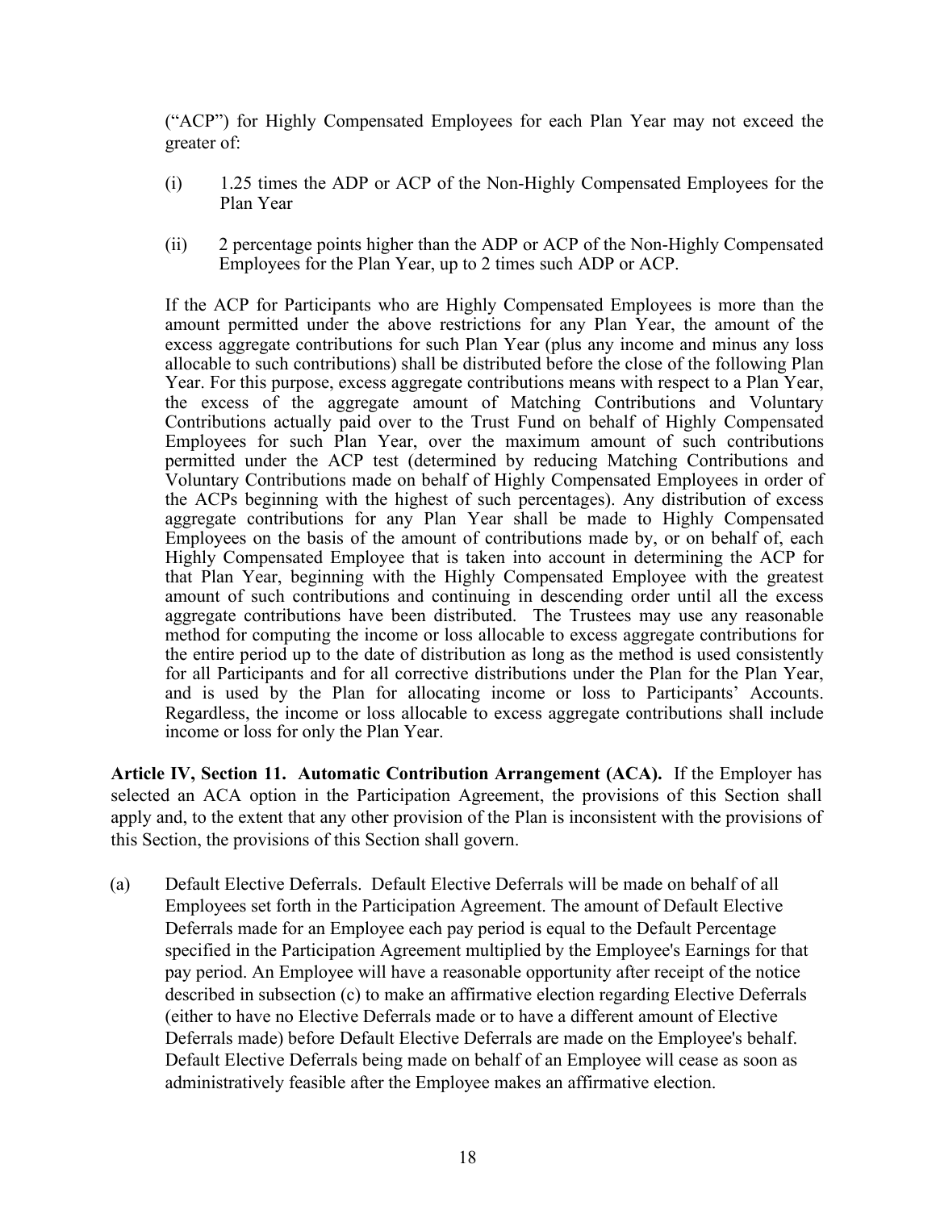("ACP") for Highly Compensated Employees for each Plan Year may not exceed the greater of:

(i) 1.25 times the ADP or ACP of the Non-Highly Compensated Employees for the Plan Year

(ii) 2 percentage points higher than the ADP or ACP of the Non-Highly Compensated Employees for the Plan Year, up to 2 times such ADP or ACP.

If the ACP for Participants who are Highly Compensated Employees is more than the amount permitted under the above restrictions for any Plan Year, the amount of the excess aggregate contributions for such Plan Year (plus any income and minus any loss allocable to such contributions) shall be distributed before the close of the following Plan Year. For this purpose, excess aggregate contributions means with respect to a Plan Year, the excess of the aggregate amount of Matching Contributions and Voluntary Contributions actually paid over to the Trust Fund on behalf of Highly Compensated Employees for such Plan Year, over the maximum amount of such contributions permitted under the ACP test (determined by reducing Matching Contributions and Voluntary Contributions made on behalf of Highly Compensated Employees in order of the ACPs beginning with the highest of such percentages). Any distribution of excess aggregate contributions for any Plan Year shall be made to Highly Compensated Employees on the basis of the amount of contributions made by, or on behalf of, each Highly Compensated Employee that is taken into account in determining the ACP for that Plan Year, beginning with the Highly Compensated Employee with the greatest amount of such contributions and continuing in descending order until all the excess aggregate contributions have been distributed. The Trustees may use any reasonable method for computing the income or loss allocable to excess aggregate contributions for the entire period up to the date of distribution as long as the method is used consistently for all Participants and for all corrective distributions under the Plan for the Plan Year, and is used by the Plan for allocating income or loss to Participants' Accounts. Regardless, the income or loss allocable to excess aggregate contributions shall include income or loss for only the Plan Year.

**Article IV, Section 11. Automatic Contribution Arrangement (ACA).** If the Employer has selected an ACA option in the Participation Agreement, the provisions of this Section shall apply and, to the extent that any other provision of the Plan is inconsistent with the provisions of this Section, the provisions of this Section shall govern.

(a) Default Elective Deferrals. Default Elective Deferrals will be made on behalf of all Employees set forth in the Participation Agreement. The amount of Default Elective Deferrals made for an Employee each pay period is equal to the Default Percentage specified in the Participation Agreement multiplied by the Employee's Earnings for that pay period. An Employee will have a reasonable opportunity after receipt of the notice described in subsection (c) to make an affirmative election regarding Elective Deferrals (either to have no Elective Deferrals made or to have a different amount of Elective Deferrals made) before Default Elective Deferrals are made on the Employee's behalf. Default Elective Deferrals being made on behalf of an Employee will cease as soon as administratively feasible after the Employee makes an affirmative election.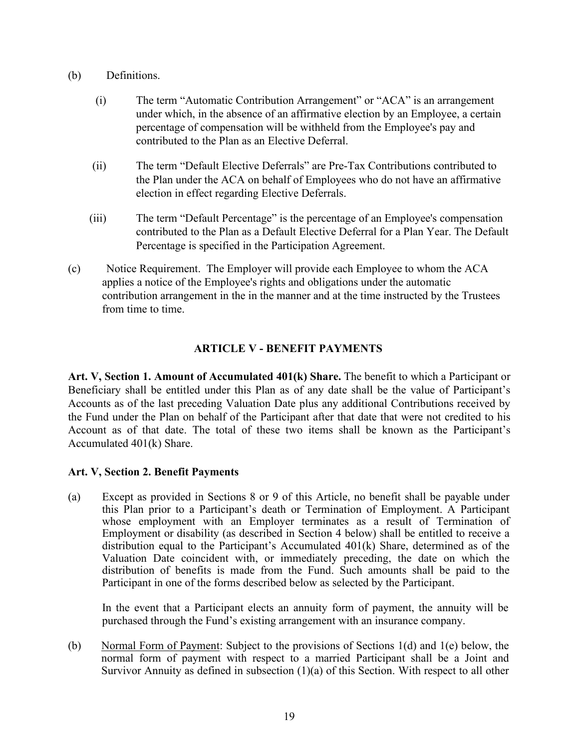(b) Definitions.

(i) The term "Automatic Contribution Arrangement" or "ACA" is an arrangement under which, in the absence of an affirmative election by an Employee, a certain percentage of compensation will be withheld from the Employee's pay and contributed to the Plan as an Elective Deferral.

(ii) The term "Default Elective Deferrals" are Pre-Tax Contributions contributed to the Plan under the ACA on behalf of Employees who do not have an affirmative election in effect regarding Elective Deferrals.

(iii) The term "Default Percentage" is the percentage of an Employee's compensation contributed to the Plan as a Default Elective Deferral for a Plan Year. The Default Percentage is specified in the Participation Agreement.

(c) Notice Requirement. The Employer will provide each Employee to whom the ACA applies a notice of the Employee's rights and obligations under the automatic contribution arrangement in the in the manner and at the time instructed by the Trustees from time to time.

## ARTICLE V - BENEFIT PAYMENTS

**Art. V, Section 1. Amount of Accumulated 401(k) Share.** The benefit to which a Participant or Beneficiary shall be entitled under this Plan as of any date shall be the value of Participant's Accounts as of the last preceding Valuation Date plus any additional Contributions received by the Fund under the Plan on behalf of the Participant after that date that were not credited to his Account as of that date. The total of these two items shall be known as the Participant's Accumulated 401(k) Share.

**Art. V, Section 2. Benefit Payments**

(a) Except as provided in Sections 8 or 9 of this Article, no benefit shall be payable under this Plan prior to a Participant's death or Termination of Employment. A Participant whose employment with an Employer terminates as a result of Termination of Employment or disability (as described in Section 4 below) shall be entitled to receive a distribution equal to the Participant's Accumulated 401(k) Share, determined as of the Valuation Date coincident with, or immediately preceding, the date on which the distribution of benefits is made from the Fund. Such amounts shall be paid to the Participant in one of the forms described below as selected by the Participant.

In the event that a Participant elects an annuity form of payment, the annuity will be purchased through the Fund's existing arrangement with an insurance company.

(b) Normal Form of Payment: Subject to the provisions of Sections 1(d) and 1(e) below, the normal form of payment with respect to a married Participant shall be a Joint and Survivor Annuity as defined in subsection (1)(a) of this Section. With respect to all other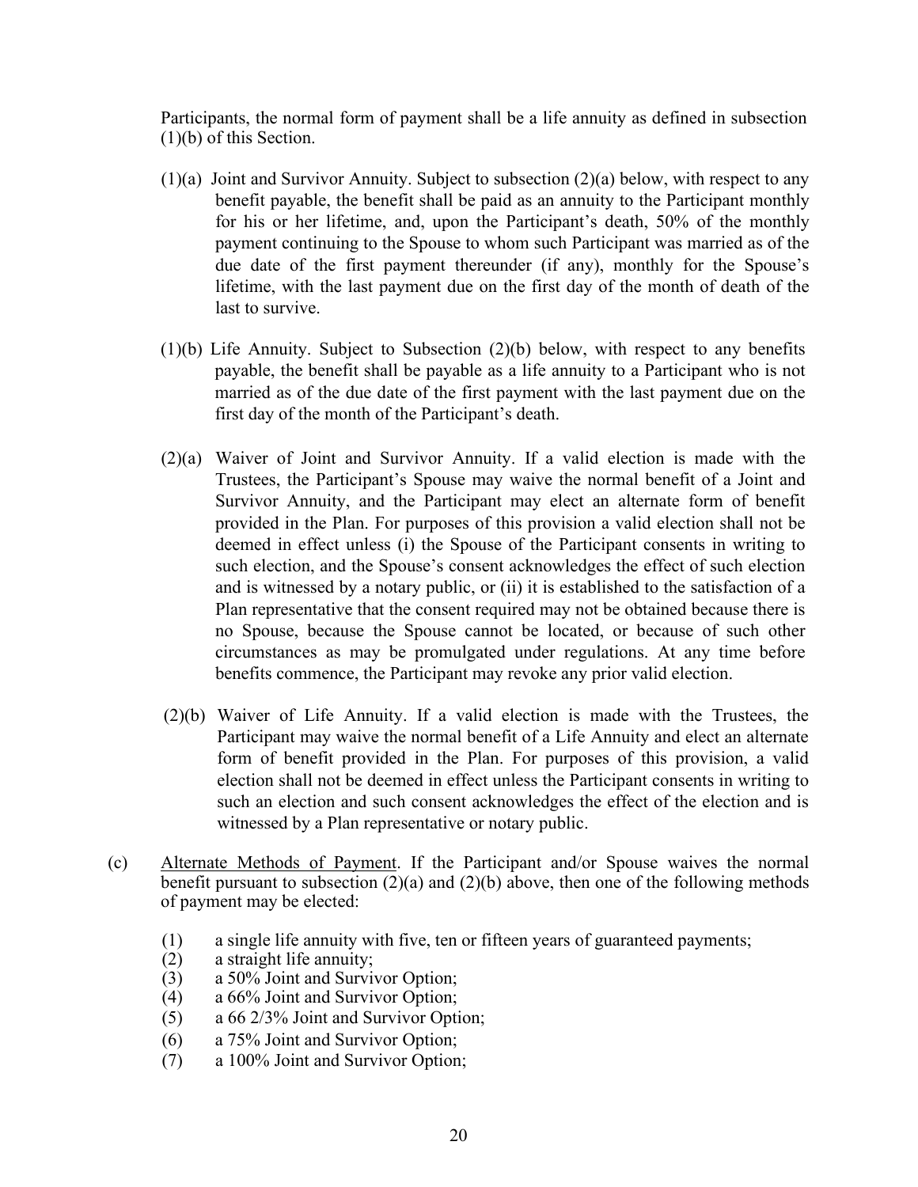Participants, the normal form of payment shall be a life annuity as defined in subsection (1)(b) of this Section.

(1)(a) Joint and Survivor Annuity. Subject to subsection (2)(a) below, with respect to any benefit payable, the benefit shall be paid as an annuity to the Participant monthly for his or her lifetime, and, upon the Participant's death, 50% of the monthly payment continuing to the Spouse to whom such Participant was married as of the due date of the first payment thereunder (if any), monthly for the Spouse's lifetime, with the last payment due on the first day of the month of death of the last to survive.

(1)(b) Life Annuity. Subject to Subsection (2)(b) below, with respect to any benefits payable, the benefit shall be payable as a life annuity to a Participant who is not married as of the due date of the first payment with the last payment due on the first day of the month of the Participant's death.

(2)(a) Waiver of Joint and Survivor Annuity. If a valid election is made with the Trustees, the Participant's Spouse may waive the normal benefit of a Joint and Survivor Annuity, and the Participant may elect an alternate form of benefit provided in the Plan. For purposes of this provision a valid election shall not be deemed in effect unless (i) the Spouse of the Participant consents in writing to such election, and the Spouse's consent acknowledges the effect of such election and is witnessed by a notary public, or (ii) it is established to the satisfaction of a Plan representative that the consent required may not be obtained because there is no Spouse, because the Spouse cannot be located, or because of such other circumstances as may be promulgated under regulations. At any time before benefits commence, the Participant may revoke any prior valid election.

(2)(b) Waiver of Life Annuity. If a valid election is made with the Trustees, the Participant may waive the normal benefit of a Life Annuity and elect an alternate form of benefit provided in the Plan. For purposes of this provision, a valid election shall not be deemed in effect unless the Participant consents in writing to such an election and such consent acknowledges the effect of the election and is witnessed by a Plan representative or notary public.

(c) <u>Alternate Methods of Payment</u>. If the Participant and/or Spouse waives the normal benefit pursuant to subsection (2)(a) and (2)(b) above, then one of the following methods of payment may be elected:

(1) a single life annuity with five, ten or fifteen years of guaranteed payments;
(2) a straight life annuity;
(3) a 50% Joint and Survivor Option;
(4) a 66% Joint and Survivor Option;
(5) a 66 2/3% Joint and Survivor Option;
(6) a 75% Joint and Survivor Option;
(7) a 100% Joint and Survivor Option;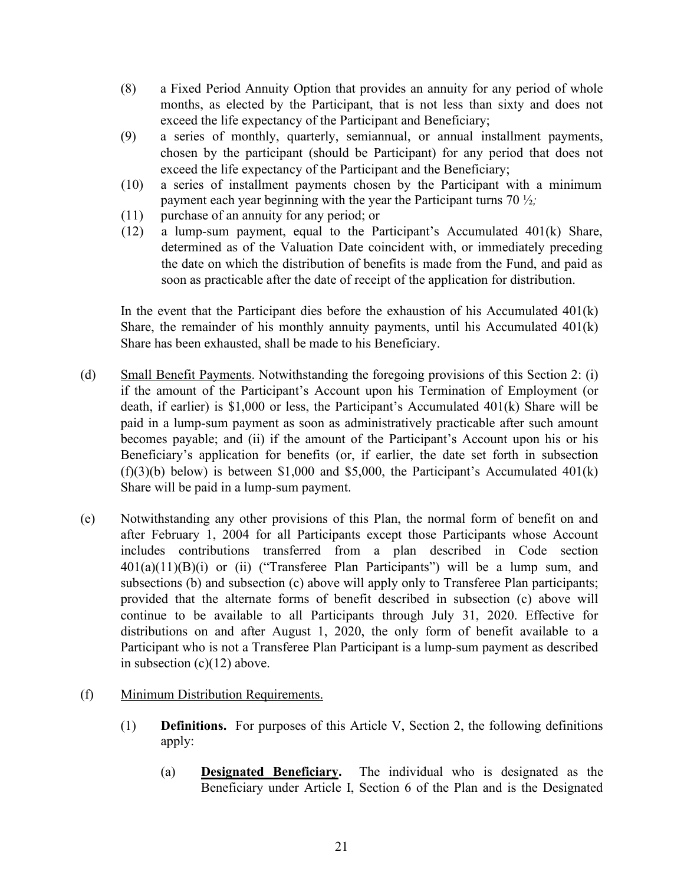(8) a Fixed Period Annuity Option that provides an annuity for any period of whole months, as elected by the Participant, that is not less than sixty and does not exceed the life expectancy of the Participant and Beneficiary;

(9) a series of monthly, quarterly, semiannual, or annual installment payments, chosen by the participant (should be Participant) for any period that does not exceed the life expectancy of the Participant and the Beneficiary;

(10) a series of installment payments chosen by the Participant with a minimum payment each year beginning with the year the Participant turns 70 ½*;*

(11) purchase of an annuity for any period; or

(12) a lump-sum payment, equal to the Participant's Accumulated 401(k) Share, determined as of the Valuation Date coincident with, or immediately preceding the date on which the distribution of benefits is made from the Fund, and paid as soon as practicable after the date of receipt of the application for distribution.

In the event that the Participant dies before the exhaustion of his Accumulated 401(k) Share, the remainder of his monthly annuity payments, until his Accumulated 401(k) Share has been exhausted, shall be made to his Beneficiary.

(d) Small Benefit Payments. Notwithstanding the foregoing provisions of this Section 2: (i) if the amount of the Participant's Account upon his Termination of Employment (or death, if earlier) is $1,000 or less, the Participant's Accumulated 401(k) Share will be paid in a lump-sum payment as soon as administratively practicable after such amount becomes payable; and (ii) if the amount of the Participant's Account upon his or his Beneficiary's application for benefits (or, if earlier, the date set forth in subsection (f)(3)(b) below) is between $1,000 and $5,000, the Participant's Accumulated 401(k) Share will be paid in a lump-sum payment.

(e) Notwithstanding any other provisions of this Plan, the normal form of benefit on and after February 1, 2004 for all Participants except those Participants whose Account includes contributions transferred from a plan described in Code section 401(a)(11)(B)(i) or (ii) ("Transferee Plan Participants") will be a lump sum, and subsections (b) and subsection (c) above will apply only to Transferee Plan participants; provided that the alternate forms of benefit described in subsection (c) above will continue to be available to all Participants through July 31, 2020. Effective for distributions on and after August 1, 2020, the only form of benefit available to a Participant who is not a Transferee Plan Participant is a lump-sum payment as described in subsection (c)(12) above.

(f) Minimum Distribution Requirements.

(1) **Definitions.** For purposes of this Article V, Section 2, the following definitions apply:

(a) **Designated Beneficiary.** The individual who is designated as the Beneficiary under Article I, Section 6 of the Plan and is the Designated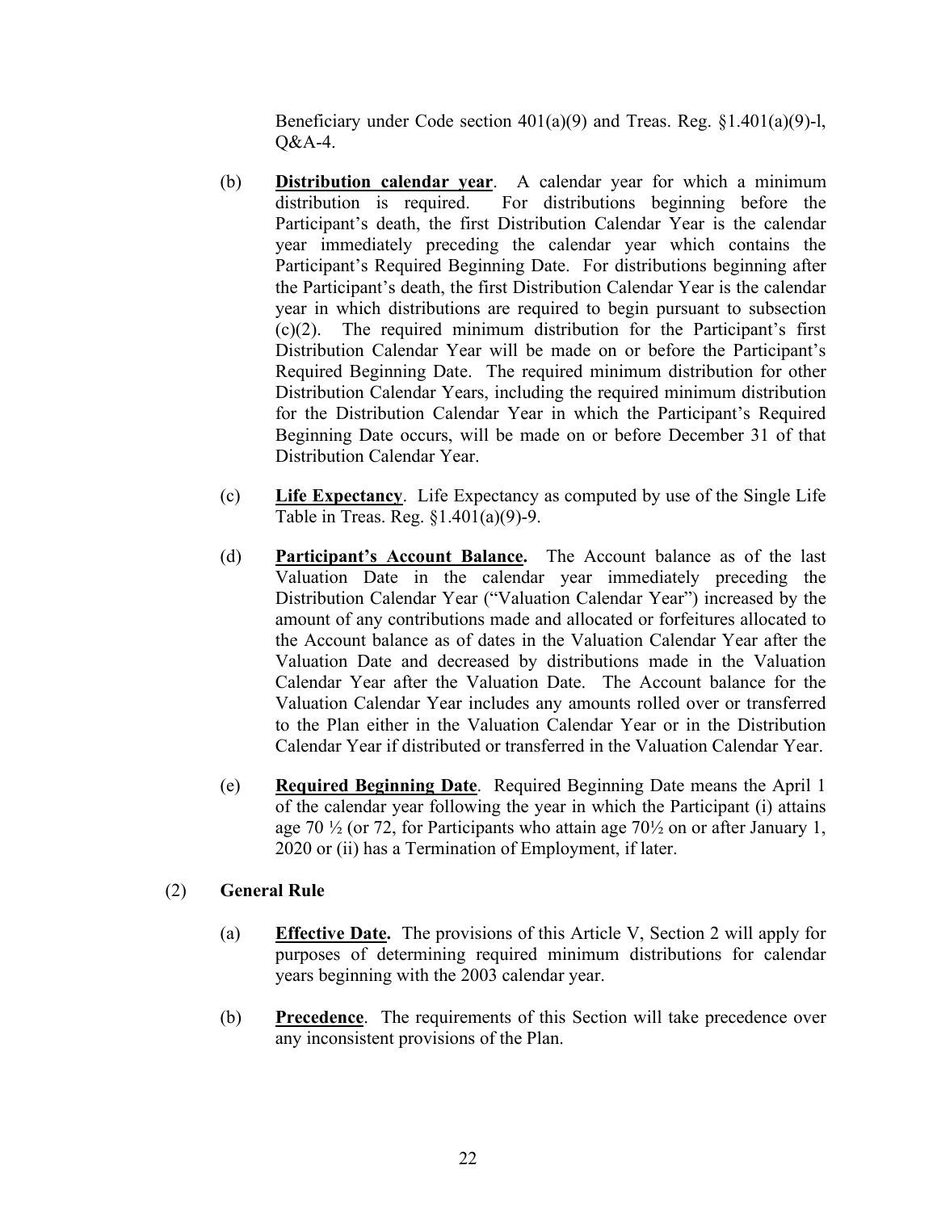Beneficiary under Code section 401(a)(9) and Treas. Reg. §1.401(a)(9)-l, Q&A-4.

(b) **Distribution calendar year**. A calendar year for which a minimum distribution is required. For distributions beginning before the Participant's death, the first Distribution Calendar Year is the calendar year immediately preceding the calendar year which contains the Participant's Required Beginning Date. For distributions beginning after the Participant's death, the first Distribution Calendar Year is the calendar year in which distributions are required to begin pursuant to subsection (c)(2). The required minimum distribution for the Participant's first Distribution Calendar Year will be made on or before the Participant's Required Beginning Date. The required minimum distribution for other Distribution Calendar Years, including the required minimum distribution for the Distribution Calendar Year in which the Participant's Required Beginning Date occurs, will be made on or before December 31 of that Distribution Calendar Year.

(c) **Life Expectancy**. Life Expectancy as computed by use of the Single Life Table in Treas. Reg. §1.401(a)(9)-9.

(d) **Participant's Account Balance.** The Account balance as of the last Valuation Date in the calendar year immediately preceding the Distribution Calendar Year ("Valuation Calendar Year") increased by the amount of any contributions made and allocated or forfeitures allocated to the Account balance as of dates in the Valuation Calendar Year after the Valuation Date and decreased by distributions made in the Valuation Calendar Year after the Valuation Date. The Account balance for the Valuation Calendar Year includes any amounts rolled over or transferred to the Plan either in the Valuation Calendar Year or in the Distribution Calendar Year if distributed or transferred in the Valuation Calendar Year.

(e) **Required Beginning Date**. Required Beginning Date means the April 1 of the calendar year following the year in which the Participant (i) attains age 70 ½ (or 72, for Participants who attain age 70½ on or after January 1, 2020 or (ii) has a Termination of Employment, if later.

(2) **General Rule**

(a) **Effective Date.** The provisions of this Article V, Section 2 will apply for purposes of determining required minimum distributions for calendar years beginning with the 2003 calendar year.

(b) **Precedence**. The requirements of this Section will take precedence over any inconsistent provisions of the Plan.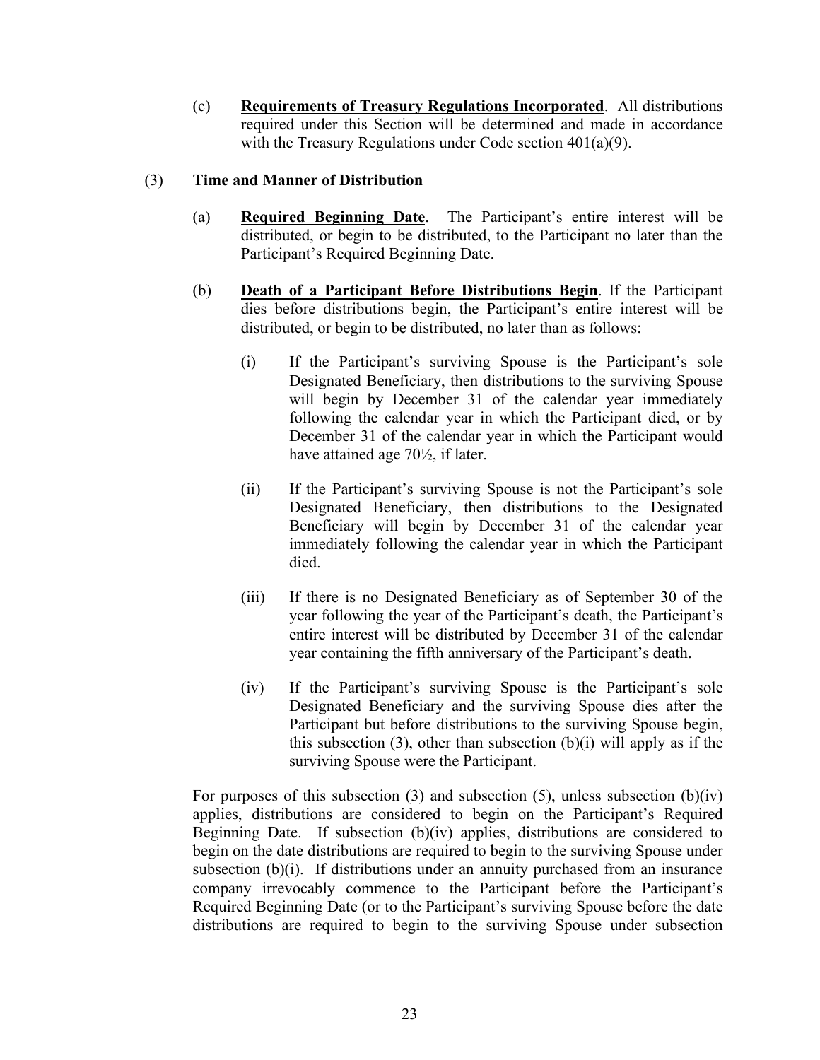(c) **Requirements of Treasury Regulations Incorporated**. All distributions required under this Section will be determined and made in accordance with the Treasury Regulations under Code section 401(a)(9).

(3) **Time and Manner of Distribution**

(a) **Required Beginning Date**. The Participant's entire interest will be distributed, or begin to be distributed, to the Participant no later than the Participant's Required Beginning Date.

(b) **Death of a Participant Before Distributions Begin**. If the Participant dies before distributions begin, the Participant's entire interest will be distributed, or begin to be distributed, no later than as follows:

(i) If the Participant's surviving Spouse is the Participant's sole Designated Beneficiary, then distributions to the surviving Spouse will begin by December 31 of the calendar year immediately following the calendar year in which the Participant died, or by December 31 of the calendar year in which the Participant would have attained age 70½, if later.

(ii) If the Participant's surviving Spouse is not the Participant's sole Designated Beneficiary, then distributions to the Designated Beneficiary will begin by December 31 of the calendar year immediately following the calendar year in which the Participant died.

(iii) If there is no Designated Beneficiary as of September 30 of the year following the year of the Participant's death, the Participant's entire interest will be distributed by December 31 of the calendar year containing the fifth anniversary of the Participant's death.

(iv) If the Participant's surviving Spouse is the Participant's sole Designated Beneficiary and the surviving Spouse dies after the Participant but before distributions to the surviving Spouse begin, this subsection (3), other than subsection (b)(i) will apply as if the surviving Spouse were the Participant.

For purposes of this subsection (3) and subsection (5), unless subsection (b)(iv) applies, distributions are considered to begin on the Participant's Required Beginning Date. If subsection (b)(iv) applies, distributions are considered to begin on the date distributions are required to begin to the surviving Spouse under subsection (b)(i). If distributions under an annuity purchased from an insurance company irrevocably commence to the Participant before the Participant's Required Beginning Date (or to the Participant's surviving Spouse before the date distributions are required to begin to the surviving Spouse under subsection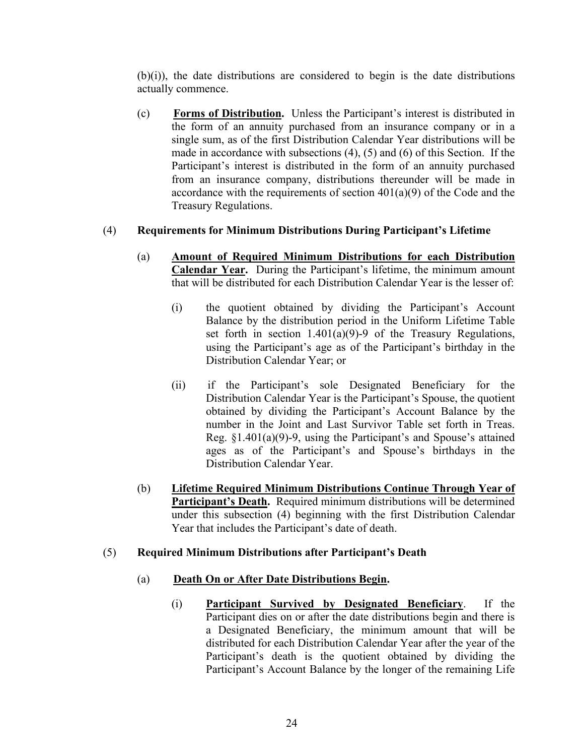(b)(i)), the date distributions are considered to begin is the date distributions actually commence.

(c) **Forms of Distribution.** Unless the Participant's interest is distributed in the form of an annuity purchased from an insurance company or in a single sum, as of the first Distribution Calendar Year distributions will be made in accordance with subsections (4), (5) and (6) of this Section. If the Participant's interest is distributed in the form of an annuity purchased from an insurance company, distributions thereunder will be made in accordance with the requirements of section 401(a)(9) of the Code and the Treasury Regulations.

(4) **Requirements for Minimum Distributions During Participant's Lifetime**

(a) **Amount of Required Minimum Distributions for each Distribution Calendar Year.** During the Participant's lifetime, the minimum amount that will be distributed for each Distribution Calendar Year is the lesser of:

(i) the quotient obtained by dividing the Participant's Account Balance by the distribution period in the Uniform Lifetime Table set forth in section 1.401(a)(9)-9 of the Treasury Regulations, using the Participant's age as of the Participant's birthday in the Distribution Calendar Year; or

(ii) if the Participant's sole Designated Beneficiary for the Distribution Calendar Year is the Participant's Spouse, the quotient obtained by dividing the Participant's Account Balance by the number in the Joint and Last Survivor Table set forth in Treas. Reg. §1.401(a)(9)-9, using the Participant's and Spouse's attained ages as of the Participant's and Spouse's birthdays in the Distribution Calendar Year.

(b) **Lifetime Required Minimum Distributions Continue Through Year of Participant's Death.** Required minimum distributions will be determined under this subsection (4) beginning with the first Distribution Calendar Year that includes the Participant's date of death.

(5) **Required Minimum Distributions after Participant's Death**

(a) **Death On or After Date Distributions Begin.**

(i) **Participant Survived by Designated Beneficiary**. If the Participant dies on or after the date distributions begin and there is a Designated Beneficiary, the minimum amount that will be distributed for each Distribution Calendar Year after the year of the Participant's death is the quotient obtained by dividing the Participant's Account Balance by the longer of the remaining Life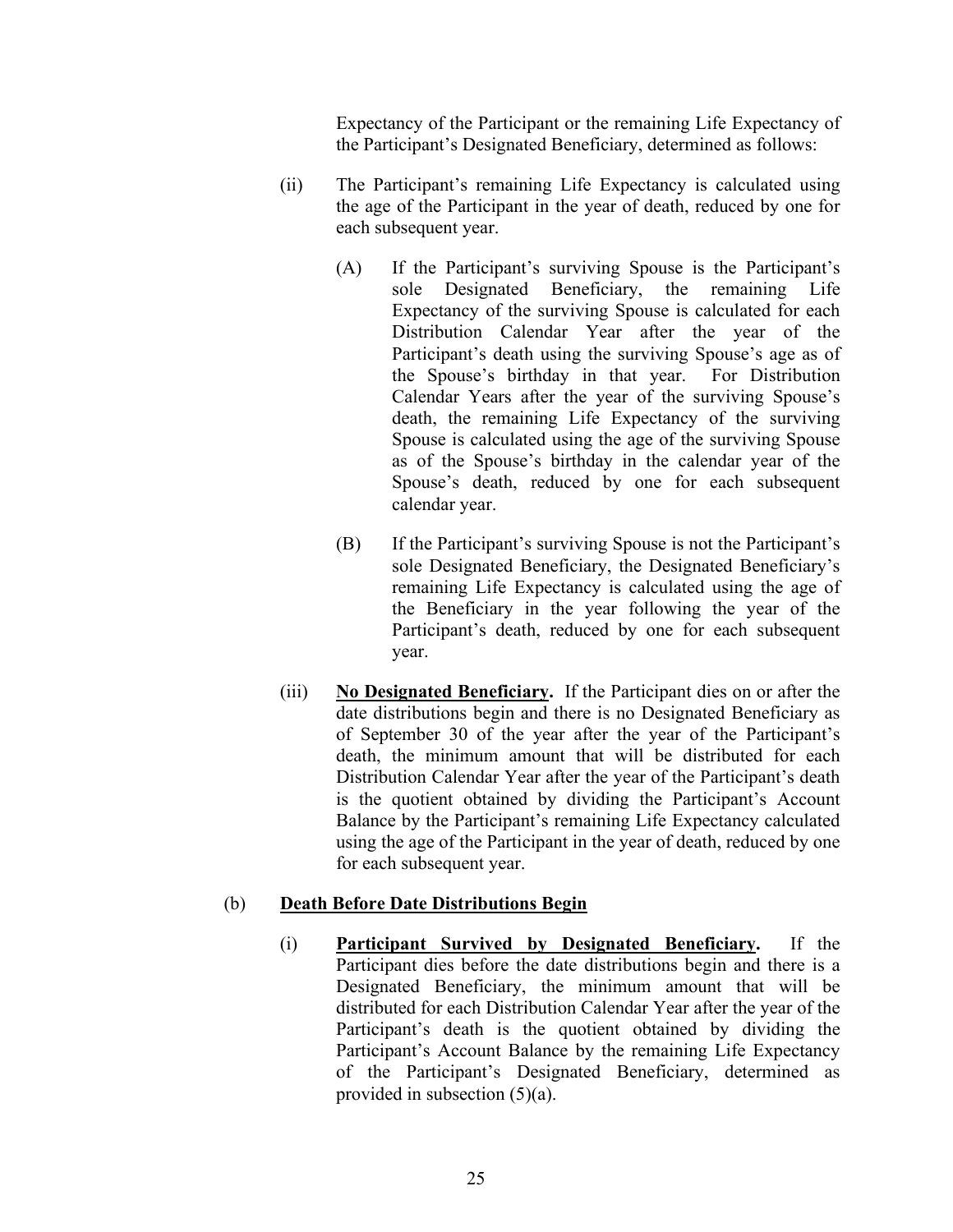Expectancy of the Participant or the remaining Life Expectancy of the Participant's Designated Beneficiary, determined as follows:

(ii) The Participant's remaining Life Expectancy is calculated using the age of the Participant in the year of death, reduced by one for each subsequent year.

(A) If the Participant's surviving Spouse is the Participant's sole Designated Beneficiary, the remaining Life Expectancy of the surviving Spouse is calculated for each Distribution Calendar Year after the year of the Participant's death using the surviving Spouse's age as of the Spouse's birthday in that year. For Distribution Calendar Years after the year of the surviving Spouse's death, the remaining Life Expectancy of the surviving Spouse is calculated using the age of the surviving Spouse as of the Spouse's birthday in the calendar year of the Spouse's death, reduced by one for each subsequent calendar year.

(B) If the Participant's surviving Spouse is not the Participant's sole Designated Beneficiary, the Designated Beneficiary's remaining Life Expectancy is calculated using the age of the Beneficiary in the year following the year of the Participant's death, reduced by one for each subsequent year.

(iii) **No Designated Beneficiary.** If the Participant dies on or after the date distributions begin and there is no Designated Beneficiary as of September 30 of the year after the year of the Participant's death, the minimum amount that will be distributed for each Distribution Calendar Year after the year of the Participant's death is the quotient obtained by dividing the Participant's Account Balance by the Participant's remaining Life Expectancy calculated using the age of the Participant in the year of death, reduced by one for each subsequent year.

(b) **Death Before Date Distributions Begin**

(i) **Participant Survived by Designated Beneficiary.** If the Participant dies before the date distributions begin and there is a Designated Beneficiary, the minimum amount that will be distributed for each Distribution Calendar Year after the year of the Participant's death is the quotient obtained by dividing the Participant's Account Balance by the remaining Life Expectancy of the Participant's Designated Beneficiary, determined as provided in subsection (5)(a).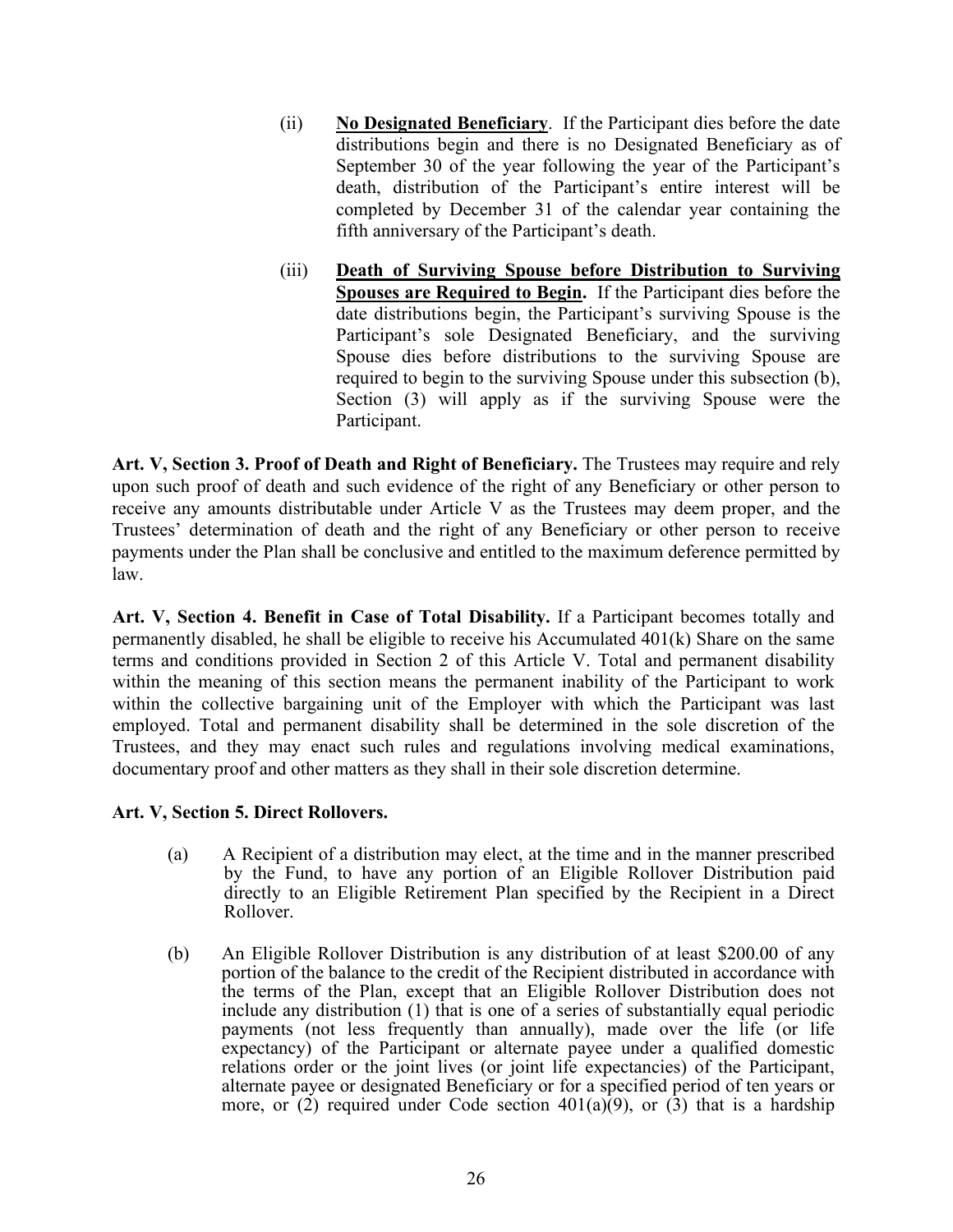(ii) **No Designated Beneficiary**. If the Participant dies before the date distributions begin and there is no Designated Beneficiary as of September 30 of the year following the year of the Participant's death, distribution of the Participant's entire interest will be completed by December 31 of the calendar year containing the fifth anniversary of the Participant's death.

(iii) **Death of Surviving Spouse before Distribution to Surviving Spouses are Required to Begin.** If the Participant dies before the date distributions begin, the Participant's surviving Spouse is the Participant's sole Designated Beneficiary, and the surviving Spouse dies before distributions to the surviving Spouse are required to begin to the surviving Spouse under this subsection (b), Section (3) will apply as if the surviving Spouse were the Participant.

**Art. V, Section 3. Proof of Death and Right of Beneficiary.** The Trustees may require and rely upon such proof of death and such evidence of the right of any Beneficiary or other person to receive any amounts distributable under Article V as the Trustees may deem proper, and the Trustees' determination of death and the right of any Beneficiary or other person to receive payments under the Plan shall be conclusive and entitled to the maximum deference permitted by law.

**Art. V, Section 4. Benefit in Case of Total Disability.** If a Participant becomes totally and permanently disabled, he shall be eligible to receive his Accumulated 401(k) Share on the same terms and conditions provided in Section 2 of this Article V. Total and permanent disability within the meaning of this section means the permanent inability of the Participant to work within the collective bargaining unit of the Employer with which the Participant was last employed. Total and permanent disability shall be determined in the sole discretion of the Trustees, and they may enact such rules and regulations involving medical examinations, documentary proof and other matters as they shall in their sole discretion determine.

**Art. V, Section 5. Direct Rollovers.**

(a) A Recipient of a distribution may elect, at the time and in the manner prescribed by the Fund, to have any portion of an Eligible Rollover Distribution paid directly to an Eligible Retirement Plan specified by the Recipient in a Direct Rollover.

(b) An Eligible Rollover Distribution is any distribution of at least $200.00 of any portion of the balance to the credit of the Recipient distributed in accordance with the terms of the Plan, except that an Eligible Rollover Distribution does not include any distribution (1) that is one of a series of substantially equal periodic payments (not less frequently than annually), made over the life (or life expectancy) of the Participant or alternate payee under a qualified domestic relations order or the joint lives (or joint life expectancies) of the Participant, alternate payee or designated Beneficiary or for a specified period of ten years or more, or (2) required under Code section 401(a)(9), or (3) that is a hardship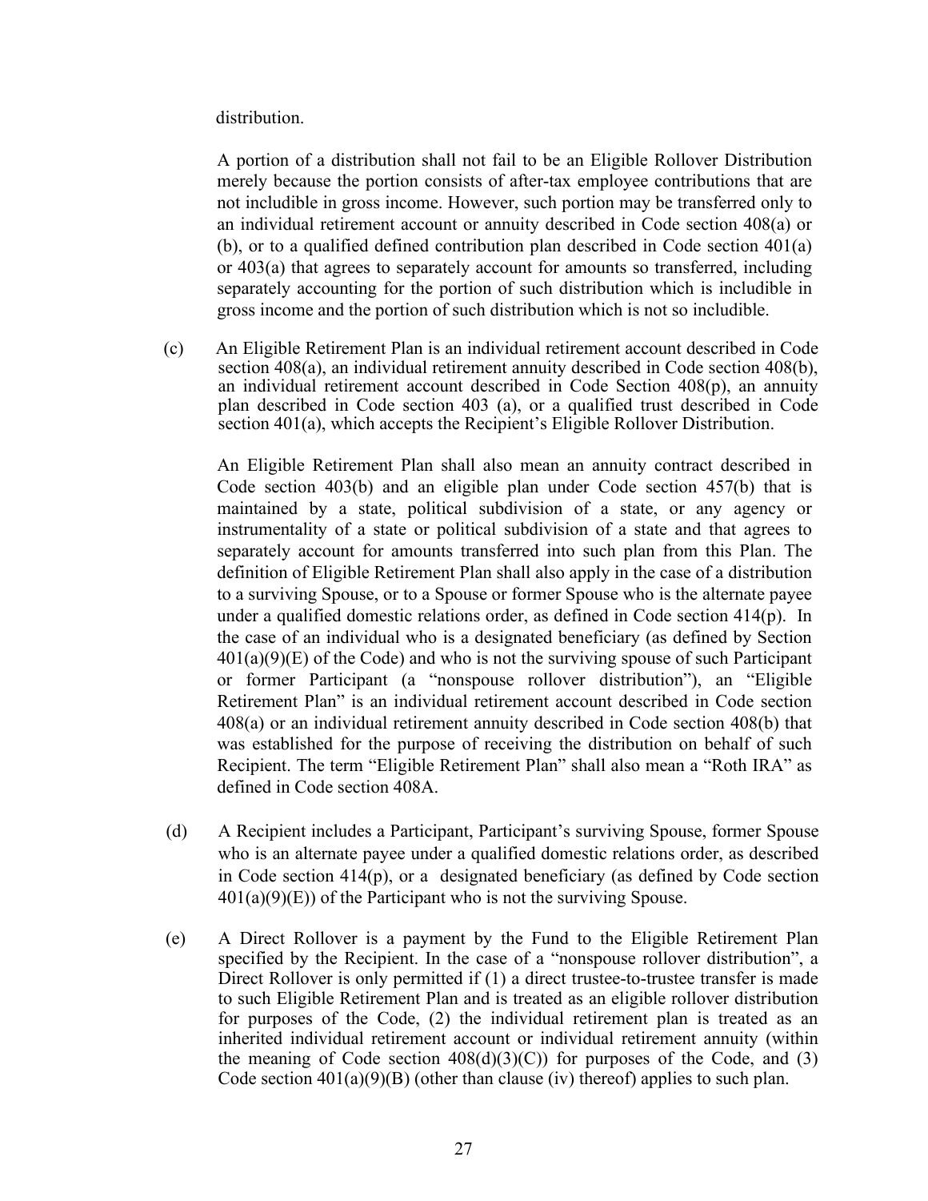distribution.

A portion of a distribution shall not fail to be an Eligible Rollover Distribution merely because the portion consists of after-tax employee contributions that are not includible in gross income. However, such portion may be transferred only to an individual retirement account or annuity described in Code section 408(a) or (b), or to a qualified defined contribution plan described in Code section 401(a) or 403(a) that agrees to separately account for amounts so transferred, including separately accounting for the portion of such distribution which is includible in gross income and the portion of such distribution which is not so includible.

(c) An Eligible Retirement Plan is an individual retirement account described in Code section 408(a), an individual retirement annuity described in Code section 408(b), an individual retirement account described in Code Section 408(p), an annuity plan described in Code section 403 (a), or a qualified trust described in Code section 401(a), which accepts the Recipient's Eligible Rollover Distribution.

An Eligible Retirement Plan shall also mean an annuity contract described in Code section 403(b) and an eligible plan under Code section 457(b) that is maintained by a state, political subdivision of a state, or any agency or instrumentality of a state or political subdivision of a state and that agrees to separately account for amounts transferred into such plan from this Plan. The definition of Eligible Retirement Plan shall also apply in the case of a distribution to a surviving Spouse, or to a Spouse or former Spouse who is the alternate payee under a qualified domestic relations order, as defined in Code section 414(p). In the case of an individual who is a designated beneficiary (as defined by Section 401(a)(9)(E) of the Code) and who is not the surviving spouse of such Participant or former Participant (a "nonspouse rollover distribution"), an "Eligible Retirement Plan" is an individual retirement account described in Code section 408(a) or an individual retirement annuity described in Code section 408(b) that was established for the purpose of receiving the distribution on behalf of such Recipient. The term "Eligible Retirement Plan" shall also mean a "Roth IRA" as defined in Code section 408A.

(d) A Recipient includes a Participant, Participant's surviving Spouse, former Spouse who is an alternate payee under a qualified domestic relations order, as described in Code section 414(p), or a designated beneficiary (as defined by Code section 401(a)(9)(E)) of the Participant who is not the surviving Spouse.

(e) A Direct Rollover is a payment by the Fund to the Eligible Retirement Plan specified by the Recipient. In the case of a "nonspouse rollover distribution", a Direct Rollover is only permitted if (1) a direct trustee-to-trustee transfer is made to such Eligible Retirement Plan and is treated as an eligible rollover distribution for purposes of the Code, (2) the individual retirement plan is treated as an inherited individual retirement account or individual retirement annuity (within the meaning of Code section 408(d)(3)(C)) for purposes of the Code, and (3) Code section 401(a)(9)(B) (other than clause (iv) thereof) applies to such plan.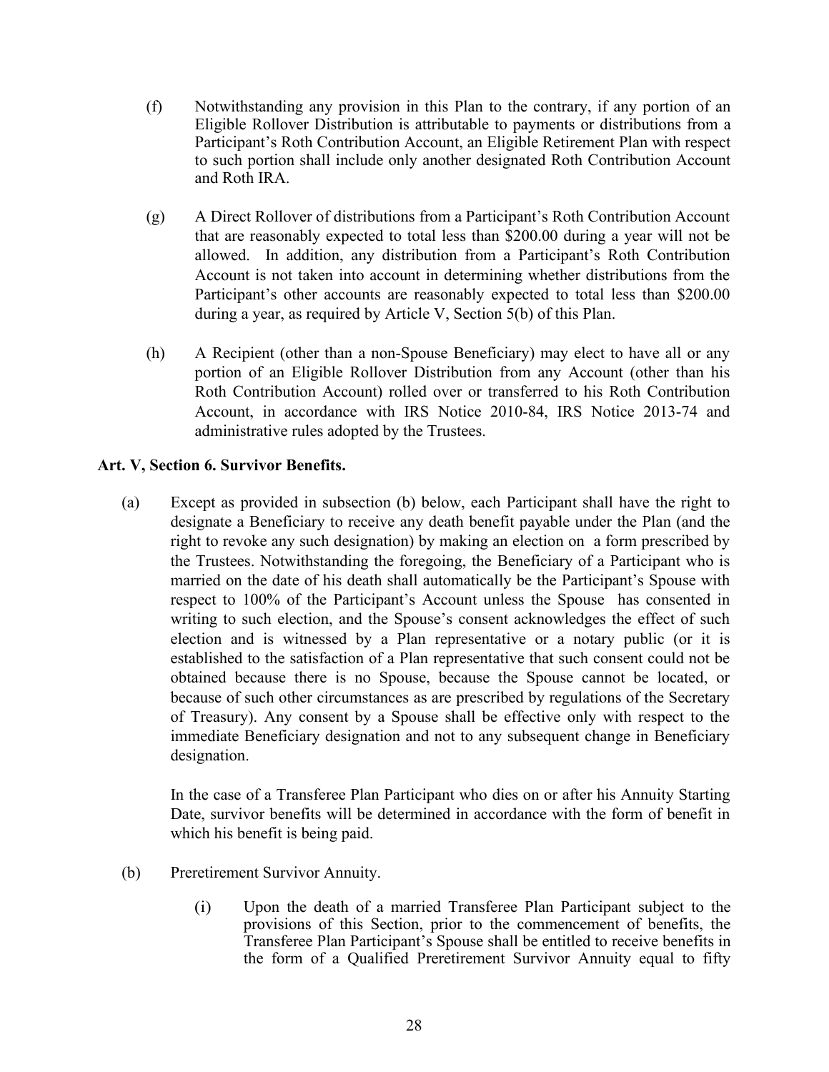(f) Notwithstanding any provision in this Plan to the contrary, if any portion of an Eligible Rollover Distribution is attributable to payments or distributions from a Participant's Roth Contribution Account, an Eligible Retirement Plan with respect to such portion shall include only another designated Roth Contribution Account and Roth IRA.

(g) A Direct Rollover of distributions from a Participant's Roth Contribution Account that are reasonably expected to total less than $200.00 during a year will not be allowed. In addition, any distribution from a Participant's Roth Contribution Account is not taken into account in determining whether distributions from the Participant's other accounts are reasonably expected to total less than $200.00 during a year, as required by Article V, Section 5(b) of this Plan.

(h) A Recipient (other than a non-Spouse Beneficiary) may elect to have all or any portion of an Eligible Rollover Distribution from any Account (other than his Roth Contribution Account) rolled over or transferred to his Roth Contribution Account, in accordance with IRS Notice 2010-84, IRS Notice 2013-74 and administrative rules adopted by the Trustees.

**Art. V, Section 6. Survivor Benefits.**

(a) Except as provided in subsection (b) below, each Participant shall have the right to designate a Beneficiary to receive any death benefit payable under the Plan (and the right to revoke any such designation) by making an election on a form prescribed by the Trustees. Notwithstanding the foregoing, the Beneficiary of a Participant who is married on the date of his death shall automatically be the Participant's Spouse with respect to 100% of the Participant's Account unless the Spouse has consented in writing to such election, and the Spouse's consent acknowledges the effect of such election and is witnessed by a Plan representative or a notary public (or it is established to the satisfaction of a Plan representative that such consent could not be obtained because there is no Spouse, because the Spouse cannot be located, or because of such other circumstances as are prescribed by regulations of the Secretary of Treasury). Any consent by a Spouse shall be effective only with respect to the immediate Beneficiary designation and not to any subsequent change in Beneficiary designation.

In the case of a Transferee Plan Participant who dies on or after his Annuity Starting Date, survivor benefits will be determined in accordance with the form of benefit in which his benefit is being paid.

(b) Preretirement Survivor Annuity.

(i) Upon the death of a married Transferee Plan Participant subject to the provisions of this Section, prior to the commencement of benefits, the Transferee Plan Participant's Spouse shall be entitled to receive benefits in the form of a Qualified Preretirement Survivor Annuity equal to fifty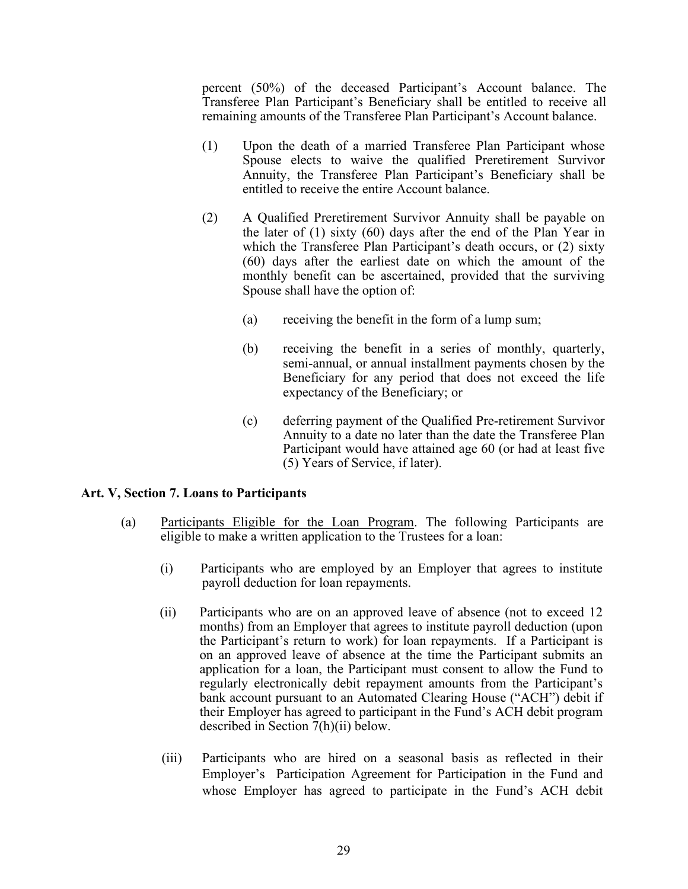percent (50%) of the deceased Participant's Account balance. The Transferee Plan Participant's Beneficiary shall be entitled to receive all remaining amounts of the Transferee Plan Participant's Account balance.

(1) Upon the death of a married Transferee Plan Participant whose Spouse elects to waive the qualified Preretirement Survivor Annuity, the Transferee Plan Participant's Beneficiary shall be entitled to receive the entire Account balance.

(2) A Qualified Preretirement Survivor Annuity shall be payable on the later of (1) sixty (60) days after the end of the Plan Year in which the Transferee Plan Participant's death occurs, or (2) sixty (60) days after the earliest date on which the amount of the monthly benefit can be ascertained, provided that the surviving Spouse shall have the option of:

(a) receiving the benefit in the form of a lump sum;

(b) receiving the benefit in a series of monthly, quarterly, semi-annual, or annual installment payments chosen by the Beneficiary for any period that does not exceed the life expectancy of the Beneficiary; or

(c) deferring payment of the Qualified Pre-retirement Survivor Annuity to a date no later than the date the Transferee Plan Participant would have attained age 60 (or had at least five (5) Years of Service, if later).

**Art. V, Section 7. Loans to Participants**

(a) Participants Eligible for the Loan Program. The following Participants are eligible to make a written application to the Trustees for a loan:

(i) Participants who are employed by an Employer that agrees to institute payroll deduction for loan repayments.

(ii) Participants who are on an approved leave of absence (not to exceed 12 months) from an Employer that agrees to institute payroll deduction (upon the Participant's return to work) for loan repayments. If a Participant is on an approved leave of absence at the time the Participant submits an application for a loan, the Participant must consent to allow the Fund to regularly electronically debit repayment amounts from the Participant's bank account pursuant to an Automated Clearing House ("ACH") debit if their Employer has agreed to participant in the Fund's ACH debit program described in Section 7(h)(ii) below.

(iii) Participants who are hired on a seasonal basis as reflected in their Employer's Participation Agreement for Participation in the Fund and whose Employer has agreed to participate in the Fund's ACH debit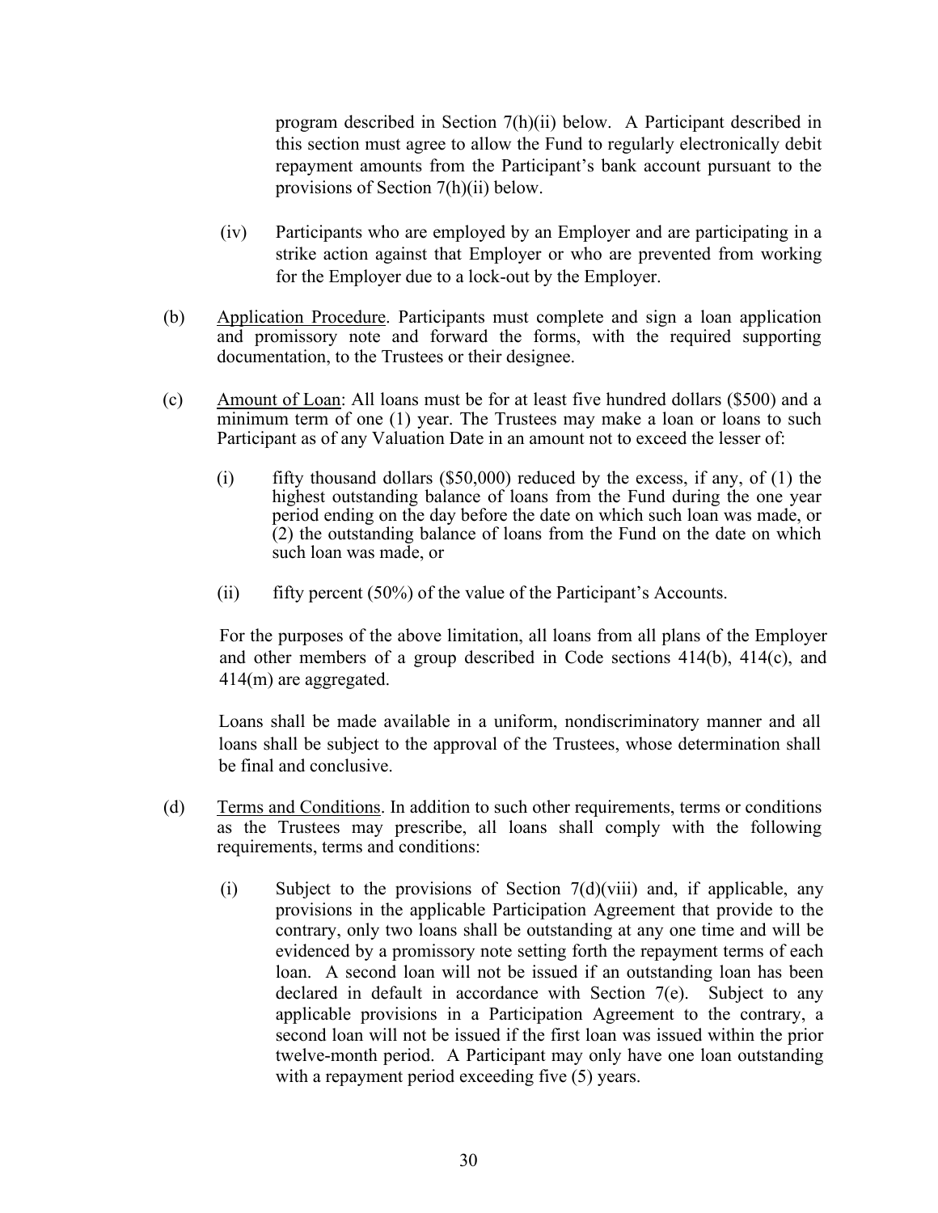program described in Section 7(h)(ii) below. A Participant described in this section must agree to allow the Fund to regularly electronically debit repayment amounts from the Participant's bank account pursuant to the provisions of Section 7(h)(ii) below.

(iv) Participants who are employed by an Employer and are participating in a strike action against that Employer or who are prevented from working for the Employer due to a lock-out by the Employer.

(b) Application Procedure. Participants must complete and sign a loan application and promissory note and forward the forms, with the required supporting documentation, to the Trustees or their designee.

(c) Amount of Loan: All loans must be for at least five hundred dollars ($500) and a minimum term of one (1) year. The Trustees may make a loan or loans to such Participant as of any Valuation Date in an amount not to exceed the lesser of:

(i) fifty thousand dollars ($50,000) reduced by the excess, if any, of (1) the highest outstanding balance of loans from the Fund during the one year period ending on the day before the date on which such loan was made, or (2) the outstanding balance of loans from the Fund on the date on which such loan was made, or

(ii) fifty percent (50%) of the value of the Participant's Accounts.

For the purposes of the above limitation, all loans from all plans of the Employer and other members of a group described in Code sections 414(b), 414(c), and 414(m) are aggregated.

Loans shall be made available in a uniform, nondiscriminatory manner and all loans shall be subject to the approval of the Trustees, whose determination shall be final and conclusive.

(d) Terms and Conditions. In addition to such other requirements, terms or conditions as the Trustees may prescribe, all loans shall comply with the following requirements, terms and conditions:

(i) Subject to the provisions of Section 7(d)(viii) and, if applicable, any provisions in the applicable Participation Agreement that provide to the contrary, only two loans shall be outstanding at any one time and will be evidenced by a promissory note setting forth the repayment terms of each loan. A second loan will not be issued if an outstanding loan has been declared in default in accordance with Section 7(e). Subject to any applicable provisions in a Participation Agreement to the contrary, a second loan will not be issued if the first loan was issued within the prior twelve-month period. A Participant may only have one loan outstanding with a repayment period exceeding five (5) years.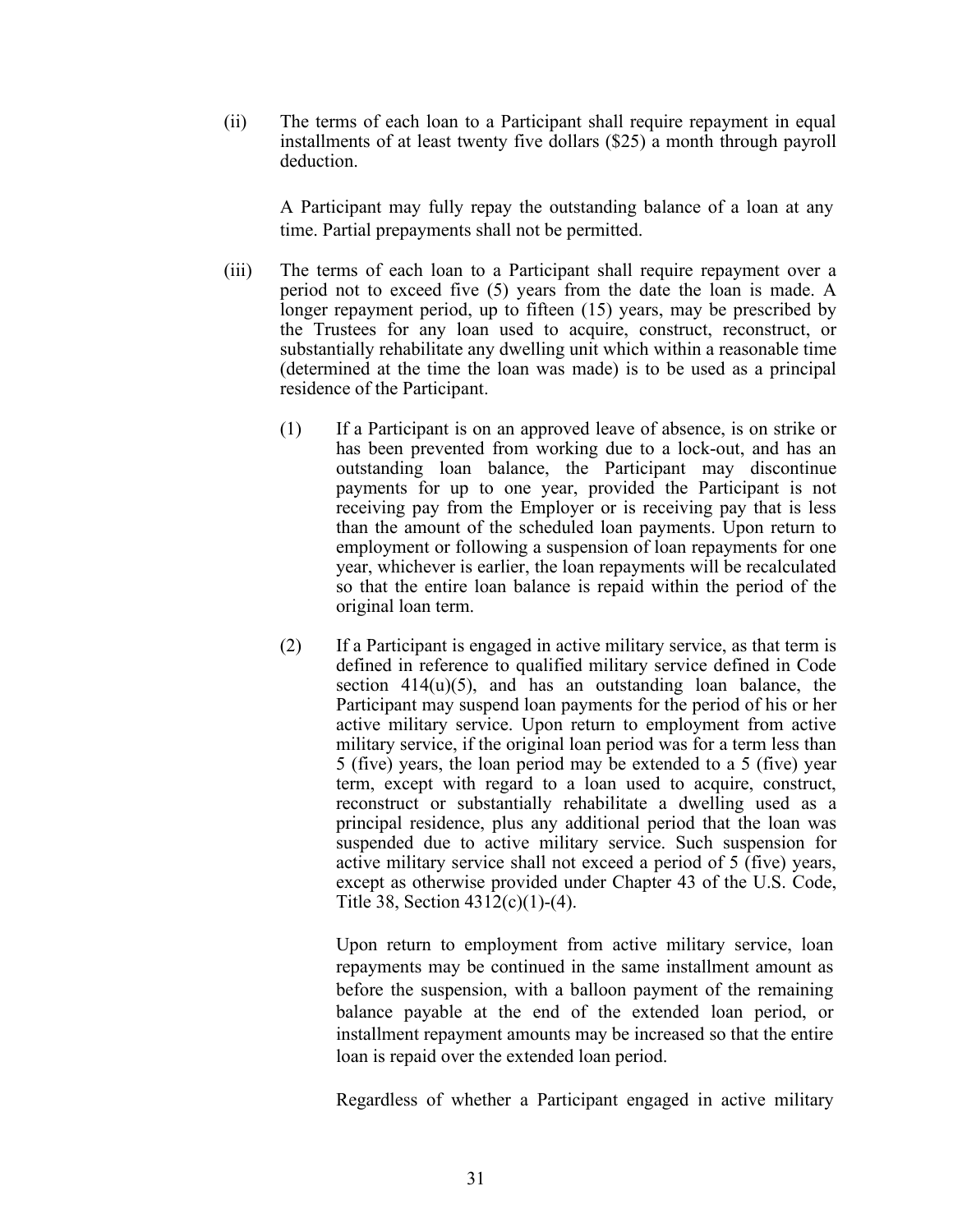(ii) The terms of each loan to a Participant shall require repayment in equal installments of at least twenty five dollars ($25) a month through payroll deduction.

A Participant may fully repay the outstanding balance of a loan at any time. Partial prepayments shall not be permitted.

(iii) The terms of each loan to a Participant shall require repayment over a period not to exceed five (5) years from the date the loan is made. A longer repayment period, up to fifteen (15) years, may be prescribed by the Trustees for any loan used to acquire, construct, reconstruct, or substantially rehabilitate any dwelling unit which within a reasonable time (determined at the time the loan was made) is to be used as a principal residence of the Participant.

(1) If a Participant is on an approved leave of absence, is on strike or has been prevented from working due to a lock-out, and has an outstanding loan balance, the Participant may discontinue payments for up to one year, provided the Participant is not receiving pay from the Employer or is receiving pay that is less than the amount of the scheduled loan payments. Upon return to employment or following a suspension of loan repayments for one year, whichever is earlier, the loan repayments will be recalculated so that the entire loan balance is repaid within the period of the original loan term.

(2) If a Participant is engaged in active military service, as that term is defined in reference to qualified military service defined in Code section 414(u)(5), and has an outstanding loan balance, the Participant may suspend loan payments for the period of his or her active military service. Upon return to employment from active military service, if the original loan period was for a term less than 5 (five) years, the loan period may be extended to a 5 (five) year term, except with regard to a loan used to acquire, construct, reconstruct or substantially rehabilitate a dwelling used as a principal residence, plus any additional period that the loan was suspended due to active military service. Such suspension for active military service shall not exceed a period of 5 (five) years, except as otherwise provided under Chapter 43 of the U.S. Code, Title 38, Section 4312(c)(1)-(4).

Upon return to employment from active military service, loan repayments may be continued in the same installment amount as before the suspension, with a balloon payment of the remaining balance payable at the end of the extended loan period, or installment repayment amounts may be increased so that the entire loan is repaid over the extended loan period.

Regardless of whether a Participant engaged in active military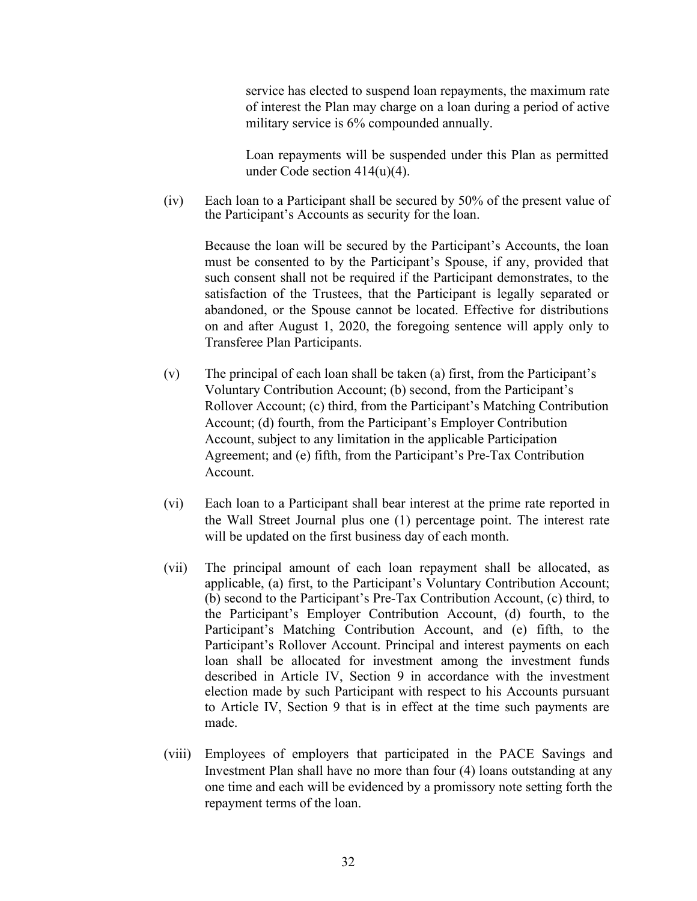service has elected to suspend loan repayments, the maximum rate of interest the Plan may charge on a loan during a period of active military service is 6% compounded annually.

Loan repayments will be suspended under this Plan as permitted under Code section 414(u)(4).

(iv) Each loan to a Participant shall be secured by 50% of the present value of the Participant's Accounts as security for the loan.

Because the loan will be secured by the Participant's Accounts, the loan must be consented to by the Participant's Spouse, if any, provided that such consent shall not be required if the Participant demonstrates, to the satisfaction of the Trustees, that the Participant is legally separated or abandoned, or the Spouse cannot be located. Effective for distributions on and after August 1, 2020, the foregoing sentence will apply only to Transferee Plan Participants.

(v) The principal of each loan shall be taken (a) first, from the Participant's Voluntary Contribution Account; (b) second, from the Participant's Rollover Account; (c) third, from the Participant's Matching Contribution Account; (d) fourth, from the Participant's Employer Contribution Account, subject to any limitation in the applicable Participation Agreement; and (e) fifth, from the Participant's Pre-Tax Contribution Account.

(vi) Each loan to a Participant shall bear interest at the prime rate reported in the Wall Street Journal plus one (1) percentage point. The interest rate will be updated on the first business day of each month.

(vii) The principal amount of each loan repayment shall be allocated, as applicable, (a) first, to the Participant's Voluntary Contribution Account; (b) second to the Participant's Pre-Tax Contribution Account, (c) third, to the Participant's Employer Contribution Account, (d) fourth, to the Participant's Matching Contribution Account, and (e) fifth, to the Participant's Rollover Account. Principal and interest payments on each loan shall be allocated for investment among the investment funds described in Article IV, Section 9 in accordance with the investment election made by such Participant with respect to his Accounts pursuant to Article IV, Section 9 that is in effect at the time such payments are made.

(viii) Employees of employers that participated in the PACE Savings and Investment Plan shall have no more than four (4) loans outstanding at any one time and each will be evidenced by a promissory note setting forth the repayment terms of the loan.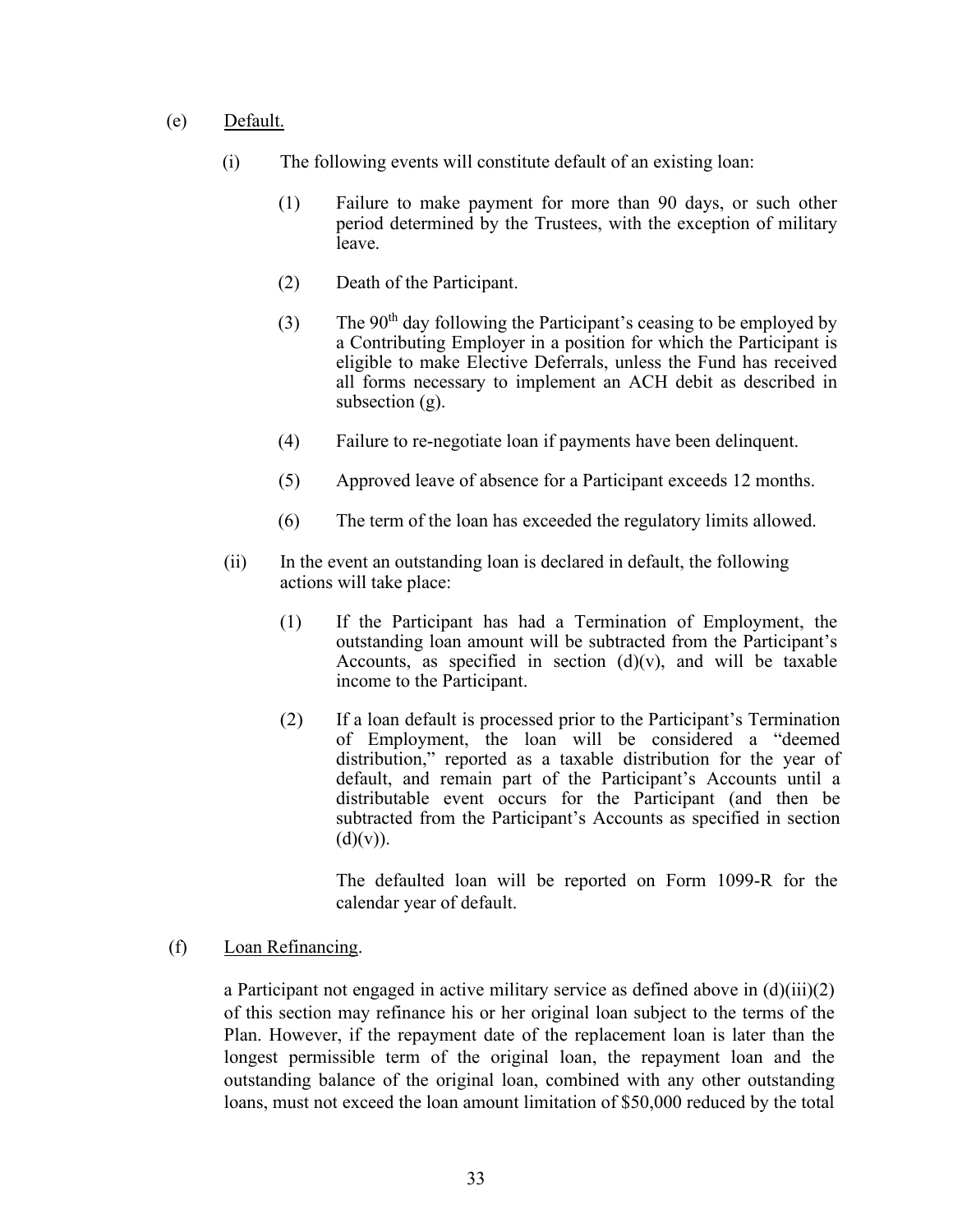(e) Default.

(i) The following events will constitute default of an existing loan:

(1) Failure to make payment for more than 90 days, or such other period determined by the Trustees, with the exception of military leave.

(2) Death of the Participant.

(3) The 90th day following the Participant's ceasing to be employed by a Contributing Employer in a position for which the Participant is eligible to make Elective Deferrals, unless the Fund has received all forms necessary to implement an ACH debit as described in subsection (g).

(4) Failure to re-negotiate loan if payments have been delinquent.

(5) Approved leave of absence for a Participant exceeds 12 months.

(6) The term of the loan has exceeded the regulatory limits allowed.

(ii) In the event an outstanding loan is declared in default, the following actions will take place:

(1) If the Participant has had a Termination of Employment, the outstanding loan amount will be subtracted from the Participant's Accounts, as specified in section (d)(v), and will be taxable income to the Participant.

(2) If a loan default is processed prior to the Participant's Termination of Employment, the loan will be considered a "deemed distribution," reported as a taxable distribution for the year of default, and remain part of the Participant's Accounts until a distributable event occurs for the Participant (and then be subtracted from the Participant's Accounts as specified in section (d)(v)).

The defaulted loan will be reported on Form 1099-R for the calendar year of default.

(f) Loan Refinancing.

a Participant not engaged in active military service as defined above in (d)(iii)(2) of this section may refinance his or her original loan subject to the terms of the Plan. However, if the repayment date of the replacement loan is later than the longest permissible term of the original loan, the repayment loan and the outstanding balance of the original loan, combined with any other outstanding loans, must not exceed the loan amount limitation of $50,000 reduced by the total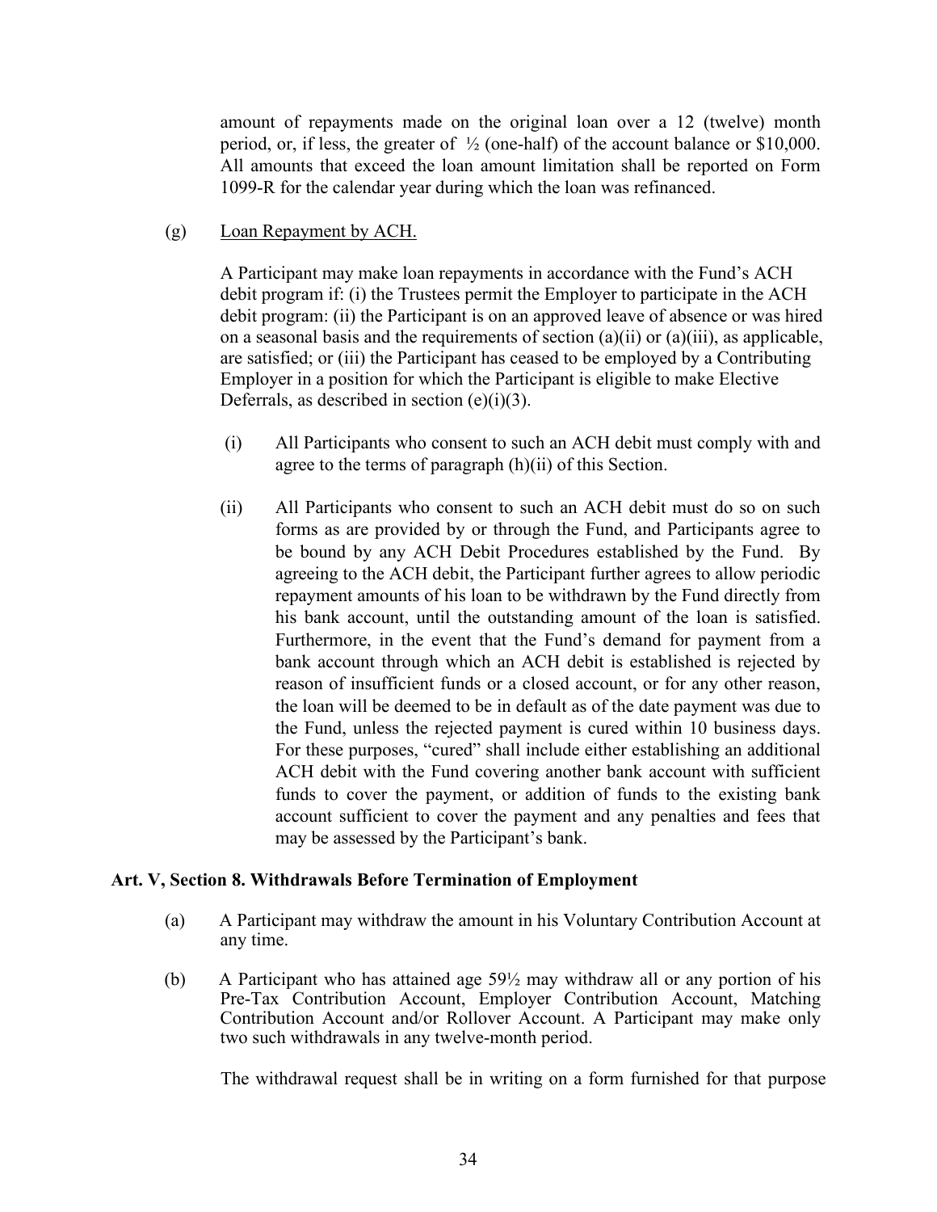amount of repayments made on the original loan over a 12 (twelve) month period, or, if less, the greater of ½ (one-half) of the account balance or $10,000. All amounts that exceed the loan amount limitation shall be reported on Form 1099-R for the calendar year during which the loan was refinanced.

(g) Loan Repayment by ACH.

A Participant may make loan repayments in accordance with the Fund's ACH debit program if: (i) the Trustees permit the Employer to participate in the ACH debit program: (ii) the Participant is on an approved leave of absence or was hired on a seasonal basis and the requirements of section (a)(ii) or (a)(iii), as applicable, are satisfied; or (iii) the Participant has ceased to be employed by a Contributing Employer in a position for which the Participant is eligible to make Elective Deferrals, as described in section (e)(i)(3).

(i) All Participants who consent to such an ACH debit must comply with and agree to the terms of paragraph (h)(ii) of this Section.

(ii) All Participants who consent to such an ACH debit must do so on such forms as are provided by or through the Fund, and Participants agree to be bound by any ACH Debit Procedures established by the Fund. By agreeing to the ACH debit, the Participant further agrees to allow periodic repayment amounts of his loan to be withdrawn by the Fund directly from his bank account, until the outstanding amount of the loan is satisfied. Furthermore, in the event that the Fund's demand for payment from a bank account through which an ACH debit is established is rejected by reason of insufficient funds or a closed account, or for any other reason, the loan will be deemed to be in default as of the date payment was due to the Fund, unless the rejected payment is cured within 10 business days. For these purposes, "cured" shall include either establishing an additional ACH debit with the Fund covering another bank account with sufficient funds to cover the payment, or addition of funds to the existing bank account sufficient to cover the payment and any penalties and fees that may be assessed by the Participant's bank.

**Art. V, Section 8. Withdrawals Before Termination of Employment**

(a) A Participant may withdraw the amount in his Voluntary Contribution Account at any time.

(b) A Participant who has attained age 59½ may withdraw all or any portion of his Pre-Tax Contribution Account, Employer Contribution Account, Matching Contribution Account and/or Rollover Account. A Participant may make only two such withdrawals in any twelve-month period.

The withdrawal request shall be in writing on a form furnished for that purpose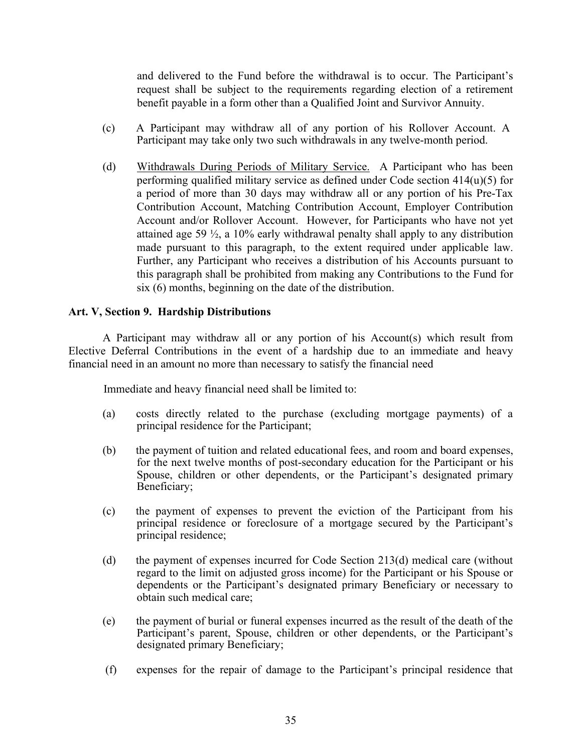and delivered to the Fund before the withdrawal is to occur. The Participant's request shall be subject to the requirements regarding election of a retirement benefit payable in a form other than a Qualified Joint and Survivor Annuity.

(c) A Participant may withdraw all of any portion of his Rollover Account. A Participant may take only two such withdrawals in any twelve-month period.

(d) Withdrawals During Periods of Military Service. A Participant who has been performing qualified military service as defined under Code section 414(u)(5) for a period of more than 30 days may withdraw all or any portion of his Pre-Tax Contribution Account, Matching Contribution Account, Employer Contribution Account and/or Rollover Account. However, for Participants who have not yet attained age 59 ½, a 10% early withdrawal penalty shall apply to any distribution made pursuant to this paragraph, to the extent required under applicable law. Further, any Participant who receives a distribution of his Accounts pursuant to this paragraph shall be prohibited from making any Contributions to the Fund for six (6) months, beginning on the date of the distribution.

**Art. V, Section 9. Hardship Distributions**

A Participant may withdraw all or any portion of his Account(s) which result from Elective Deferral Contributions in the event of a hardship due to an immediate and heavy financial need in an amount no more than necessary to satisfy the financial need

Immediate and heavy financial need shall be limited to:

(a) costs directly related to the purchase (excluding mortgage payments) of a principal residence for the Participant;

(b) the payment of tuition and related educational fees, and room and board expenses, for the next twelve months of post-secondary education for the Participant or his Spouse, children or other dependents, or the Participant's designated primary Beneficiary;

(c) the payment of expenses to prevent the eviction of the Participant from his principal residence or foreclosure of a mortgage secured by the Participant's principal residence;

(d) the payment of expenses incurred for Code Section 213(d) medical care (without regard to the limit on adjusted gross income) for the Participant or his Spouse or dependents or the Participant's designated primary Beneficiary or necessary to obtain such medical care;

(e) the payment of burial or funeral expenses incurred as the result of the death of the Participant's parent, Spouse, children or other dependents, or the Participant's designated primary Beneficiary;

(f) expenses for the repair of damage to the Participant's principal residence that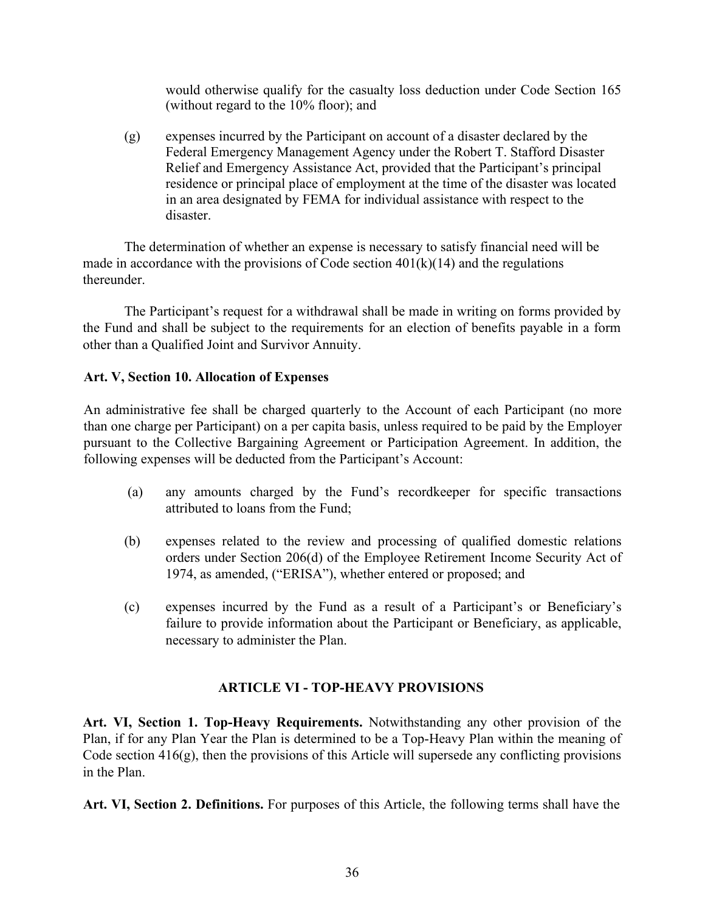would otherwise qualify for the casualty loss deduction under Code Section 165 (without regard to the 10% floor); and

(g) expenses incurred by the Participant on account of a disaster declared by the Federal Emergency Management Agency under the Robert T. Stafford Disaster Relief and Emergency Assistance Act, provided that the Participant's principal residence or principal place of employment at the time of the disaster was located in an area designated by FEMA for individual assistance with respect to the disaster.

The determination of whether an expense is necessary to satisfy financial need will be made in accordance with the provisions of Code section 401(k)(14) and the regulations thereunder.

The Participant's request for a withdrawal shall be made in writing on forms provided by the Fund and shall be subject to the requirements for an election of benefits payable in a form other than a Qualified Joint and Survivor Annuity.

**Art. V, Section 10. Allocation of Expenses**

An administrative fee shall be charged quarterly to the Account of each Participant (no more than one charge per Participant) on a per capita basis, unless required to be paid by the Employer pursuant to the Collective Bargaining Agreement or Participation Agreement. In addition, the following expenses will be deducted from the Participant's Account:

(a) any amounts charged by the Fund's recordkeeper for specific transactions attributed to loans from the Fund;

(b) expenses related to the review and processing of qualified domestic relations orders under Section 206(d) of the Employee Retirement Income Security Act of 1974, as amended, ("ERISA"), whether entered or proposed; and

(c) expenses incurred by the Fund as a result of a Participant's or Beneficiary's failure to provide information about the Participant or Beneficiary, as applicable, necessary to administer the Plan.

## ARTICLE VI - TOP-HEAVY PROVISIONS

**Art. VI, Section 1. Top-Heavy Requirements.** Notwithstanding any other provision of the Plan, if for any Plan Year the Plan is determined to be a Top-Heavy Plan within the meaning of Code section 416(g), then the provisions of this Article will supersede any conflicting provisions in the Plan.

**Art. VI, Section 2. Definitions.** For purposes of this Article, the following terms shall have the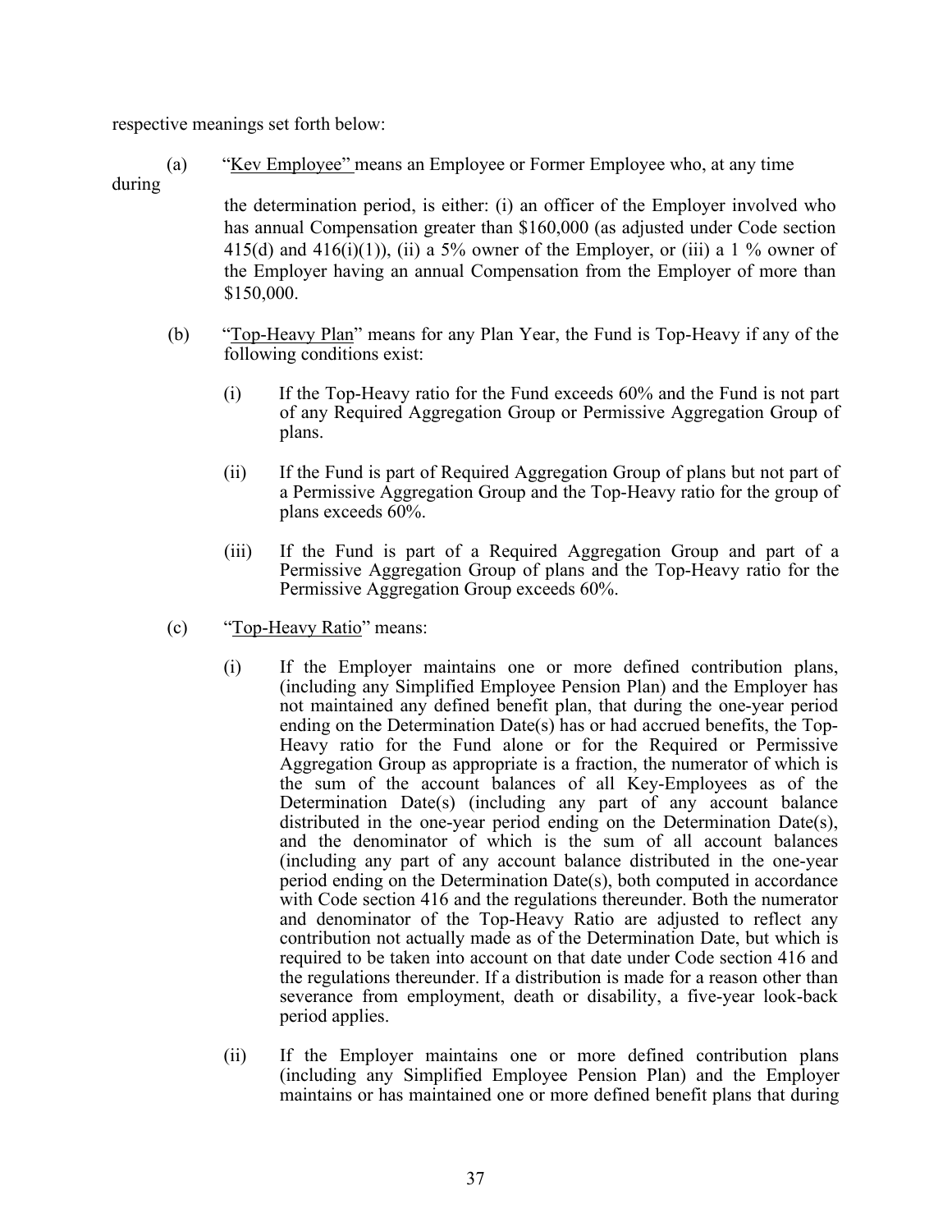respective meanings set forth below:

(a) "Kev Employee" means an Employee or Former Employee who, at any time during the determination period, is either: (i) an officer of the Employer involved who has annual Compensation greater than $160,000 (as adjusted under Code section 415(d) and 416(i)(1)), (ii) a 5% owner of the Employer, or (iii) a 1 % owner of the Employer having an annual Compensation from the Employer of more than $150,000.

(b) "Top-Heavy Plan" means for any Plan Year, the Fund is Top-Heavy if any of the following conditions exist:

(i) If the Top-Heavy ratio for the Fund exceeds 60% and the Fund is not part of any Required Aggregation Group or Permissive Aggregation Group of plans.

(ii) If the Fund is part of Required Aggregation Group of plans but not part of a Permissive Aggregation Group and the Top-Heavy ratio for the group of plans exceeds 60%.

(iii) If the Fund is part of a Required Aggregation Group and part of a Permissive Aggregation Group of plans and the Top-Heavy ratio for the Permissive Aggregation Group exceeds 60%.

(c) "Top-Heavy Ratio" means:

(i) If the Employer maintains one or more defined contribution plans, (including any Simplified Employee Pension Plan) and the Employer has not maintained any defined benefit plan, that during the one-year period ending on the Determination Date(s) has or had accrued benefits, the Top-Heavy ratio for the Fund alone or for the Required or Permissive Aggregation Group as appropriate is a fraction, the numerator of which is the sum of the account balances of all Key-Employees as of the Determination Date(s) (including any part of any account balance distributed in the one-year period ending on the Determination Date(s), and the denominator of which is the sum of all account balances (including any part of any account balance distributed in the one-year period ending on the Determination Date(s), both computed in accordance with Code section 416 and the regulations thereunder. Both the numerator and denominator of the Top-Heavy Ratio are adjusted to reflect any contribution not actually made as of the Determination Date, but which is required to be taken into account on that date under Code section 416 and the regulations thereunder. If a distribution is made for a reason other than severance from employment, death or disability, a five-year look-back period applies.

(ii) If the Employer maintains one or more defined contribution plans (including any Simplified Employee Pension Plan) and the Employer maintains or has maintained one or more defined benefit plans that during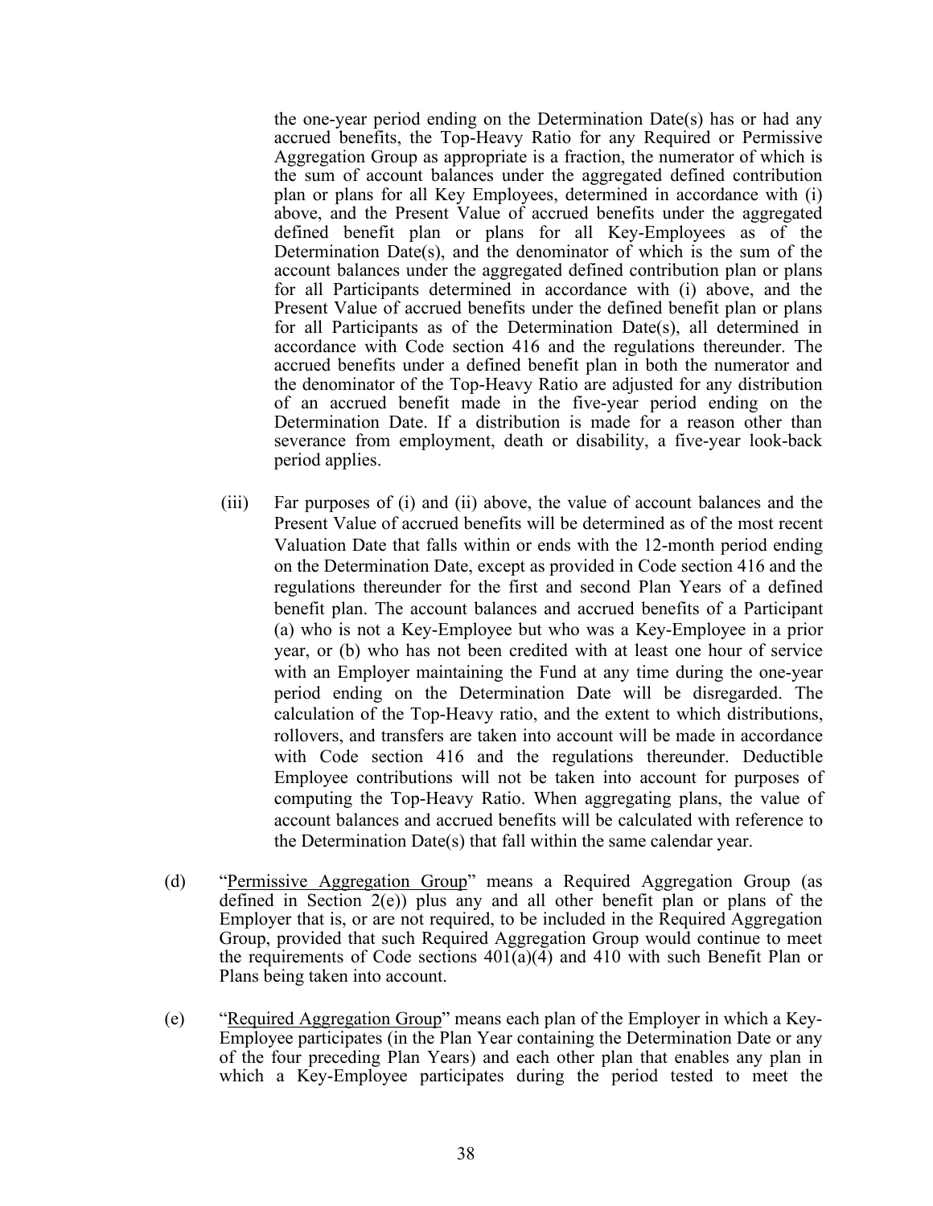the one-year period ending on the Determination Date(s) has or had any accrued benefits, the Top-Heavy Ratio for any Required or Permissive Aggregation Group as appropriate is a fraction, the numerator of which is the sum of account balances under the aggregated defined contribution plan or plans for all Key Employees, determined in accordance with (i) above, and the Present Value of accrued benefits under the aggregated defined benefit plan or plans for all Key-Employees as of the Determination Date(s), and the denominator of which is the sum of the account balances under the aggregated defined contribution plan or plans for all Participants determined in accordance with (i) above, and the Present Value of accrued benefits under the defined benefit plan or plans for all Participants as of the Determination Date(s), all determined in accordance with Code section 416 and the regulations thereunder. The accrued benefits under a defined benefit plan in both the numerator and the denominator of the Top-Heavy Ratio are adjusted for any distribution of an accrued benefit made in the five-year period ending on the Determination Date. If a distribution is made for a reason other than severance from employment, death or disability, a five-year look-back period applies.

(iii) Far purposes of (i) and (ii) above, the value of account balances and the Present Value of accrued benefits will be determined as of the most recent Valuation Date that falls within or ends with the 12-month period ending on the Determination Date, except as provided in Code section 416 and the regulations thereunder for the first and second Plan Years of a defined benefit plan. The account balances and accrued benefits of a Participant (a) who is not a Key-Employee but who was a Key-Employee in a prior year, or (b) who has not been credited with at least one hour of service with an Employer maintaining the Fund at any time during the one-year period ending on the Determination Date will be disregarded. The calculation of the Top-Heavy ratio, and the extent to which distributions, rollovers, and transfers are taken into account will be made in accordance with Code section 416 and the regulations thereunder. Deductible Employee contributions will not be taken into account for purposes of computing the Top-Heavy Ratio. When aggregating plans, the value of account balances and accrued benefits will be calculated with reference to the Determination Date(s) that fall within the same calendar year.

(d) "Permissive Aggregation Group" means a Required Aggregation Group (as defined in Section 2(e)) plus any and all other benefit plan or plans of the Employer that is, or are not required, to be included in the Required Aggregation Group, provided that such Required Aggregation Group would continue to meet the requirements of Code sections 401(a)(4) and 410 with such Benefit Plan or Plans being taken into account.

(e) "Required Aggregation Group" means each plan of the Employer in which a Key-Employee participates (in the Plan Year containing the Determination Date or any of the four preceding Plan Years) and each other plan that enables any plan in which a Key-Employee participates during the period tested to meet the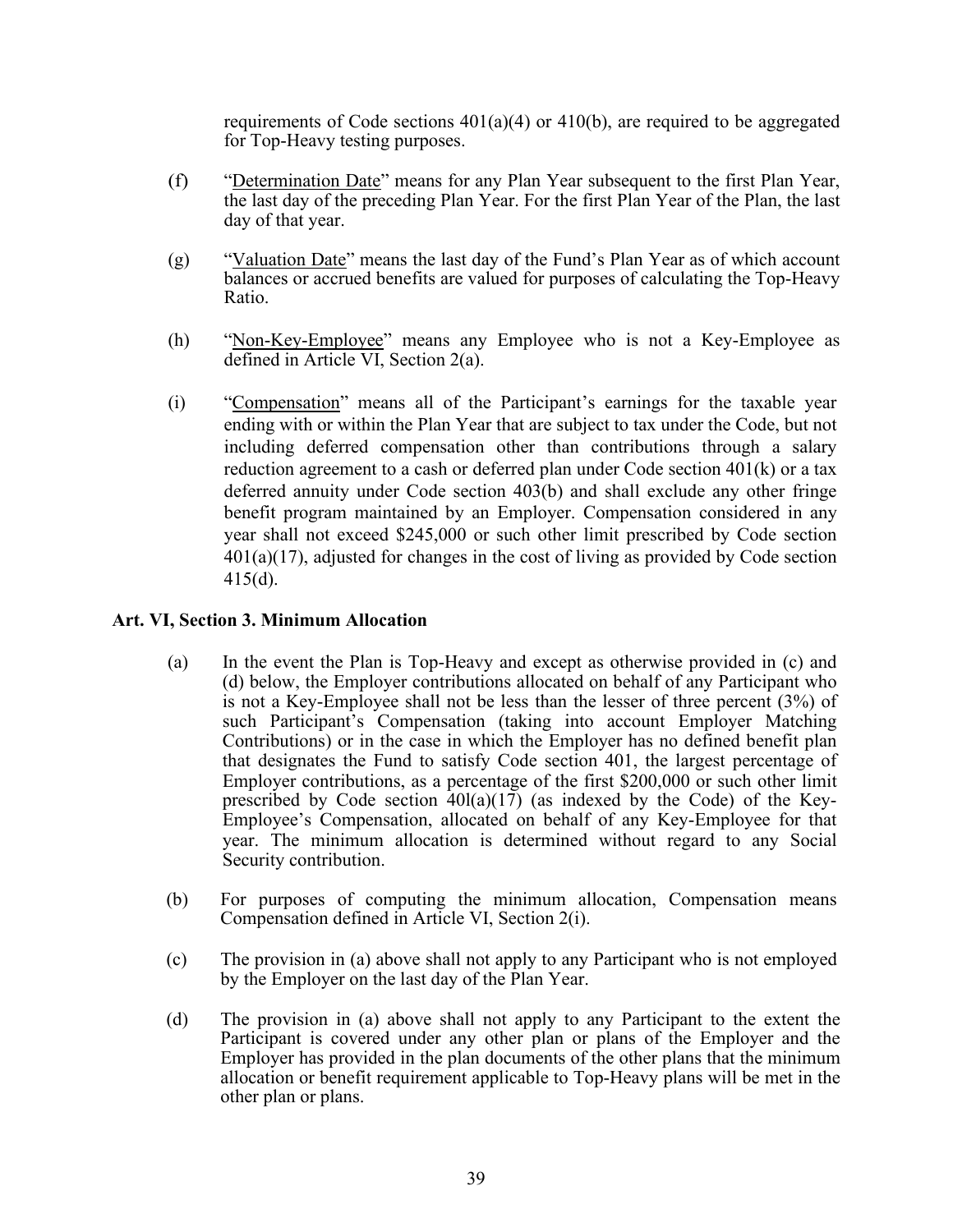requirements of Code sections 401(a)(4) or 410(b), are required to be aggregated for Top-Heavy testing purposes.

(f) "Determination Date" means for any Plan Year subsequent to the first Plan Year, the last day of the preceding Plan Year. For the first Plan Year of the Plan, the last day of that year.

(g) "Valuation Date" means the last day of the Fund's Plan Year as of which account balances or accrued benefits are valued for purposes of calculating the Top-Heavy Ratio.

(h) "Non-Key-Employee" means any Employee who is not a Key-Employee as defined in Article VI, Section 2(a).

(i) "Compensation" means all of the Participant's earnings for the taxable year ending with or within the Plan Year that are subject to tax under the Code, but not including deferred compensation other than contributions through a salary reduction agreement to a cash or deferred plan under Code section 401(k) or a tax deferred annuity under Code section 403(b) and shall exclude any other fringe benefit program maintained by an Employer. Compensation considered in any year shall not exceed $245,000 or such other limit prescribed by Code section 401(a)(17), adjusted for changes in the cost of living as provided by Code section 415(d).

**Art. VI, Section 3. Minimum Allocation**

(a) In the event the Plan is Top-Heavy and except as otherwise provided in (c) and (d) below, the Employer contributions allocated on behalf of any Participant who is not a Key-Employee shall not be less than the lesser of three percent (3%) of such Participant's Compensation (taking into account Employer Matching Contributions) or in the case in which the Employer has no defined benefit plan that designates the Fund to satisfy Code section 401, the largest percentage of Employer contributions, as a percentage of the first $200,000 or such other limit prescribed by Code section 40l(a)(17) (as indexed by the Code) of the Key-Employee's Compensation, allocated on behalf of any Key-Employee for that year. The minimum allocation is determined without regard to any Social Security contribution.

(b) For purposes of computing the minimum allocation, Compensation means Compensation defined in Article VI, Section 2(i).

(c) The provision in (a) above shall not apply to any Participant who is not employed by the Employer on the last day of the Plan Year.

(d) The provision in (a) above shall not apply to any Participant to the extent the Participant is covered under any other plan or plans of the Employer and the Employer has provided in the plan documents of the other plans that the minimum allocation or benefit requirement applicable to Top-Heavy plans will be met in the other plan or plans.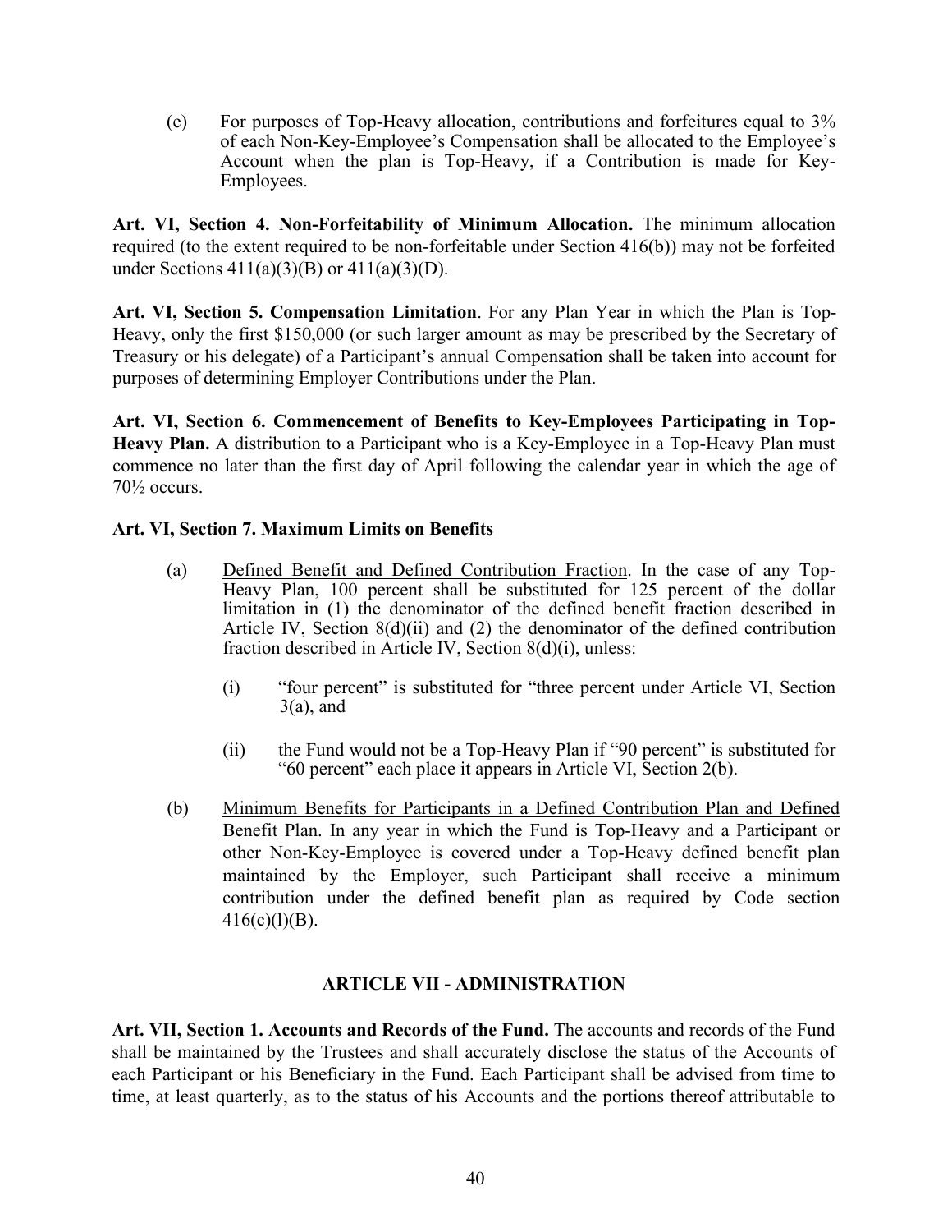(e) For purposes of Top-Heavy allocation, contributions and forfeitures equal to 3% of each Non-Key-Employee's Compensation shall be allocated to the Employee's Account when the plan is Top-Heavy, if a Contribution is made for Key-Employees.

**Art. VI, Section 4. Non-Forfeitability of Minimum Allocation.** The minimum allocation required (to the extent required to be non-forfeitable under Section 416(b)) may not be forfeited under Sections 411(a)(3)(B) or 411(a)(3)(D).

**Art. VI, Section 5. Compensation Limitation**. For any Plan Year in which the Plan is Top-Heavy, only the first $150,000 (or such larger amount as may be prescribed by the Secretary of Treasury or his delegate) of a Participant's annual Compensation shall be taken into account for purposes of determining Employer Contributions under the Plan.

**Art. VI, Section 6. Commencement of Benefits to Key-Employees Participating in Top-Heavy Plan.** A distribution to a Participant who is a Key-Employee in a Top-Heavy Plan must commence no later than the first day of April following the calendar year in which the age of 70½ occurs.

**Art. VI, Section 7. Maximum Limits on Benefits**

(a) Defined Benefit and Defined Contribution Fraction. In the case of any Top-Heavy Plan, 100 percent shall be substituted for 125 percent of the dollar limitation in (1) the denominator of the defined benefit fraction described in Article IV, Section 8(d)(ii) and (2) the denominator of the defined contribution fraction described in Article IV, Section 8(d)(i), unless:

(i) "four percent" is substituted for "three percent under Article VI, Section 3(a), and

(ii) the Fund would not be a Top-Heavy Plan if "90 percent" is substituted for "60 percent" each place it appears in Article VI, Section 2(b).

(b) Minimum Benefits for Participants in a Defined Contribution Plan and Defined Benefit Plan. In any year in which the Fund is Top-Heavy and a Participant or other Non-Key-Employee is covered under a Top-Heavy defined benefit plan maintained by the Employer, such Participant shall receive a minimum contribution under the defined benefit plan as required by Code section 416(c)(l)(B).

## ARTICLE VII - ADMINISTRATION

**Art. VII, Section 1. Accounts and Records of the Fund.** The accounts and records of the Fund shall be maintained by the Trustees and shall accurately disclose the status of the Accounts of each Participant or his Beneficiary in the Fund. Each Participant shall be advised from time to time, at least quarterly, as to the status of his Accounts and the portions thereof attributable to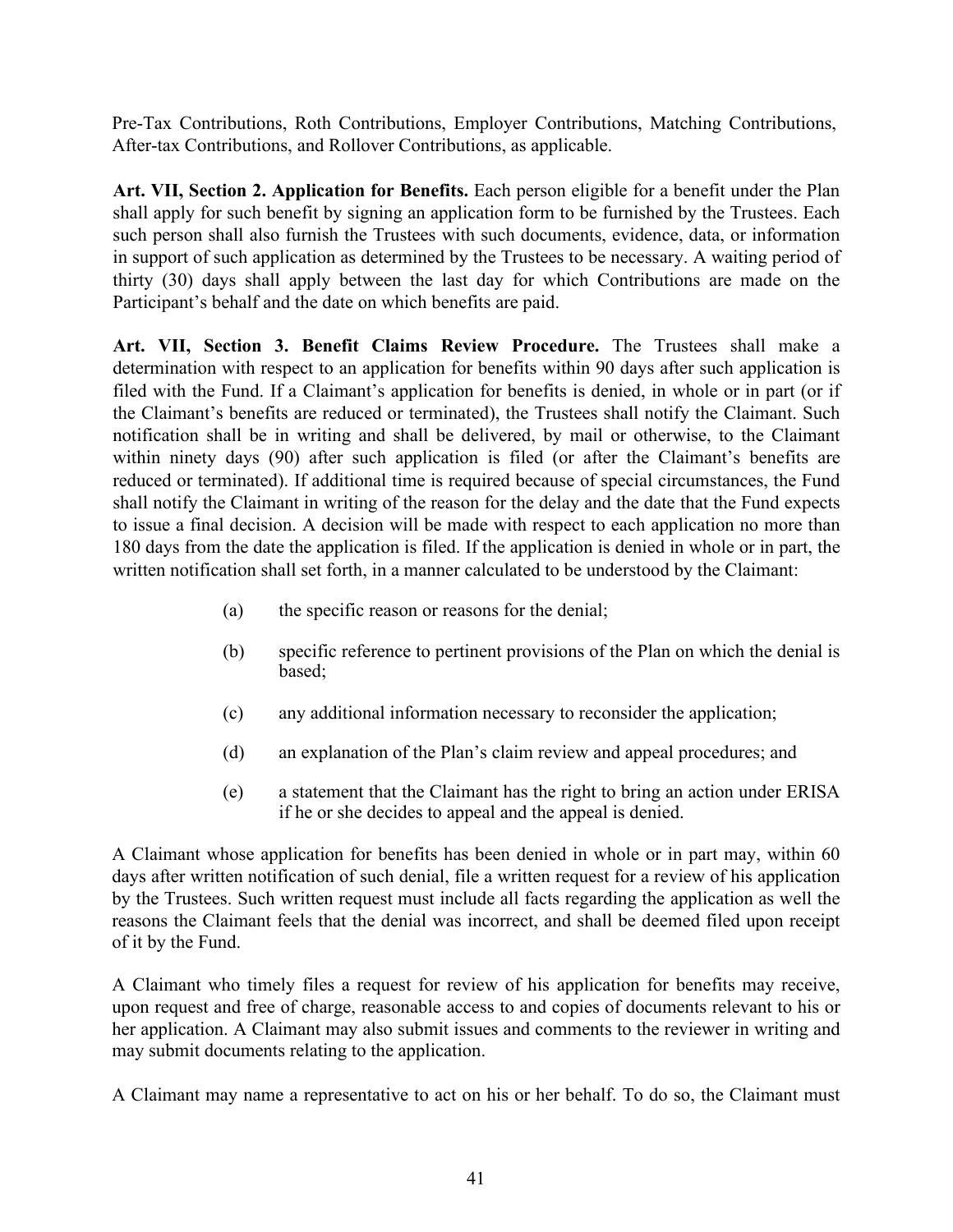Pre-Tax Contributions, Roth Contributions, Employer Contributions, Matching Contributions, After-tax Contributions, and Rollover Contributions, as applicable.

**Art. VII, Section 2. Application for Benefits.** Each person eligible for a benefit under the Plan shall apply for such benefit by signing an application form to be furnished by the Trustees. Each such person shall also furnish the Trustees with such documents, evidence, data, or information in support of such application as determined by the Trustees to be necessary. A waiting period of thirty (30) days shall apply between the last day for which Contributions are made on the Participant's behalf and the date on which benefits are paid.

**Art. VII, Section 3. Benefit Claims Review Procedure.** The Trustees shall make a determination with respect to an application for benefits within 90 days after such application is filed with the Fund. If a Claimant's application for benefits is denied, in whole or in part (or if the Claimant's benefits are reduced or terminated), the Trustees shall notify the Claimant. Such notification shall be in writing and shall be delivered, by mail or otherwise, to the Claimant within ninety days (90) after such application is filed (or after the Claimant's benefits are reduced or terminated). If additional time is required because of special circumstances, the Fund shall notify the Claimant in writing of the reason for the delay and the date that the Fund expects to issue a final decision. A decision will be made with respect to each application no more than 180 days from the date the application is filed. If the application is denied in whole or in part, the written notification shall set forth, in a manner calculated to be understood by the Claimant:

(a) the specific reason or reasons for the denial;

(b) specific reference to pertinent provisions of the Plan on which the denial is based;

(c) any additional information necessary to reconsider the application;

(d) an explanation of the Plan's claim review and appeal procedures; and

(e) a statement that the Claimant has the right to bring an action under ERISA if he or she decides to appeal and the appeal is denied.

A Claimant whose application for benefits has been denied in whole or in part may, within 60 days after written notification of such denial, file a written request for a review of his application by the Trustees. Such written request must include all facts regarding the application as well the reasons the Claimant feels that the denial was incorrect, and shall be deemed filed upon receipt of it by the Fund.

A Claimant who timely files a request for review of his application for benefits may receive, upon request and free of charge, reasonable access to and copies of documents relevant to his or her application. A Claimant may also submit issues and comments to the reviewer in writing and may submit documents relating to the application.

A Claimant may name a representative to act on his or her behalf. To do so, the Claimant must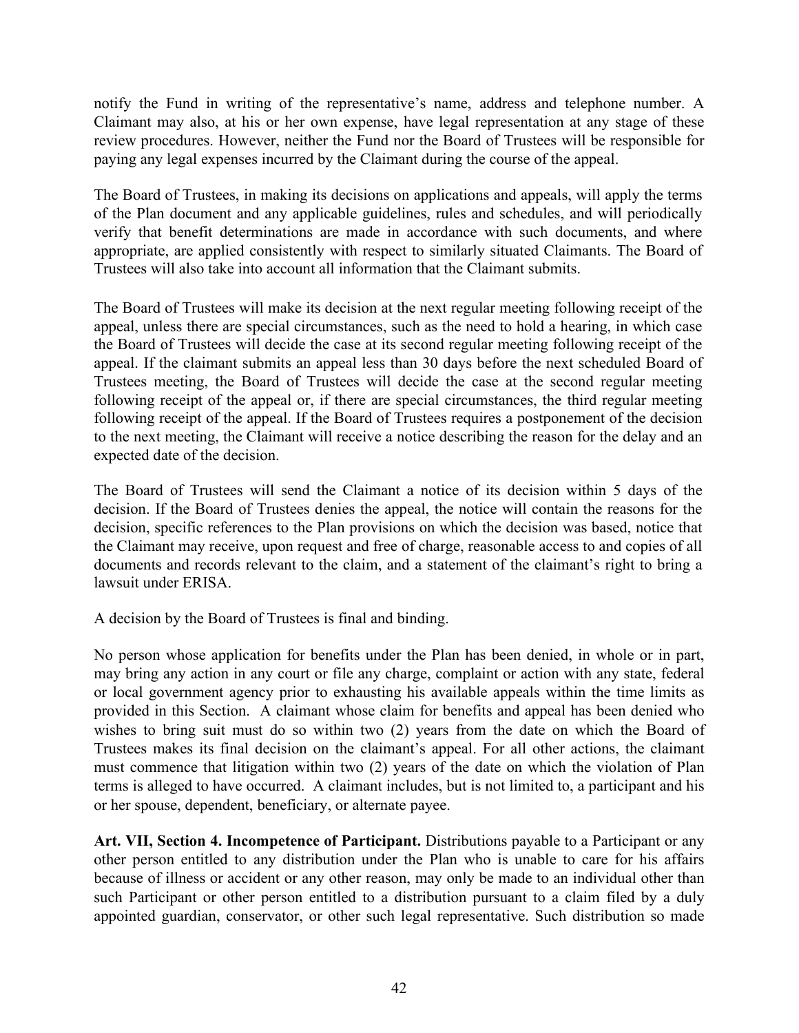notify the Fund in writing of the representative's name, address and telephone number. A Claimant may also, at his or her own expense, have legal representation at any stage of these review procedures. However, neither the Fund nor the Board of Trustees will be responsible for paying any legal expenses incurred by the Claimant during the course of the appeal.

The Board of Trustees, in making its decisions on applications and appeals, will apply the terms of the Plan document and any applicable guidelines, rules and schedules, and will periodically verify that benefit determinations are made in accordance with such documents, and where appropriate, are applied consistently with respect to similarly situated Claimants. The Board of Trustees will also take into account all information that the Claimant submits.

The Board of Trustees will make its decision at the next regular meeting following receipt of the appeal, unless there are special circumstances, such as the need to hold a hearing, in which case the Board of Trustees will decide the case at its second regular meeting following receipt of the appeal. If the claimant submits an appeal less than 30 days before the next scheduled Board of Trustees meeting, the Board of Trustees will decide the case at the second regular meeting following receipt of the appeal or, if there are special circumstances, the third regular meeting following receipt of the appeal. If the Board of Trustees requires a postponement of the decision to the next meeting, the Claimant will receive a notice describing the reason for the delay and an expected date of the decision.

The Board of Trustees will send the Claimant a notice of its decision within 5 days of the decision. If the Board of Trustees denies the appeal, the notice will contain the reasons for the decision, specific references to the Plan provisions on which the decision was based, notice that the Claimant may receive, upon request and free of charge, reasonable access to and copies of all documents and records relevant to the claim, and a statement of the claimant's right to bring a lawsuit under ERISA.

A decision by the Board of Trustees is final and binding.

No person whose application for benefits under the Plan has been denied, in whole or in part, may bring any action in any court or file any charge, complaint or action with any state, federal or local government agency prior to exhausting his available appeals within the time limits as provided in this Section. A claimant whose claim for benefits and appeal has been denied who wishes to bring suit must do so within two (2) years from the date on which the Board of Trustees makes its final decision on the claimant's appeal. For all other actions, the claimant must commence that litigation within two (2) years of the date on which the violation of Plan terms is alleged to have occurred. A claimant includes, but is not limited to, a participant and his or her spouse, dependent, beneficiary, or alternate payee.

**Art. VII, Section 4. Incompetence of Participant.** Distributions payable to a Participant or any other person entitled to any distribution under the Plan who is unable to care for his affairs because of illness or accident or any other reason, may only be made to an individual other than such Participant or other person entitled to a distribution pursuant to a claim filed by a duly appointed guardian, conservator, or other such legal representative. Such distribution so made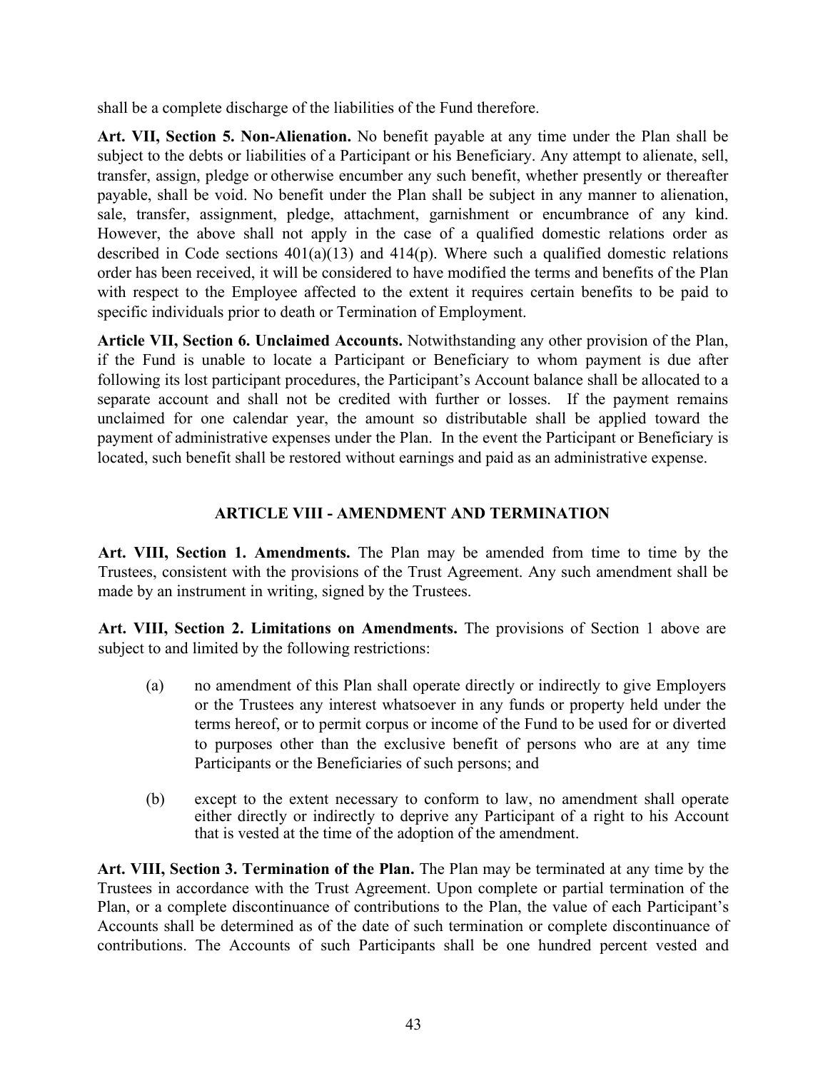shall be a complete discharge of the liabilities of the Fund therefore.

**Art. VII, Section 5. Non-Alienation.** No benefit payable at any time under the Plan shall be subject to the debts or liabilities of a Participant or his Beneficiary. Any attempt to alienate, sell, transfer, assign, pledge or otherwise encumber any such benefit, whether presently or thereafter payable, shall be void. No benefit under the Plan shall be subject in any manner to alienation, sale, transfer, assignment, pledge, attachment, garnishment or encumbrance of any kind. However, the above shall not apply in the case of a qualified domestic relations order as described in Code sections 401(a)(13) and 414(p). Where such a qualified domestic relations order has been received, it will be considered to have modified the terms and benefits of the Plan with respect to the Employee affected to the extent it requires certain benefits to be paid to specific individuals prior to death or Termination of Employment.

**Article VII, Section 6. Unclaimed Accounts.** Notwithstanding any other provision of the Plan, if the Fund is unable to locate a Participant or Beneficiary to whom payment is due after following its lost participant procedures, the Participant's Account balance shall be allocated to a separate account and shall not be credited with further or losses. If the payment remains unclaimed for one calendar year, the amount so distributable shall be applied toward the payment of administrative expenses under the Plan. In the event the Participant or Beneficiary is located, such benefit shall be restored without earnings and paid as an administrative expense.

## ARTICLE VIII - AMENDMENT AND TERMINATION

**Art. VIII, Section 1. Amendments.** The Plan may be amended from time to time by the Trustees, consistent with the provisions of the Trust Agreement. Any such amendment shall be made by an instrument in writing, signed by the Trustees.

**Art. VIII, Section 2. Limitations on Amendments.** The provisions of Section 1 above are subject to and limited by the following restrictions:

(a) no amendment of this Plan shall operate directly or indirectly to give Employers or the Trustees any interest whatsoever in any funds or property held under the terms hereof, or to permit corpus or income of the Fund to be used for or diverted to purposes other than the exclusive benefit of persons who are at any time Participants or the Beneficiaries of such persons; and

(b) except to the extent necessary to conform to law, no amendment shall operate either directly or indirectly to deprive any Participant of a right to his Account that is vested at the time of the adoption of the amendment.

**Art. VIII, Section 3. Termination of the Plan.** The Plan may be terminated at any time by the Trustees in accordance with the Trust Agreement. Upon complete or partial termination of the Plan, or a complete discontinuance of contributions to the Plan, the value of each Participant's Accounts shall be determined as of the date of such termination or complete discontinuance of contributions. The Accounts of such Participants shall be one hundred percent vested and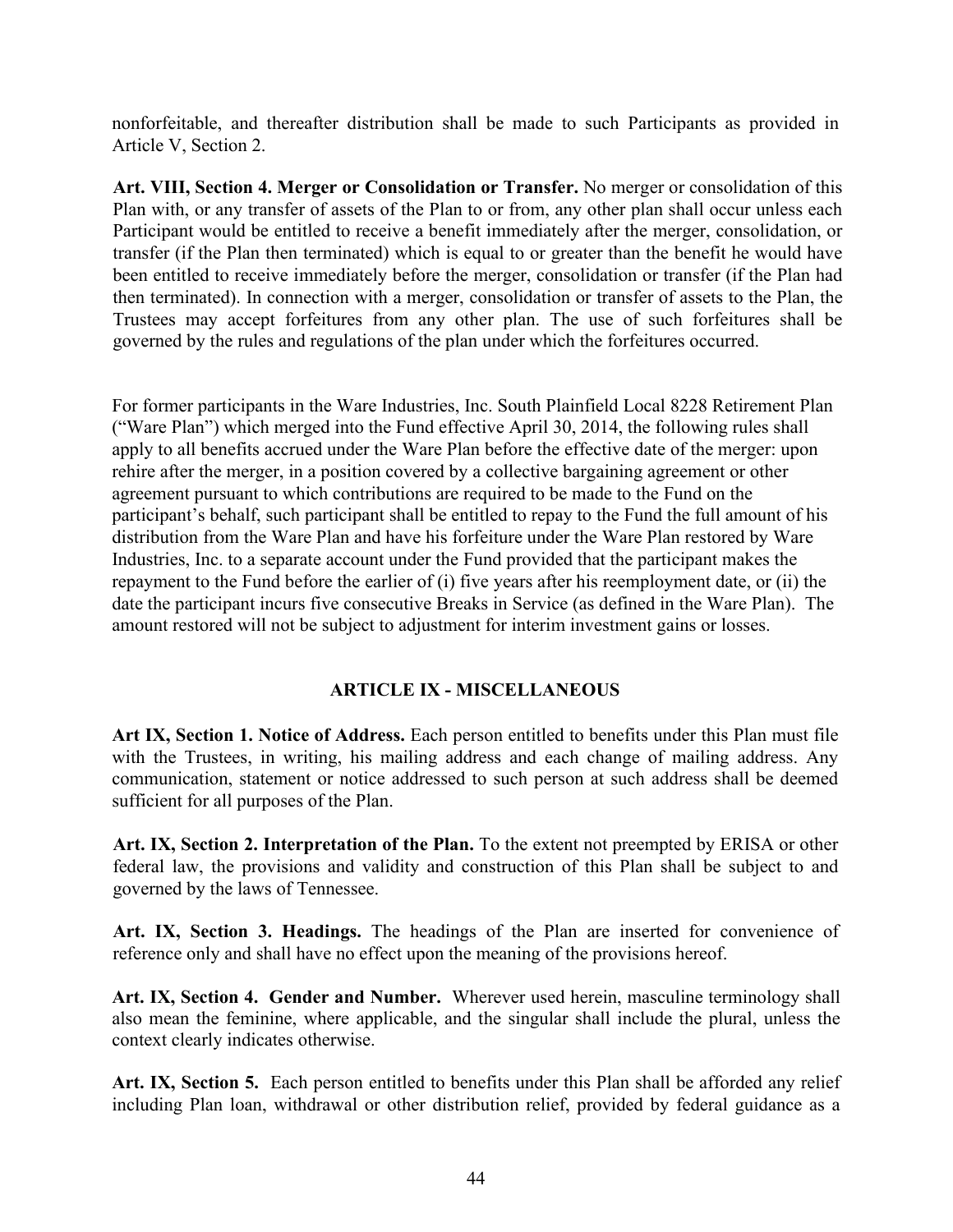nonforfeitable, and thereafter distribution shall be made to such Participants as provided in Article V, Section 2.

**Art. VIII, Section 4. Merger or Consolidation or Transfer.** No merger or consolidation of this Plan with, or any transfer of assets of the Plan to or from, any other plan shall occur unless each Participant would be entitled to receive a benefit immediately after the merger, consolidation, or transfer (if the Plan then terminated) which is equal to or greater than the benefit he would have been entitled to receive immediately before the merger, consolidation or transfer (if the Plan had then terminated). In connection with a merger, consolidation or transfer of assets to the Plan, the Trustees may accept forfeitures from any other plan. The use of such forfeitures shall be governed by the rules and regulations of the plan under which the forfeitures occurred.

For former participants in the Ware Industries, Inc. South Plainfield Local 8228 Retirement Plan ("Ware Plan") which merged into the Fund effective April 30, 2014, the following rules shall apply to all benefits accrued under the Ware Plan before the effective date of the merger: upon rehire after the merger, in a position covered by a collective bargaining agreement or other agreement pursuant to which contributions are required to be made to the Fund on the participant's behalf, such participant shall be entitled to repay to the Fund the full amount of his distribution from the Ware Plan and have his forfeiture under the Ware Plan restored by Ware Industries, Inc. to a separate account under the Fund provided that the participant makes the repayment to the Fund before the earlier of (i) five years after his reemployment date, or (ii) the date the participant incurs five consecutive Breaks in Service (as defined in the Ware Plan). The amount restored will not be subject to adjustment for interim investment gains or losses.

## ARTICLE IX - MISCELLANEOUS

**Art IX, Section 1. Notice of Address.** Each person entitled to benefits under this Plan must file with the Trustees, in writing, his mailing address and each change of mailing address. Any communication, statement or notice addressed to such person at such address shall be deemed sufficient for all purposes of the Plan.

**Art. IX, Section 2. Interpretation of the Plan.** To the extent not preempted by ERISA or other federal law, the provisions and validity and construction of this Plan shall be subject to and governed by the laws of Tennessee.

**Art. IX, Section 3. Headings.** The headings of the Plan are inserted for convenience of reference only and shall have no effect upon the meaning of the provisions hereof.

**Art. IX, Section 4. Gender and Number.** Wherever used herein, masculine terminology shall also mean the feminine, where applicable, and the singular shall include the plural, unless the context clearly indicates otherwise.

**Art. IX, Section 5.** Each person entitled to benefits under this Plan shall be afforded any relief including Plan loan, withdrawal or other distribution relief, provided by federal guidance as a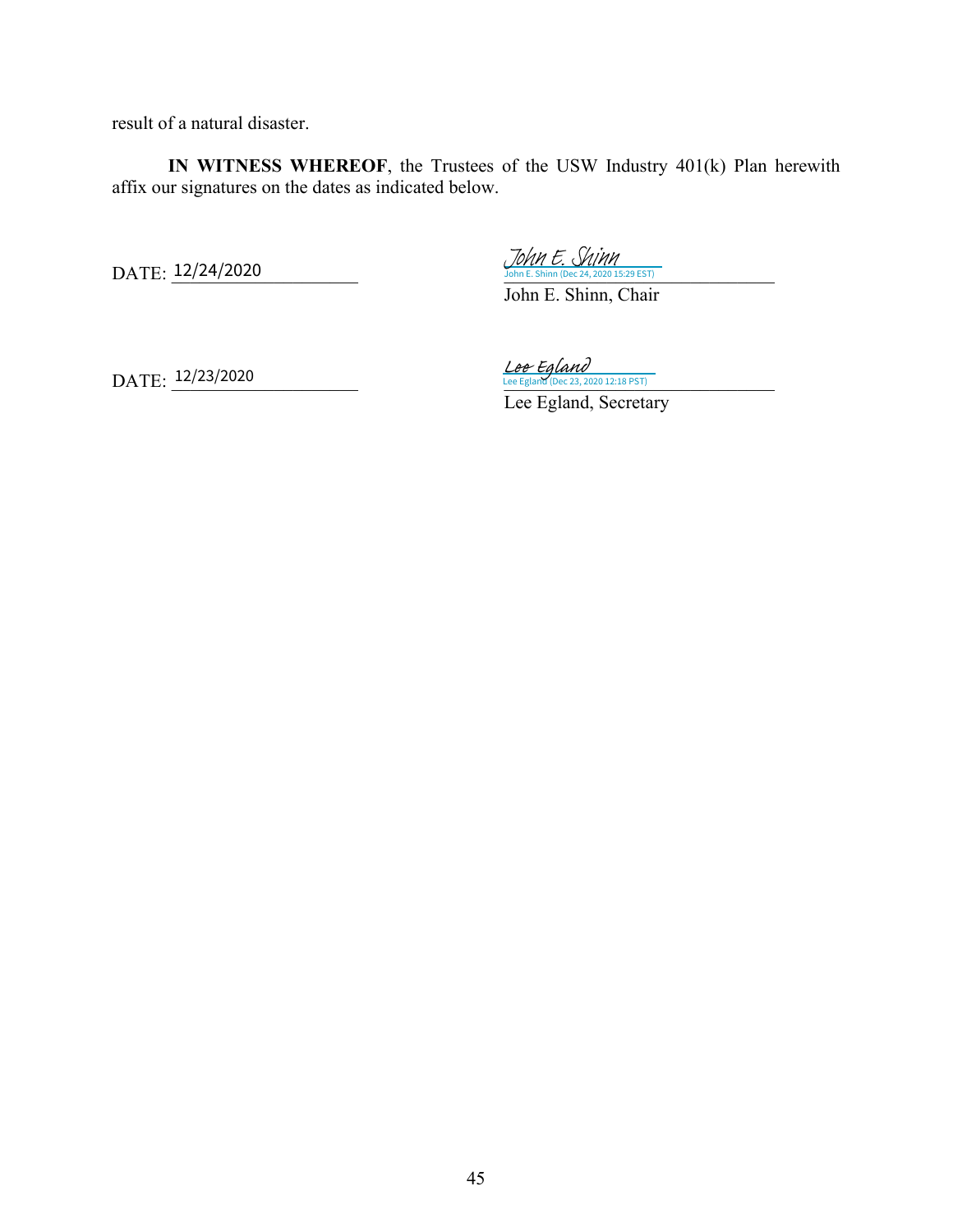result of a natural disaster.

**IN WITNESS WHEREOF**, the Trustees of the USW Industry 401(k) Plan herewith affix our signatures on the dates as indicated below.

DATE: 12/24/2020

John E. Shinn
John E. Shinn (Dec 24, 2020 15:29 EST)

John E. Shinn, Chair

DATE: 12/23/2020

Lee Egland
Lee Egland (Dec 23, 2020 12:18 PST)

Lee Egland, Secretary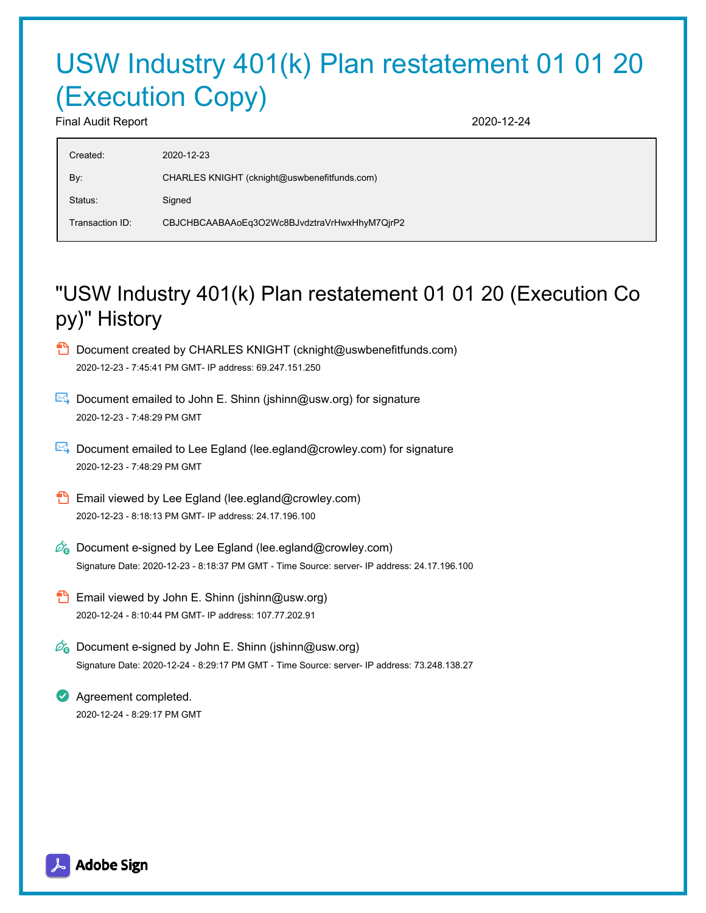# USW Industry 401(k) Plan restatement 01 01 20 (Execution Copy)

Final Audit Report 2020-12-24

| | |
|---|---|
| Created: | 2020-12-23 |
| By: | CHARLES KNIGHT (cknight@uswbenefitfunds.com) |
| Status: | Signed |
| Transaction ID: | CBJCHBCAABAAoEq3O2Wc8BJvdztraVrHwxHhyM7QjrP2 |

## "USW Industry 401(k) Plan restatement 01 01 20 (Execution Copy)" History

- Document created by CHARLES KNIGHT (cknight@uswbenefitfunds.com)
  2020-12-23 - 7:45:41 PM GMT- IP address: 69.247.151.250

- Document emailed to John E. Shinn (jshinn@usw.org) for signature
  2020-12-23 - 7:48:29 PM GMT

- Document emailed to Lee Egland (lee.egland@crowley.com) for signature
  2020-12-23 - 7:48:29 PM GMT

- Email viewed by Lee Egland (lee.egland@crowley.com)
  2020-12-23 - 8:18:13 PM GMT- IP address: 24.17.196.100

- Document e-signed by Lee Egland (lee.egland@crowley.com)
  Signature Date: 2020-12-23 - 8:18:37 PM GMT - Time Source: server- IP address: 24.17.196.100

- Email viewed by John E. Shinn (jshinn@usw.org)
  2020-12-24 - 8:10:44 PM GMT- IP address: 107.77.202.91

- Document e-signed by John E. Shinn (jshinn@usw.org)
  Signature Date: 2020-12-24 - 8:29:17 PM GMT - Time Source: server- IP address: 73.248.138.27

- Agreement completed.
  2020-12-24 - 8:29:17 PM GMT

Adobe Sign